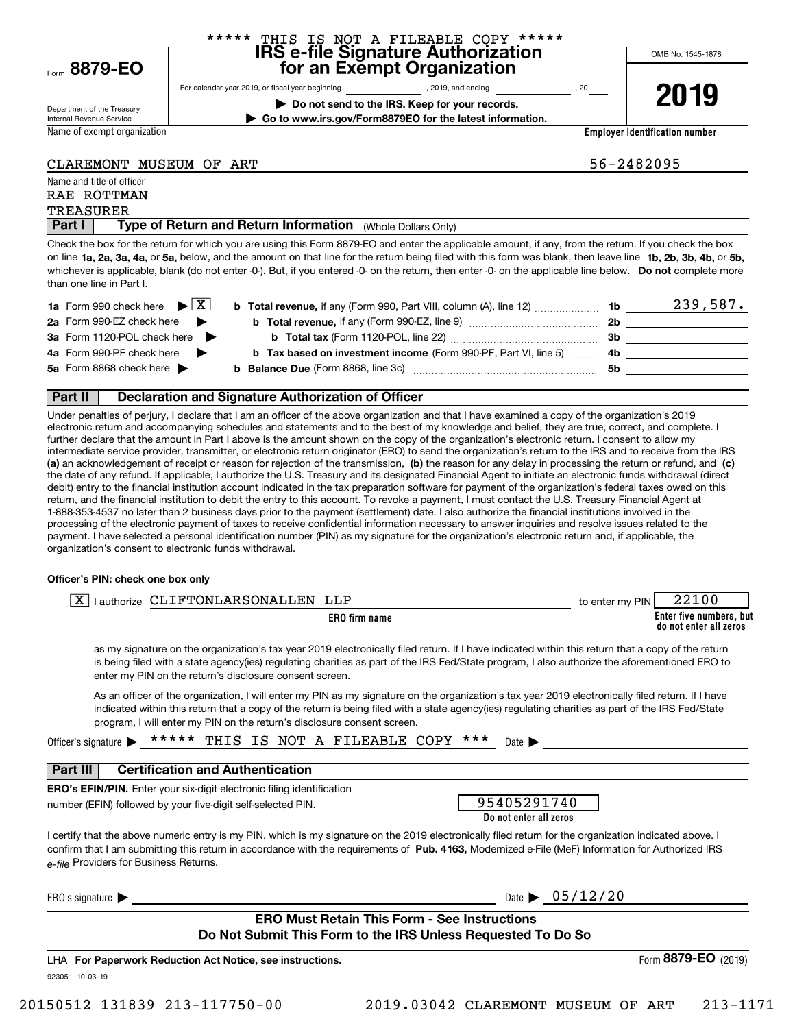***** THIS IS NOT A FILEABLE COPY *****

Form **8879-EO**

# IRS e-file Signature Authorization for an Exempt Organization

OMB No. 1545-1878

**2019**

For calendar year 2019, or fiscal year beginning ____________, 2019, and ending ____________, 20____

Department of the Treasury
Internal Revenue Service

▶ **Do not send to the IRS. Keep for your records.**

▶ **Go to www.irs.gov/Form8879EO for the latest information.**

Name of exempt organization: CLAREMONT MUSEUM OF ART

**Employer identification number**: 56-2482095

Name and title of officer:
RAE ROTTMAN
TREASURER

## Part I Type of Return and Return Information (Whole Dollars Only)

Check the box for the return for which you are using this Form 8879-EO and enter the applicable amount, if any, from the return. If you check the box on line **1a, 2a, 3a, 4a,** or **5a,** below, and the amount on that line for the return being filed with this form was blank, then leave line **1b, 2b, 3b, 4b,** or **5b,** whichever is applicable, blank (do not enter -0-). But, if you entered -0- on the return, then enter -0- on the applicable line below. **Do not** complete more than one line in Part I.

| | | | |
|---|---|---|---|
| **1a** Form 990 check here ▶ [X] | **b Total revenue,** if any (Form 990, Part VIII, column (A), line 12) | **1b** | 239,587. |
| **2a** Form 990-EZ check here ▶ | **b Total revenue,** if any (Form 990-EZ, line 9) | **2b** | |
| **3a** Form 1120-POL check here ▶ | **b Total tax** (Form 1120-POL, line 22) | **3b** | |
| **4a** Form 990-PF check here ▶ | **b Tax based on investment income** (Form 990-PF, Part VI, line 5) | **4b** | |
| **5a** Form 8868 check here ▶ | **b Balance Due** (Form 8868, line 3c) | **5b** | |

## Part II Declaration and Signature Authorization of Officer

Under penalties of perjury, I declare that I am an officer of the above organization and that I have examined a copy of the organization's 2019 electronic return and accompanying schedules and statements and to the best of my knowledge and belief, they are true, correct, and complete. I further declare that the amount in Part I above is the amount shown on the copy of the organization's electronic return. I consent to allow my intermediate service provider, transmitter, or electronic return originator (ERO) to send the organization's return to the IRS and to receive from the IRS **(a)** an acknowledgement of receipt or reason for rejection of the transmission, **(b)** the reason for any delay in processing the return or refund, and **(c)** the date of any refund. If applicable, I authorize the U.S. Treasury and its designated Financial Agent to initiate an electronic funds withdrawal (direct debit) entry to the financial institution account indicated in the tax preparation software for payment of the organization's federal taxes owed on this return, and the financial institution to debit the entry to this account. To revoke a payment, I must contact the U.S. Treasury Financial Agent at 1-888-353-4537 no later than 2 business days prior to the payment (settlement) date. I also authorize the financial institutions involved in the processing of the electronic payment of taxes to receive confidential information necessary to answer inquiries and resolve issues related to the payment. I have selected a personal identification number (PIN) as my signature for the organization's electronic return and, if applicable, the organization's consent to electronic funds withdrawal.

**Officer's PIN: check one box only**

[X] I authorize CLIFTONLARSONALLEN LLP (**ERO firm name**) to enter my PIN 22100 (**Enter five numbers, but do not enter all zeros**)

as my signature on the organization's tax year 2019 electronically filed return. If I have indicated within this return that a copy of the return is being filed with a state agency(ies) regulating charities as part of the IRS Fed/State program, I also authorize the aforementioned ERO to enter my PIN on the return's disclosure consent screen.

[ ] As an officer of the organization, I will enter my PIN as my signature on the organization's tax year 2019 electronically filed return. If I have indicated within this return that a copy of the return is being filed with a state agency(ies) regulating charities as part of the IRS Fed/State program, I will enter my PIN on the return's disclosure consent screen.

Officer's signature ▶ ***** THIS IS NOT A FILEABLE COPY *** Date ▶

## Part III Certification and Authentication

**ERO's EFIN/PIN.** Enter your six-digit electronic filing identification number (EFIN) followed by your five-digit self-selected PIN.

95405291740
**Do not enter all zeros**

I certify that the above numeric entry is my PIN, which is my signature on the 2019 electronically filed return for the organization indicated above. I confirm that I am submitting this return in accordance with the requirements of **Pub. 4163,** Modernized e-File (MeF) Information for Authorized IRS *e-file* Providers for Business Returns.

ERO's signature ▶ Date ▶ 05/12/20

**ERO Must Retain This Form - See Instructions**
**Do Not Submit This Form to the IRS Unless Requested To Do So**

LHA **For Paperwork Reduction Act Notice, see instructions.**

Form **8879-EO** (2019)

923051 10-03-19

20150512 131839 213-117750-00 2019.03042 CLAREMONT MUSEUM OF ART 213-1171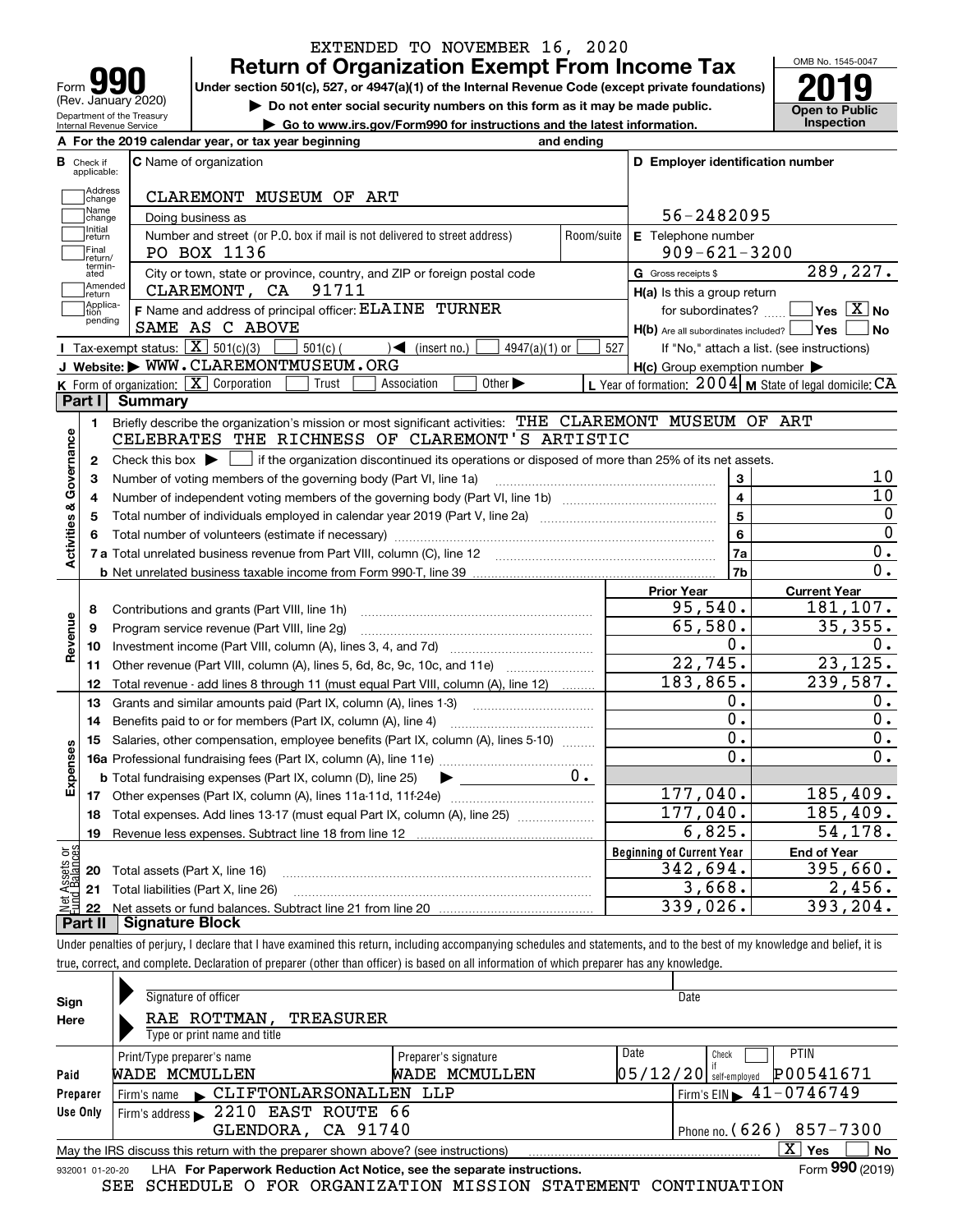EXTENDED TO NOVEMBER 16, 2020

# Form 990 — Return of Organization Exempt From Income Tax

Form **990** (Rev. January 2020)
Department of the Treasury
Internal Revenue Service

**Under section 501(c), 527, or 4947(a)(1) of the Internal Revenue Code (except private foundations)**

▶ Do not enter social security numbers on this form as it may be made public.
▶ Go to www.irs.gov/Form990 for instructions and the latest information.

OMB No. 1545-0047
**2019**
**Open to Public Inspection**

**A** For the 2019 calendar year, or tax year beginning and ending

**B** Check if applicable:
- Address change
- Name change
- Initial return
- Final return/terminated
- Amended return
- Application pending

**C** Name of organization: CLAREMONT MUSEUM OF ART

Doing business as

Number and street (or P.O. box if mail is not delivered to street address): PO BOX 1136 | Room/suite

City or town, state or province, country, and ZIP or foreign postal code: CLAREMONT, CA 91711

**F** Name and address of principal officer: ELAINE TURNER
SAME AS C ABOVE

**D** Employer identification number: 56-2482095

**E** Telephone number: 909-621-3200

**G** Gross receipts $ 289,227.

**H(a)** Is this a group return for subordinates? ☐ Yes ☒ No

**H(b)** Are all subordinates included? ☐ Yes ☐ No
If "No," attach a list. (see instructions)

**H(c)** Group exemption number ▶

**I** Tax-exempt status: ☒ 501(c)(3) ☐ 501(c) ( ) ◀ (insert no.) ☐ 4947(a)(1) or ☐ 527

**J** Website: ▶ WWW.CLAREMONTMUSEUM.ORG

**K** Form of organization: ☒ Corporation ☐ Trust ☐ Association ☐ Other ▶

**L** Year of formation: 2004 **M** State of legal domicile: CA

## Part I Summary

**Activities & Governance**

1. Briefly describe the organization's mission or most significant activities: THE CLAREMONT MUSEUM OF ART CELEBRATES THE RICHNESS OF CLAREMONT'S ARTISTIC
2. Check this box ▶ ☐ if the organization discontinued its operations or disposed of more than 25% of its net assets.

| | | Line | Value |
|---|---|---|---|
| 3 | Number of voting members of the governing body (Part VI, line 1a) | 3 | 10 |
| 4 | Number of independent voting members of the governing body (Part VI, line 1b) | 4 | 10 |
| 5 | Total number of individuals employed in calendar year 2019 (Part V, line 2a) | 5 | 0 |
| 6 | Total number of volunteers (estimate if necessary) | 6 | 0 |
| 7a | Total unrelated business revenue from Part VIII, column (C), line 12 | 7a | 0. |
| b | Net unrelated business taxable income from Form 990-T, line 39 | 7b | 0. |

| | | Prior Year | Current Year |
|---|---|---|---|
| **Revenue** | | | |
| 8 | Contributions and grants (Part VIII, line 1h) | 95,540. | 181,107. |
| 9 | Program service revenue (Part VIII, line 2g) | 65,580. | 35,355. |
| 10 | Investment income (Part VIII, column (A), lines 3, 4, and 7d) | 0. | 0. |
| 11 | Other revenue (Part VIII, column (A), lines 5, 6d, 8c, 9c, 10c, and 11e) | 22,745. | 23,125. |
| 12 | Total revenue - add lines 8 through 11 (must equal Part VIII, column (A), line 12) | 183,865. | 239,587. |
| **Expenses** | | | |
| 13 | Grants and similar amounts paid (Part IX, column (A), lines 1-3) | 0. | 0. |
| 14 | Benefits paid to or for members (Part IX, column (A), line 4) | 0. | 0. |
| 15 | Salaries, other compensation, employee benefits (Part IX, column (A), lines 5-10) | 0. | 0. |
| 16a | Professional fundraising fees (Part IX, column (A), line 11e) | 0. | 0. |
| b | Total fundraising expenses (Part IX, column (D), line 25) ▶ 0. | | |
| 17 | Other expenses (Part IX, column (A), lines 11a-11d, 11f-24e) | 177,040. | 185,409. |
| 18 | Total expenses. Add lines 13-17 (must equal Part IX, column (A), line 25) | 177,040. | 185,409. |
| 19 | Revenue less expenses. Subtract line 18 from line 12 | 6,825. | 54,178. |

| **Net Assets or Fund Balances** | | Beginning of Current Year | End of Year |
|---|---|---|---|
| 20 | Total assets (Part X, line 16) | 342,694. | 395,660. |
| 21 | Total liabilities (Part X, line 26) | 3,668. | 2,456. |
| 22 | Net assets or fund balances. Subtract line 21 from line 20 | 339,026. | 393,204. |

## Part II Signature Block

Under penalties of perjury, I declare that I have examined this return, including accompanying schedules and statements, and to the best of my knowledge and belief, it is true, correct, and complete. Declaration of preparer (other than officer) is based on all information of which preparer has any knowledge.

**Sign Here**

Signature of officer | Date

RAE ROTTMAN, TREASURER
Type or print name and title

**Paid Preparer Use Only**

| Print/Type preparer's name | Preparer's signature | Date | Check ☐ if self-employed | PTIN |
|---|---|---|---|---|
| WADE MCMULLEN | WADE MCMULLEN | 05/12/20 | | P00541671 |

Firm's name ▶ CLIFTONLARSONALLEN LLP | Firm's EIN ▶ 41-0746749

Firm's address ▶ 2210 EAST ROUTE 66, GLENDORA, CA 91740 | Phone no. (626) 857-7300

May the IRS discuss this return with the preparer shown above? (see instructions) ☒ Yes ☐ No

932001 01-20-20 LHA For Paperwork Reduction Act Notice, see the separate instructions. Form **990** (2019)

SEE SCHEDULE O FOR ORGANIZATION MISSION STATEMENT CONTINUATION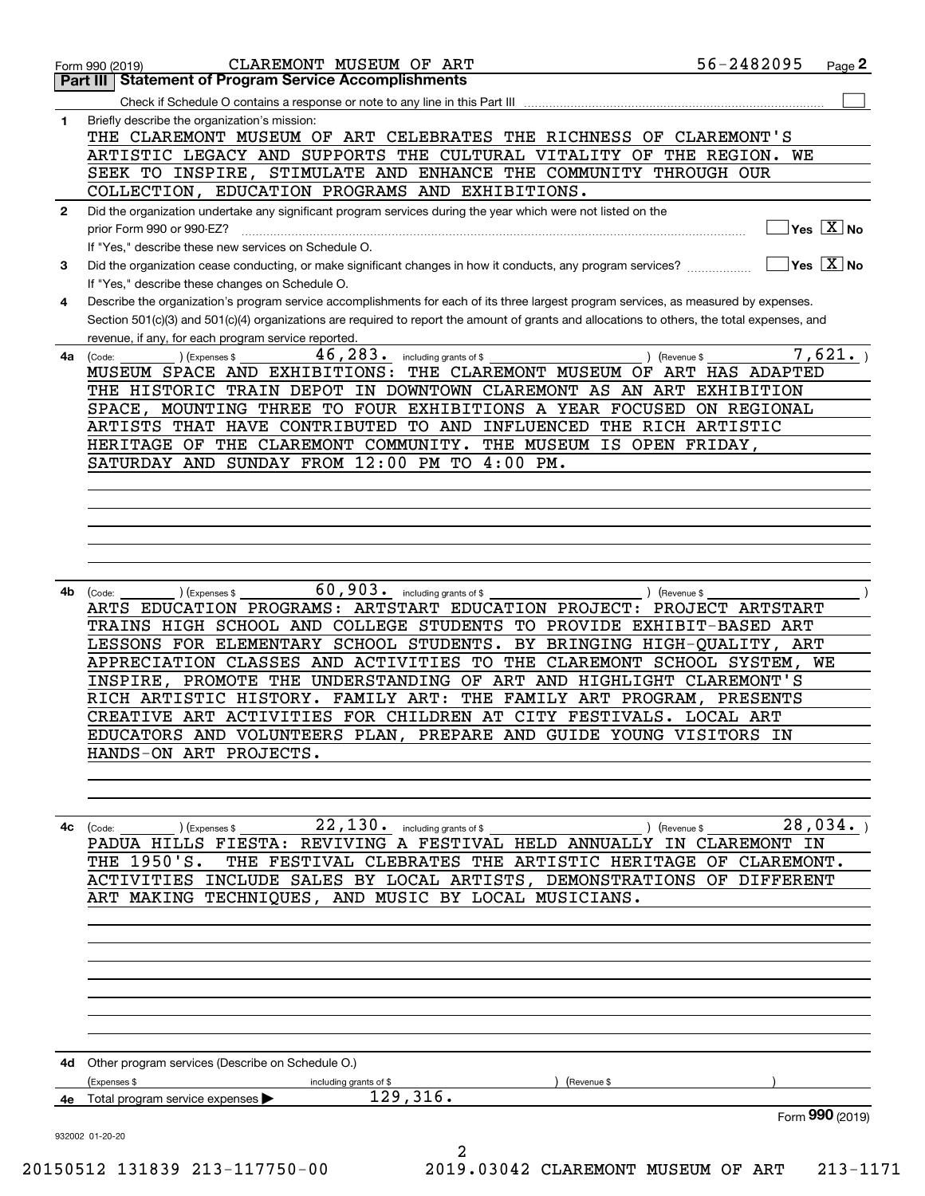Form 990 (2019) CLAREMONT MUSEUM OF ART 56-2482095 Page 2

**Part III Statement of Program Service Accomplishments**

Check if Schedule O contains a response or note to any line in this Part III ☐

**1** Briefly describe the organization's mission:

THE CLAREMONT MUSEUM OF ART CELEBRATES THE RICHNESS OF CLAREMONT'S ARTISTIC LEGACY AND SUPPORTS THE CULTURAL VITALITY OF THE REGION. WE SEEK TO INSPIRE, STIMULATE AND ENHANCE THE COMMUNITY THROUGH OUR COLLECTION, EDUCATION PROGRAMS AND EXHIBITIONS.

**2** Did the organization undertake any significant program services during the year which were not listed on the prior Form 990 or 990-EZ? ☐ Yes ☒ No

If "Yes," describe these new services on Schedule O.

**3** Did the organization cease conducting, or make significant changes in how it conducts, any program services? ☐ Yes ☒ No

If "Yes," describe these changes on Schedule O.

**4** Describe the organization's program service accomplishments for each of its three largest program services, as measured by expenses. Section 501(c)(3) and 501(c)(4) organizations are required to report the amount of grants and allocations to others, the total expenses, and revenue, if any, for each program service reported.

**4a** (Code: ) (Expenses $ 46,283. including grants of $ ) (Revenue $ 7,621. )

MUSEUM SPACE AND EXHIBITIONS: THE CLAREMONT MUSEUM OF ART HAS ADAPTED THE HISTORIC TRAIN DEPOT IN DOWNTOWN CLAREMONT AS AN ART EXHIBITION SPACE, MOUNTING THREE TO FOUR EXHIBITIONS A YEAR FOCUSED ON REGIONAL ARTISTS THAT HAVE CONTRIBUTED TO AND INFLUENCED THE RICH ARTISTIC HERITAGE OF THE CLAREMONT COMMUNITY. THE MUSEUM IS OPEN FRIDAY, SATURDAY AND SUNDAY FROM 12:00 PM TO 4:00 PM.

**4b** (Code: ) (Expenses $ 60,903. including grants of $ ) (Revenue $ )

ARTS EDUCATION PROGRAMS: ARTSTART EDUCATION PROJECT: PROJECT ARTSTART TRAINS HIGH SCHOOL AND COLLEGE STUDENTS TO PROVIDE EXHIBIT-BASED ART LESSONS FOR ELEMENTARY SCHOOL STUDENTS. BY BRINGING HIGH-QUALITY, ART APPRECIATION CLASSES AND ACTIVITIES TO THE CLAREMONT SCHOOL SYSTEM, WE INSPIRE, PROMOTE THE UNDERSTANDING OF ART AND HIGHLIGHT CLAREMONT'S RICH ARTISTIC HISTORY. FAMILY ART: THE FAMILY ART PROGRAM, PRESENTS CREATIVE ART ACTIVITIES FOR CHILDREN AT CITY FESTIVALS. LOCAL ART EDUCATORS AND VOLUNTEERS PLAN, PREPARE AND GUIDE YOUNG VISITORS IN HANDS-ON ART PROJECTS.

**4c** (Code: ) (Expenses $ 22,130. including grants of $ ) (Revenue $ 28,034. )

PADUA HILLS FIESTA: REVIVING A FESTIVAL HELD ANNUALLY IN CLAREMONT IN THE 1950'S. THE FESTIVAL CLEBRATES THE ARTISTIC HERITAGE OF CLAREMONT. ACTIVITIES INCLUDE SALES BY LOCAL ARTISTS, DEMONSTRATIONS OF DIFFERENT ART MAKING TECHNIQUES, AND MUSIC BY LOCAL MUSICIANS.

**4d** Other program services (Describe on Schedule O.)

(Expenses $ including grants of $ ) (Revenue $ )

**4e** Total program service expenses ▶ 129,316.

Form **990** (2019)

932002 01-20-20

20150512 131839 213-117750-00 2019.03042 CLAREMONT MUSEUM OF ART 213-1171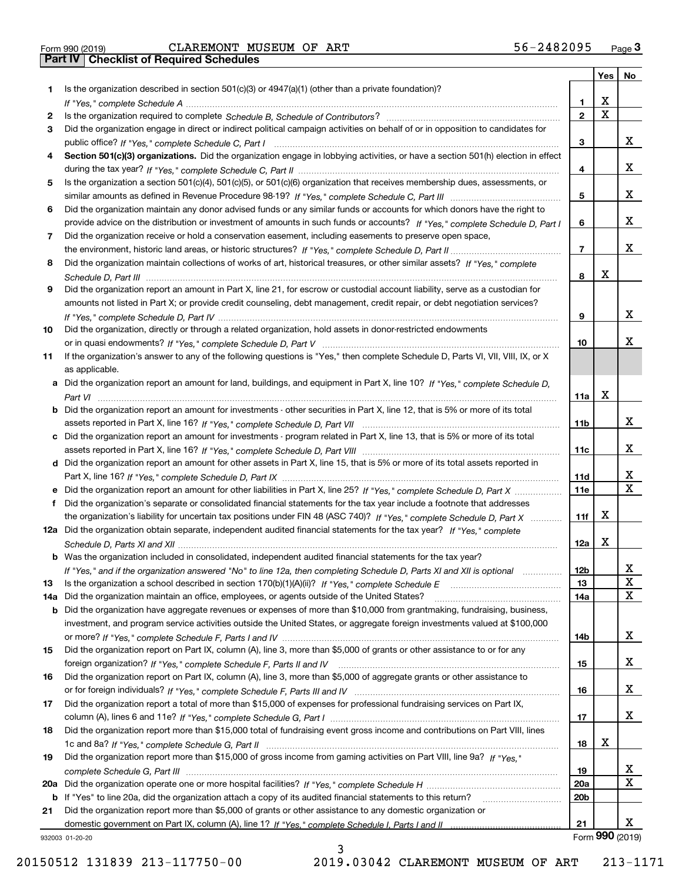Form 990 (2019) CLAREMONT MUSEUM OF ART 56-2482095 Page 3

## Part IV Checklist of Required Schedules

| | | | Yes | No |
|---|---|---|---|---|
| 1 | Is the organization described in section 501(c)(3) or 4947(a)(1) (other than a private foundation)? *If "Yes," complete Schedule A* | 1 | X | |
| 2 | Is the organization required to complete *Schedule B, Schedule of Contributors*? | 2 | X | |
| 3 | Did the organization engage in direct or indirect political campaign activities on behalf of or in opposition to candidates for public office? *If "Yes," complete Schedule C, Part I* | 3 | | X |
| 4 | **Section 501(c)(3) organizations.** Did the organization engage in lobbying activities, or have a section 501(h) election in effect during the tax year? *If "Yes," complete Schedule C, Part II* | 4 | | X |
| 5 | Is the organization a section 501(c)(4), 501(c)(5), or 501(c)(6) organization that receives membership dues, assessments, or similar amounts as defined in Revenue Procedure 98-19? *If "Yes," complete Schedule C, Part III* | 5 | | X |
| 6 | Did the organization maintain any donor advised funds or any similar funds or accounts for which donors have the right to provide advice on the distribution or investment of amounts in such funds or accounts? *If "Yes," complete Schedule D, Part I* | 6 | | X |
| 7 | Did the organization receive or hold a conservation easement, including easements to preserve open space, the environment, historic land areas, or historic structures? *If "Yes," complete Schedule D, Part II* | 7 | | X |
| 8 | Did the organization maintain collections of works of art, historical treasures, or other similar assets? *If "Yes," complete Schedule D, Part III* | 8 | X | |
| 9 | Did the organization report an amount in Part X, line 21, for escrow or custodial account liability, serve as a custodian for amounts not listed in Part X; or provide credit counseling, debt management, credit repair, or debt negotiation services? *If "Yes," complete Schedule D, Part IV* | 9 | | X |
| 10 | Did the organization, directly or through a related organization, hold assets in donor-restricted endowments or in quasi endowments? *If "Yes," complete Schedule D, Part V* | 10 | | X |
| 11 | If the organization's answer to any of the following questions is "Yes," then complete Schedule D, Parts VI, VII, VIII, IX, or X as applicable. | | | |
| a | Did the organization report an amount for land, buildings, and equipment in Part X, line 10? *If "Yes," complete Schedule D, Part VI* | 11a | X | |
| b | Did the organization report an amount for investments - other securities in Part X, line 12, that is 5% or more of its total assets reported in Part X, line 16? *If "Yes," complete Schedule D, Part VII* | 11b | | X |
| c | Did the organization report an amount for investments - program related in Part X, line 13, that is 5% or more of its total assets reported in Part X, line 16? *If "Yes," complete Schedule D, Part VIII* | 11c | | X |
| d | Did the organization report an amount for other assets in Part X, line 15, that is 5% or more of its total assets reported in Part X, line 16? *If "Yes," complete Schedule D, Part IX* | 11d | | X |
| e | Did the organization report an amount for other liabilities in Part X, line 25? *If "Yes," complete Schedule D, Part X* | 11e | | X |
| f | Did the organization's separate or consolidated financial statements for the tax year include a footnote that addresses the organization's liability for uncertain tax positions under FIN 48 (ASC 740)? *If "Yes," complete Schedule D, Part X* | 11f | X | |
| 12a | Did the organization obtain separate, independent audited financial statements for the tax year? *If "Yes," complete Schedule D, Parts XI and XII* | 12a | X | |
| b | Was the organization included in consolidated, independent audited financial statements for the tax year? *If "Yes," and if the organization answered "No" to line 12a, then completing Schedule D, Parts XI and XII is optional* | 12b | | X |
| 13 | Is the organization a school described in section 170(b)(1)(A)(ii)? *If "Yes," complete Schedule E* | 13 | | X |
| 14a | Did the organization maintain an office, employees, or agents outside of the United States? | 14a | | X |
| b | Did the organization have aggregate revenues or expenses of more than $10,000 from grantmaking, fundraising, business, investment, and program service activities outside the United States, or aggregate foreign investments valued at $100,000 or more? *If "Yes," complete Schedule F, Parts I and IV* | 14b | | X |
| 15 | Did the organization report on Part IX, column (A), line 3, more than $5,000 of grants or other assistance to or for any foreign organization? *If "Yes," complete Schedule F, Parts II and IV* | 15 | | X |
| 16 | Did the organization report on Part IX, column (A), line 3, more than $5,000 of aggregate grants or other assistance to or for foreign individuals? *If "Yes," complete Schedule F, Parts III and IV* | 16 | | X |
| 17 | Did the organization report a total of more than $15,000 of expenses for professional fundraising services on Part IX, column (A), lines 6 and 11e? *If "Yes," complete Schedule G, Part I* | 17 | | X |
| 18 | Did the organization report more than $15,000 total of fundraising event gross income and contributions on Part VIII, lines 1c and 8a? *If "Yes," complete Schedule G, Part II* | 18 | X | |
| 19 | Did the organization report more than $15,000 of gross income from gaming activities on Part VIII, line 9a? *If "Yes," complete Schedule G, Part III* | 19 | | X |
| 20a | Did the organization operate one or more hospital facilities? *If "Yes," complete Schedule H* | 20a | | X |
| b | If "Yes" to line 20a, did the organization attach a copy of its audited financial statements to this return? | 20b | | |
| 21 | Did the organization report more than $5,000 of grants or other assistance to any domestic organization or domestic government on Part IX, column (A), line 1? *If "Yes," complete Schedule I, Parts I and II* | 21 | | X |

932003 01-20-20 Form **990** (2019)

20150512 131839 213-117750-00 2019.03042 CLAREMONT MUSEUM OF ART 213-1171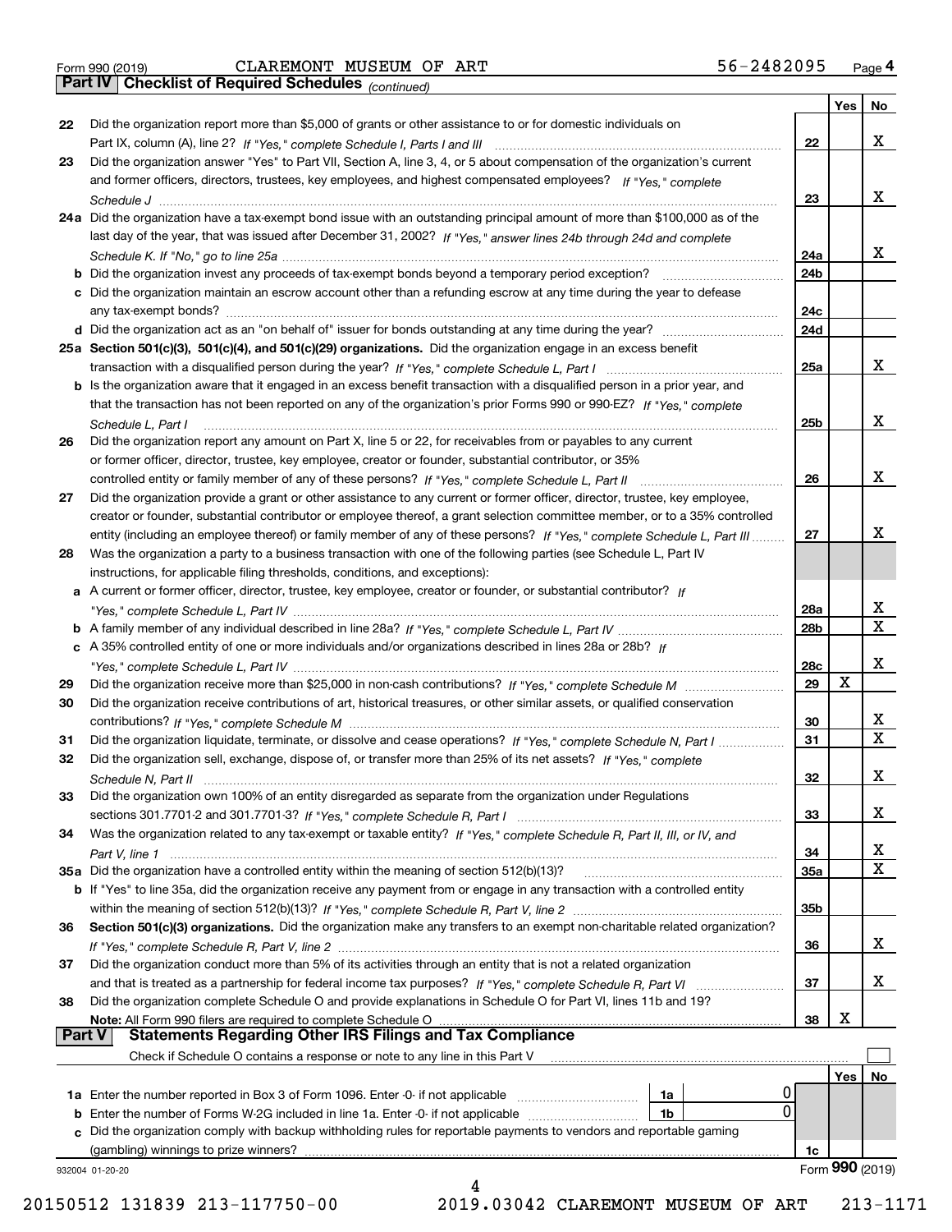Form 990 (2019) CLAREMONT MUSEUM OF ART 56-2482095 Page 4

**Part IV Checklist of Required Schedules** *(continued)*

| | | | Yes | No |
|---|---|---|---|---|
| 22 | Did the organization report more than $5,000 of grants or other assistance to or for domestic individuals on Part IX, column (A), line 2? *If "Yes," complete Schedule I, Parts I and III* | 22 | | X |
| 23 | Did the organization answer "Yes" to Part VII, Section A, line 3, 4, or 5 about compensation of the organization's current and former officers, directors, trustees, key employees, and highest compensated employees? *If "Yes," complete Schedule J* | 23 | | X |
| 24a | Did the organization have a tax-exempt bond issue with an outstanding principal amount of more than $100,000 as of the last day of the year, that was issued after December 31, 2002? *If "Yes," answer lines 24b through 24d and complete Schedule K. If "No," go to line 25a* | 24a | | X |
| b | Did the organization invest any proceeds of tax-exempt bonds beyond a temporary period exception? | 24b | | |
| c | Did the organization maintain an escrow account other than a refunding escrow at any time during the year to defease any tax-exempt bonds? | 24c | | |
| d | Did the organization act as an "on behalf of" issuer for bonds outstanding at any time during the year? | 24d | | |
| 25a | **Section 501(c)(3), 501(c)(4), and 501(c)(29) organizations.** Did the organization engage in an excess benefit transaction with a disqualified person during the year? *If "Yes," complete Schedule L, Part I* | 25a | | X |
| b | Is the organization aware that it engaged in an excess benefit transaction with a disqualified person in a prior year, and that the transaction has not been reported on any of the organization's prior Forms 990 or 990-EZ? *If "Yes," complete Schedule L, Part I* | 25b | | X |
| 26 | Did the organization report any amount on Part X, line 5 or 22, for receivables from or payables to any current or former officer, director, trustee, key employee, creator or founder, substantial contributor, or 35% controlled entity or family member of any of these persons? *If "Yes," complete Schedule L, Part II* | 26 | | X |
| 27 | Did the organization provide a grant or other assistance to any current or former officer, director, trustee, key employee, creator or founder, substantial contributor or employee thereof, a grant selection committee member, or to a 35% controlled entity (including an employee thereof) or family member of any of these persons? *If "Yes," complete Schedule L, Part III* | 27 | | X |
| 28 | Was the organization a party to a business transaction with one of the following parties (see Schedule L, Part IV instructions, for applicable filing thresholds, conditions, and exceptions): | | | |
| a | A current or former officer, director, trustee, key employee, creator or founder, or substantial contributor? *If "Yes," complete Schedule L, Part IV* | 28a | | X |
| b | A family member of any individual described in line 28a? *If "Yes," complete Schedule L, Part IV* | 28b | | X |
| c | A 35% controlled entity of one or more individuals and/or organizations described in lines 28a or 28b? *If "Yes," complete Schedule L, Part IV* | 28c | | X |
| 29 | Did the organization receive more than $25,000 in non-cash contributions? *If "Yes," complete Schedule M* | 29 | X | |
| 30 | Did the organization receive contributions of art, historical treasures, or other similar assets, or qualified conservation contributions? *If "Yes," complete Schedule M* | 30 | | X |
| 31 | Did the organization liquidate, terminate, or dissolve and cease operations? *If "Yes," complete Schedule N, Part I* | 31 | | X |
| 32 | Did the organization sell, exchange, dispose of, or transfer more than 25% of its net assets? *If "Yes," complete Schedule N, Part II* | 32 | | X |
| 33 | Did the organization own 100% of an entity disregarded as separate from the organization under Regulations sections 301.7701-2 and 301.7701-3? *If "Yes," complete Schedule R, Part I* | 33 | | X |
| 34 | Was the organization related to any tax-exempt or taxable entity? *If "Yes," complete Schedule R, Part II, III, or IV, and Part V, line 1* | 34 | | X |
| 35a | Did the organization have a controlled entity within the meaning of section 512(b)(13)? | 35a | | X |
| b | If "Yes" to line 35a, did the organization receive any payment from or engage in any transaction with a controlled entity within the meaning of section 512(b)(13)? *If "Yes," complete Schedule R, Part V, line 2* | 35b | | |
| 36 | **Section 501(c)(3) organizations.** Did the organization make any transfers to an exempt non-charitable related organization? *If "Yes," complete Schedule R, Part V, line 2* | 36 | | X |
| 37 | Did the organization conduct more than 5% of its activities through an entity that is not a related organization and that is treated as a partnership for federal income tax purposes? *If "Yes," complete Schedule R, Part VI* | 37 | | X |
| 38 | Did the organization complete Schedule O and provide explanations in Schedule O for Part VI, lines 11b and 19? **Note:** All Form 990 filers are required to complete Schedule O | 38 | X | |

**Part V Statements Regarding Other IRS Filings and Tax Compliance**

Check if Schedule O contains a response or note to any line in this Part V ☐

| | | | | | Yes | No |
|---|---|---|---|---|---|---|
| 1a | Enter the number reported in Box 3 of Form 1096. Enter -0- if not applicable | 1a | 0 | | | |
| b | Enter the number of Forms W-2G included in line 1a. Enter -0- if not applicable | 1b | 0 | | | |
| c | Did the organization comply with backup withholding rules for reportable payments to vendors and reportable gaming (gambling) winnings to prize winners? | | | 1c | | |

932004 01-20-20 Form **990** (2019)

20150512 131839 213-117750-00 2019.03042 CLAREMONT MUSEUM OF ART 213-1171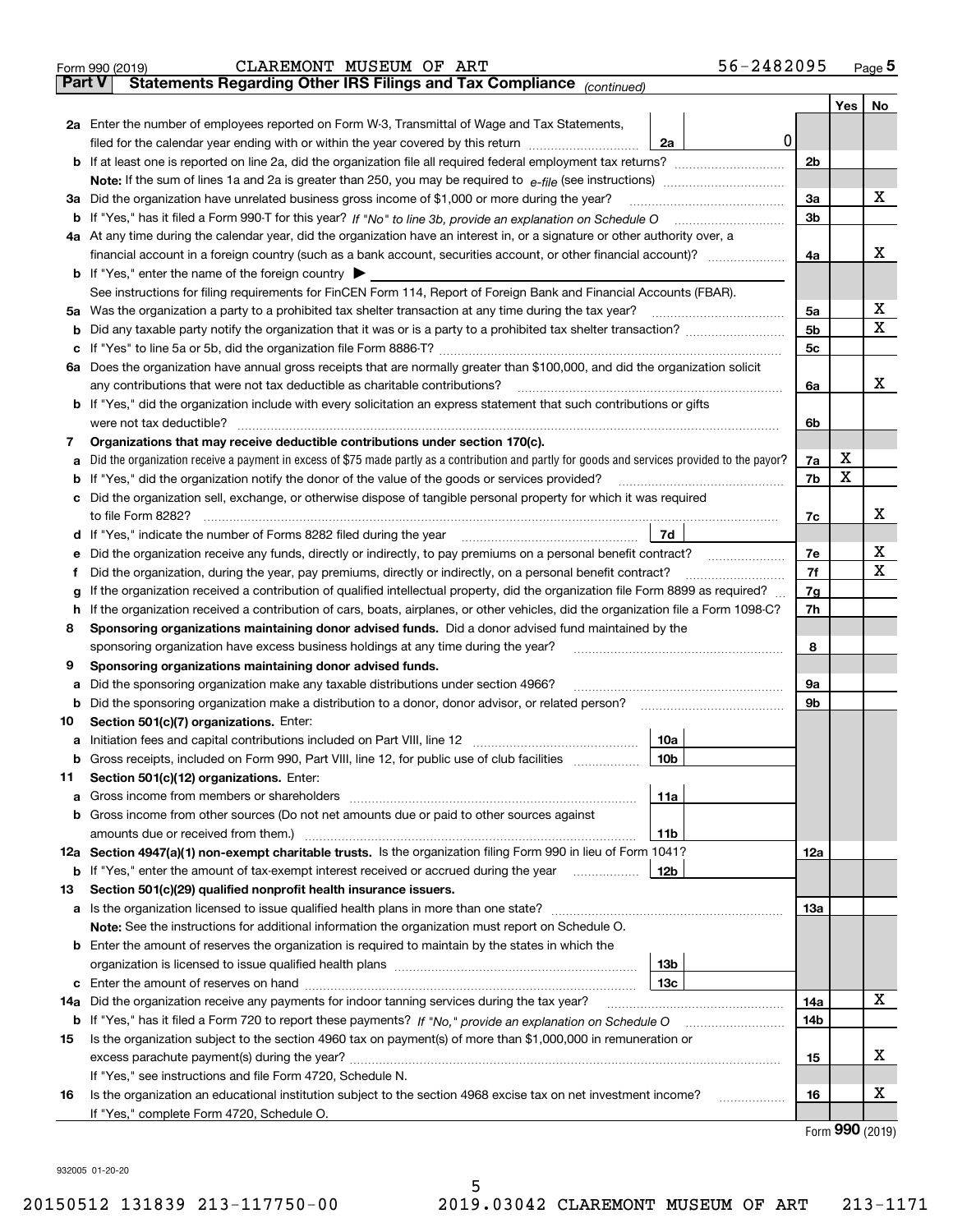Form 990 (2019) CLAREMONT MUSEUM OF ART 56-2482095 Page 5

**Part V Statements Regarding Other IRS Filings and Tax Compliance** *(continued)*

| | | | | Yes | No |
|---|---|---|---|---|---|
| **2a** | Enter the number of employees reported on Form W-3, Transmittal of Wage and Tax Statements, filed for the calendar year ending with or within the year covered by this return | 2a | 0 | | |
| **b** | If at least one is reported on line 2a, did the organization file all required federal employment tax returns? | | 2b | | |
| | **Note:** If the sum of lines 1a and 2a is greater than 250, you may be required to *e-file* (see instructions) | | | | |
| **3a** | Did the organization have unrelated business gross income of $1,000 or more during the year? | | 3a | | X |
| **b** | If "Yes," has it filed a Form 990-T for this year? *If "No" to line 3b, provide an explanation on Schedule O* | | 3b | | |
| **4a** | At any time during the calendar year, did the organization have an interest in, or a signature or other authority over, a financial account in a foreign country (such as a bank account, securities account, or other financial account)? | | 4a | | X |
| **b** | If "Yes," enter the name of the foreign country ▶ | | | | |
| | See instructions for filing requirements for FinCEN Form 114, Report of Foreign Bank and Financial Accounts (FBAR). | | | | |
| **5a** | Was the organization a party to a prohibited tax shelter transaction at any time during the tax year? | | 5a | | X |
| **b** | Did any taxable party notify the organization that it was or is a party to a prohibited tax shelter transaction? | | 5b | | X |
| **c** | If "Yes" to line 5a or 5b, did the organization file Form 8886-T? | | 5c | | |
| **6a** | Does the organization have annual gross receipts that are normally greater than $100,000, and did the organization solicit any contributions that were not tax deductible as charitable contributions? | | 6a | | X |
| **b** | If "Yes," did the organization include with every solicitation an express statement that such contributions or gifts were not tax deductible? | | 6b | | |
| **7** | **Organizations that may receive deductible contributions under section 170(c).** | | | | |
| **a** | Did the organization receive a payment in excess of $75 made partly as a contribution and partly for goods and services provided to the payor? | | 7a | X | |
| **b** | If "Yes," did the organization notify the donor of the value of the goods or services provided? | | 7b | X | |
| **c** | Did the organization sell, exchange, or otherwise dispose of tangible personal property for which it was required to file Form 8282? | | 7c | | X |
| **d** | If "Yes," indicate the number of Forms 8282 filed during the year | 7d | | | |
| **e** | Did the organization receive any funds, directly or indirectly, to pay premiums on a personal benefit contract? | | 7e | | X |
| **f** | Did the organization, during the year, pay premiums, directly or indirectly, on a personal benefit contract? | | 7f | | X |
| **g** | If the organization received a contribution of qualified intellectual property, did the organization file Form 8899 as required? | | 7g | | |
| **h** | If the organization received a contribution of cars, boats, airplanes, or other vehicles, did the organization file a Form 1098-C? | | 7h | | |
| **8** | **Sponsoring organizations maintaining donor advised funds.** Did a donor advised fund maintained by the sponsoring organization have excess business holdings at any time during the year? | | 8 | | |
| **9** | **Sponsoring organizations maintaining donor advised funds.** | | | | |
| **a** | Did the sponsoring organization make any taxable distributions under section 4966? | | 9a | | |
| **b** | Did the sponsoring organization make a distribution to a donor, donor advisor, or related person? | | 9b | | |
| **10** | **Section 501(c)(7) organizations.** Enter: | | | | |
| **a** | Initiation fees and capital contributions included on Part VIII, line 12 | 10a | | | |
| **b** | Gross receipts, included on Form 990, Part VIII, line 12, for public use of club facilities | 10b | | | |
| **11** | **Section 501(c)(12) organizations.** Enter: | | | | |
| **a** | Gross income from members or shareholders | 11a | | | |
| **b** | Gross income from other sources (Do not net amounts due or paid to other sources against amounts due or received from them.) | 11b | | | |
| **12a** | **Section 4947(a)(1) non-exempt charitable trusts.** Is the organization filing Form 990 in lieu of Form 1041? | | 12a | | |
| **b** | If "Yes," enter the amount of tax-exempt interest received or accrued during the year | 12b | | | |
| **13** | **Section 501(c)(29) qualified nonprofit health insurance issuers.** | | | | |
| **a** | Is the organization licensed to issue qualified health plans in more than one state? | | 13a | | |
| | **Note:** See the instructions for additional information the organization must report on Schedule O. | | | | |
| **b** | Enter the amount of reserves the organization is required to maintain by the states in which the organization is licensed to issue qualified health plans | 13b | | | |
| **c** | Enter the amount of reserves on hand | 13c | | | |
| **14a** | Did the organization receive any payments for indoor tanning services during the tax year? | | 14a | | X |
| **b** | If "Yes," has it filed a Form 720 to report these payments? *If "No," provide an explanation on Schedule O* | | 14b | | |
| **15** | Is the organization subject to the section 4960 tax on payment(s) of more than $1,000,000 in remuneration or excess parachute payment(s) during the year? | | 15 | | X |
| | If "Yes," see instructions and file Form 4720, Schedule N. | | | | |
| **16** | Is the organization an educational institution subject to the section 4968 excise tax on net investment income? | | 16 | | X |
| | If "Yes," complete Form 4720, Schedule O. | | | | |

Form **990** (2019)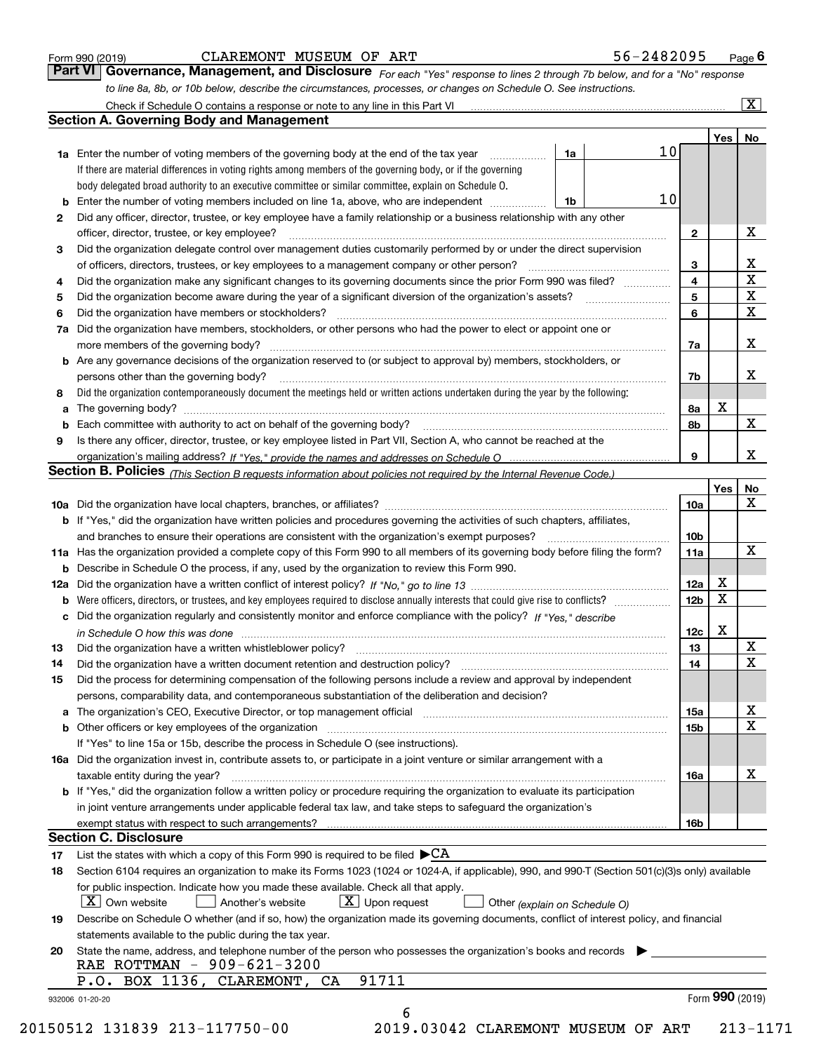Form 990 (2019) CLAREMONT MUSEUM OF ART 56-2482095 Page 6

## Part VI Governance, Management, and Disclosure

*For each "Yes" response to lines 2 through 7b below, and for a "No" response to line 8a, 8b, or 10b below, describe the circumstances, processes, or changes on Schedule O. See instructions.*

Check if Schedule O contains a response or note to any line in this Part VI .......... [X]

### Section A. Governing Body and Management

| | | | | Yes | No |
|---|---|---|---|---|---|
| **1a** | Enter the number of voting members of the governing body at the end of the tax year ... **1a** 10 | | | | |
| | If there are material differences in voting rights among members of the governing body, or if the governing body delegated broad authority to an executive committee or similar committee, explain on Schedule O. | | | | |
| **b** | Enter the number of voting members included on line 1a, above, who are independent ... **1b** 10 | | | | |
| **2** | Did any officer, director, trustee, or key employee have a family relationship or a business relationship with any other officer, director, trustee, or key employee? | | **2** | | X |
| **3** | Did the organization delegate control over management duties customarily performed by or under the direct supervision of officers, directors, trustees, or key employees to a management company or other person? | | **3** | | X |
| **4** | Did the organization make any significant changes to its governing documents since the prior Form 990 was filed? | | **4** | | X |
| **5** | Did the organization become aware during the year of a significant diversion of the organization's assets? | | **5** | | X |
| **6** | Did the organization have members or stockholders? | | **6** | | X |
| **7a** | Did the organization have members, stockholders, or other persons who had the power to elect or appoint one or more members of the governing body? | | **7a** | | X |
| **b** | Are any governance decisions of the organization reserved to (or subject to approval by) members, stockholders, or persons other than the governing body? | | **7b** | | X |
| **8** | Did the organization contemporaneously document the meetings held or written actions undertaken during the year by the following: | | | | |
| **a** | The governing body? | | **8a** | X | |
| **b** | Each committee with authority to act on behalf of the governing body? | | **8b** | | X |
| **9** | Is there any officer, director, trustee, or key employee listed in Part VII, Section A, who cannot be reached at the organization's mailing address? *If "Yes," provide the names and addresses on Schedule O* | | **9** | | X |

### Section B. Policies *(This Section B requests information about policies not required by the Internal Revenue Code.)*

| | | | Yes | No |
|---|---|---|---|---|
| **10a** | Did the organization have local chapters, branches, or affiliates? | **10a** | | X |
| **b** | If "Yes," did the organization have written policies and procedures governing the activities of such chapters, affiliates, and branches to ensure their operations are consistent with the organization's exempt purposes? | **10b** | | |
| **11a** | Has the organization provided a complete copy of this Form 990 to all members of its governing body before filing the form? | **11a** | | X |
| **b** | Describe in Schedule O the process, if any, used by the organization to review this Form 990. | | | |
| **12a** | Did the organization have a written conflict of interest policy? *If "No," go to line 13* | **12a** | X | |
| **b** | Were officers, directors, or trustees, and key employees required to disclose annually interests that could give rise to conflicts? | **12b** | X | |
| **c** | Did the organization regularly and consistently monitor and enforce compliance with the policy? *If "Yes," describe in Schedule O how this was done* | **12c** | X | |
| **13** | Did the organization have a written whistleblower policy? | **13** | | X |
| **14** | Did the organization have a written document retention and destruction policy? | **14** | | X |
| **15** | Did the process for determining compensation of the following persons include a review and approval by independent persons, comparability data, and contemporaneous substantiation of the deliberation and decision? | | | |
| **a** | The organization's CEO, Executive Director, or top management official | **15a** | | X |
| **b** | Other officers or key employees of the organization | **15b** | | X |
| | If "Yes" to line 15a or 15b, describe the process in Schedule O (see instructions). | | | |
| **16a** | Did the organization invest in, contribute assets to, or participate in a joint venture or similar arrangement with a taxable entity during the year? | **16a** | | X |
| **b** | If "Yes," did the organization follow a written policy or procedure requiring the organization to evaluate its participation in joint venture arrangements under applicable federal tax law, and take steps to safeguard the organization's exempt status with respect to such arrangements? | **16b** | | |

### Section C. Disclosure

**17** List the states with which a copy of this Form 990 is required to be filed ▶ CA

**18** Section 6104 requires an organization to make its Forms 1023 (1024 or 1024-A, if applicable), 990, and 990-T (Section 501(c)(3)s only) available for public inspection. Indicate how you made these available. Check all that apply.

[X] Own website  [ ] Another's website  [X] Upon request  [ ] Other *(explain on Schedule O)*

**19** Describe on Schedule O whether (and if so, how) the organization made its governing documents, conflict of interest policy, and financial statements available to the public during the tax year.

**20** State the name, address, and telephone number of the person who possesses the organization's books and records ▶

RAE ROTTMAN - 909-621-3200
P.O. BOX 1136, CLAREMONT, CA 91711

932006 01-20-20 Form **990** (2019)

20150512 131839 213-117750-00 2019.03042 CLAREMONT MUSEUM OF ART 213-1171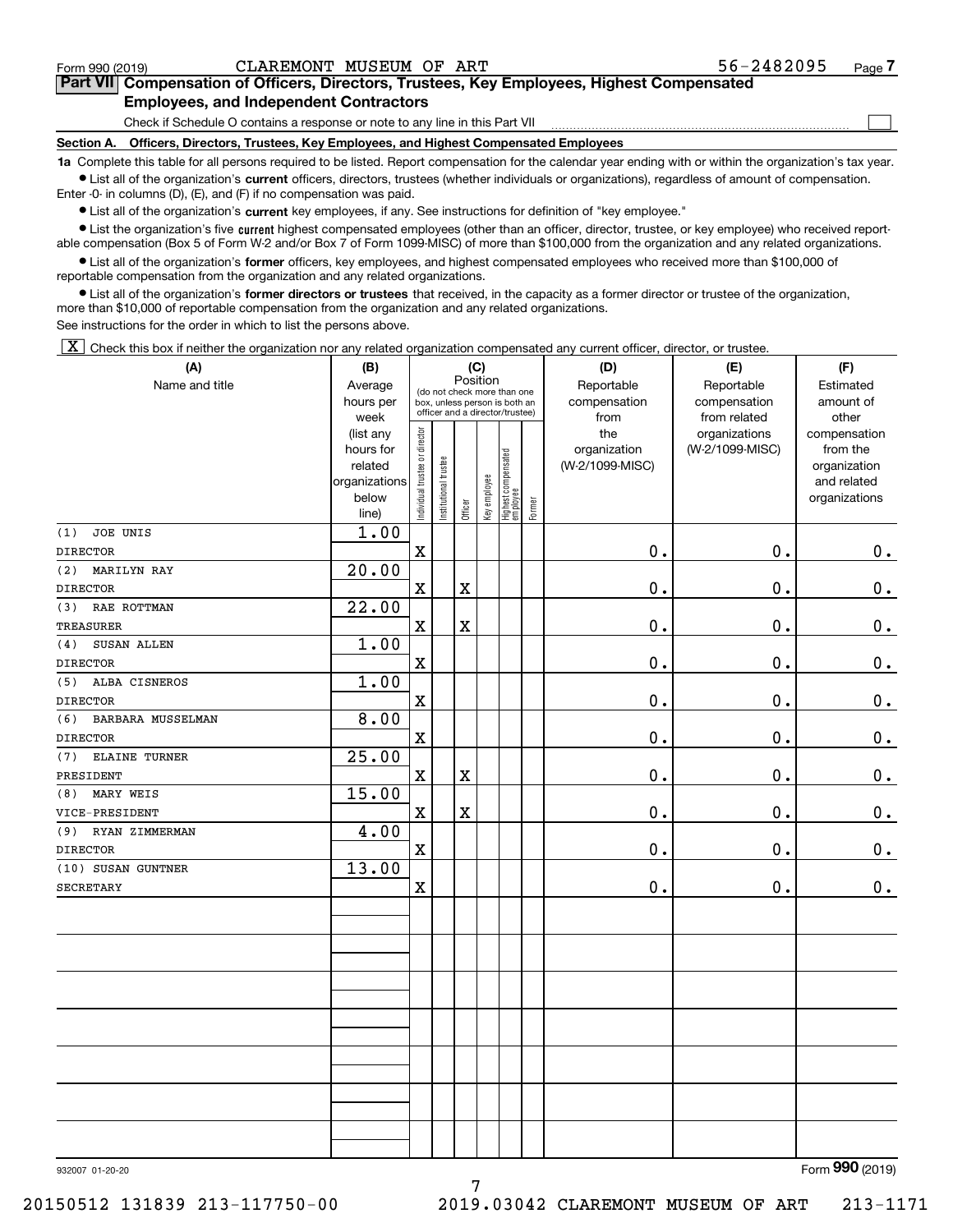Form 990 (2019) CLAREMONT MUSEUM OF ART 56-2482095

## Part VII Compensation of Officers, Directors, Trustees, Key Employees, Highest Compensated Employees, and Independent Contractors

Check if Schedule O contains a response or note to any line in this Part VII ☐

### Section A. Officers, Directors, Trustees, Key Employees, and Highest Compensated Employees

**1a** Complete this table for all persons required to be listed. Report compensation for the calendar year ending with or within the organization's tax year.

- List all of the organization's **current** officers, directors, trustees (whether individuals or organizations), regardless of amount of compensation. Enter -0- in columns (D), (E), and (F) if no compensation was paid.
- List all of the organization's **current** key employees, if any. See instructions for definition of "key employee."
- List the organization's five **current** highest compensated employees (other than an officer, director, trustee, or key employee) who received reportable compensation (Box 5 of Form W-2 and/or Box 7 of Form 1099-MISC) of more than $100,000 from the organization and any related organizations.
- List all of the organization's **former** officers, key employees, and highest compensated employees who received more than $100,000 of reportable compensation from the organization and any related organizations.
- List all of the organization's **former directors or trustees** that received, in the capacity as a former director or trustee of the organization, more than $10,000 of reportable compensation from the organization and any related organizations.

See instructions for the order in which to list the persons above.

☒ Check this box if neither the organization nor any related organization compensated any current officer, director, or trustee.

| (A) Name and title | (B) Average hours per week (list any hours for related organizations below line) | (C) Position: Individual trustee or director | Institutional trustee | Officer | Key employee | Highest compensated employee | Former | (D) Reportable compensation from the organization (W-2/1099-MISC) | (E) Reportable compensation from related organizations (W-2/1099-MISC) | (F) Estimated amount of other compensation from the organization and related organizations |
|---|---|---|---|---|---|---|---|---|---|---|
| (1) JOE UNIS<br>DIRECTOR | 1.00 | X | | | | | | 0. | 0. | 0. |
| (2) MARILYN RAY<br>DIRECTOR | 20.00 | X | | X | | | | 0. | 0. | 0. |
| (3) RAE ROTTMAN<br>TREASURER | 22.00 | X | | X | | | | 0. | 0. | 0. |
| (4) SUSAN ALLEN<br>DIRECTOR | 1.00 | X | | | | | | 0. | 0. | 0. |
| (5) ALBA CISNEROS<br>DIRECTOR | 1.00 | X | | | | | | 0. | 0. | 0. |
| (6) BARBARA MUSSELMAN<br>DIRECTOR | 8.00 | X | | | | | | 0. | 0. | 0. |
| (7) ELAINE TURNER<br>PRESIDENT | 25.00 | X | | X | | | | 0. | 0. | 0. |
| (8) MARY WEIS<br>VICE-PRESIDENT | 15.00 | X | | X | | | | 0. | 0. | 0. |
| (9) RYAN ZIMMERMAN<br>DIRECTOR | 4.00 | X | | | | | | 0. | 0. | 0. |
| (10) SUSAN GUNTNER<br>SECRETARY | 13.00 | X | | | | | | 0. | 0. | 0. |

Form 990 (2019)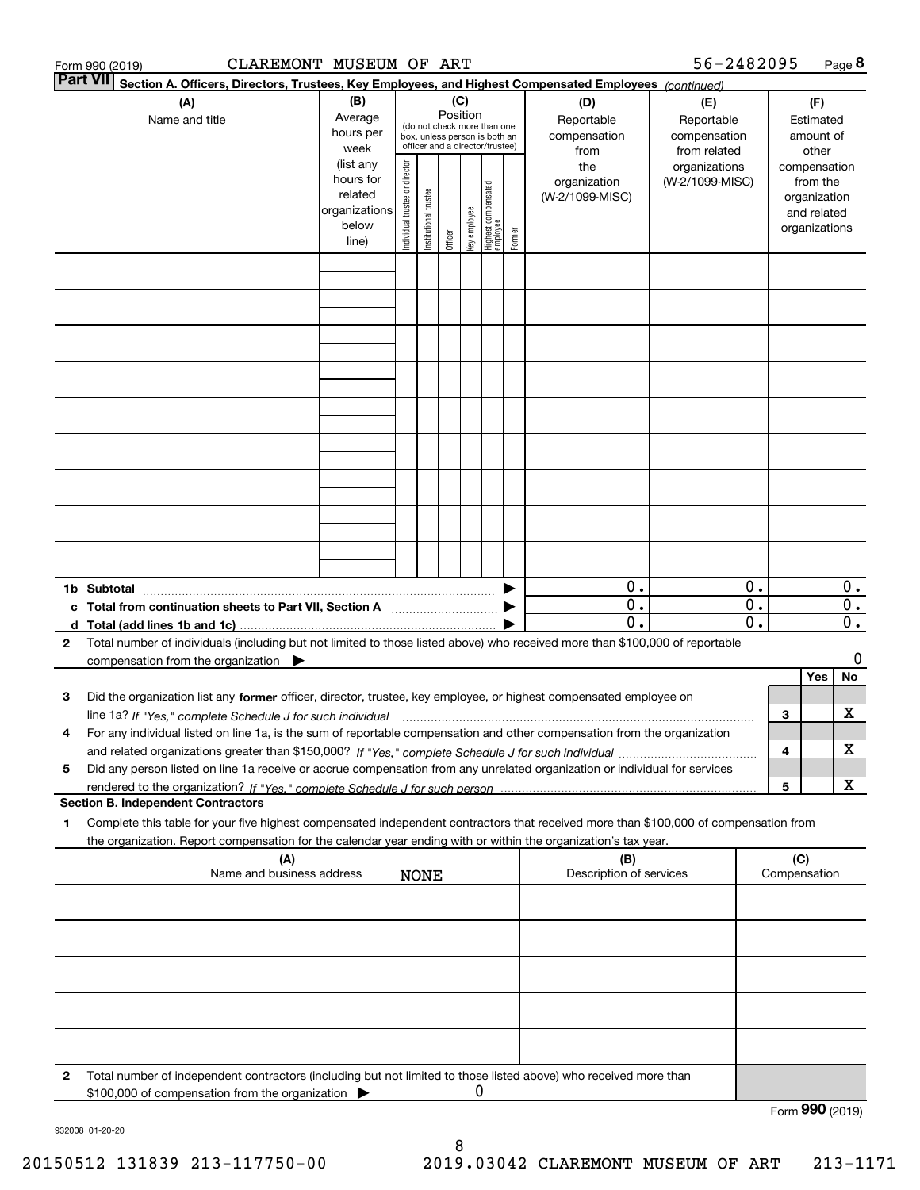Form 990 (2019) CLAREMONT MUSEUM OF ART 56-2482095 Page 8

**Part VII Section A. Officers, Directors, Trustees, Key Employees, and Highest Compensated Employees** *(continued)*

| (A) Name and title | (B) Average hours per week (list any hours for related organizations below line) | (C) Position (do not check more than one box, unless person is both an officer and a director/trustee): Individual trustee or director | Institutional trustee | Officer | Key employee | Highest compensated employee | Former | (D) Reportable compensation from the organization (W-2/1099-MISC) | (E) Reportable compensation from related organizations (W-2/1099-MISC) | (F) Estimated amount of other compensation from the organization and related organizations |
|---|---|---|---|---|---|---|---|---|---|---|
| | | | | | | | | | | |
| | | | | | | | | | | |
| | | | | | | | | | | |
| | | | | | | | | | | |
| | | | | | | | | | | |
| | | | | | | | | | | |
| | | | | | | | | | | |
| | | | | | | | | | | |
| | | | | | | | | | | |
| **1b Subtotal** | | | | | | | | 0. | 0. | 0. |
| **c Total from continuation sheets to Part VII, Section A** | | | | | | | | 0. | 0. | 0. |
| **d Total (add lines 1b and 1c)** | | | | | | | | 0. | 0. | 0. |

**2** Total number of individuals (including but not limited to those listed above) who received more than $100,000 of reportable compensation from the organization ▶ 0

| | | | Yes | No |
|---|---|---|---|---|
| **3** | Did the organization list any **former** officer, director, trustee, key employee, or highest compensated employee on line 1a? *If "Yes," complete Schedule J for such individual* | 3 | | X |
| **4** | For any individual listed on line 1a, is the sum of reportable compensation and other compensation from the organization and related organizations greater than $150,000? *If "Yes," complete Schedule J for such individual* | 4 | | X |
| **5** | Did any person listed on line 1a receive or accrue compensation from any unrelated organization or individual for services rendered to the organization? *If "Yes," complete Schedule J for such person* | 5 | | X |

**Section B. Independent Contractors**

**1** Complete this table for your five highest compensated independent contractors that received more than $100,000 of compensation from the organization. Report compensation for the calendar year ending with or within the organization's tax year.

| (A) Name and business address | (B) Description of services | (C) Compensation |
|---|---|---|
| NONE | | |
| | | |
| | | |
| | | |
| | | |

**2** Total number of independent contractors (including but not limited to those listed above) who received more than $100,000 of compensation from the organization ▶ 0

Form **990** (2019)

932008 01-20-20

20150512 131839 213-117750-00 2019.03042 CLAREMONT MUSEUM OF ART 213-1171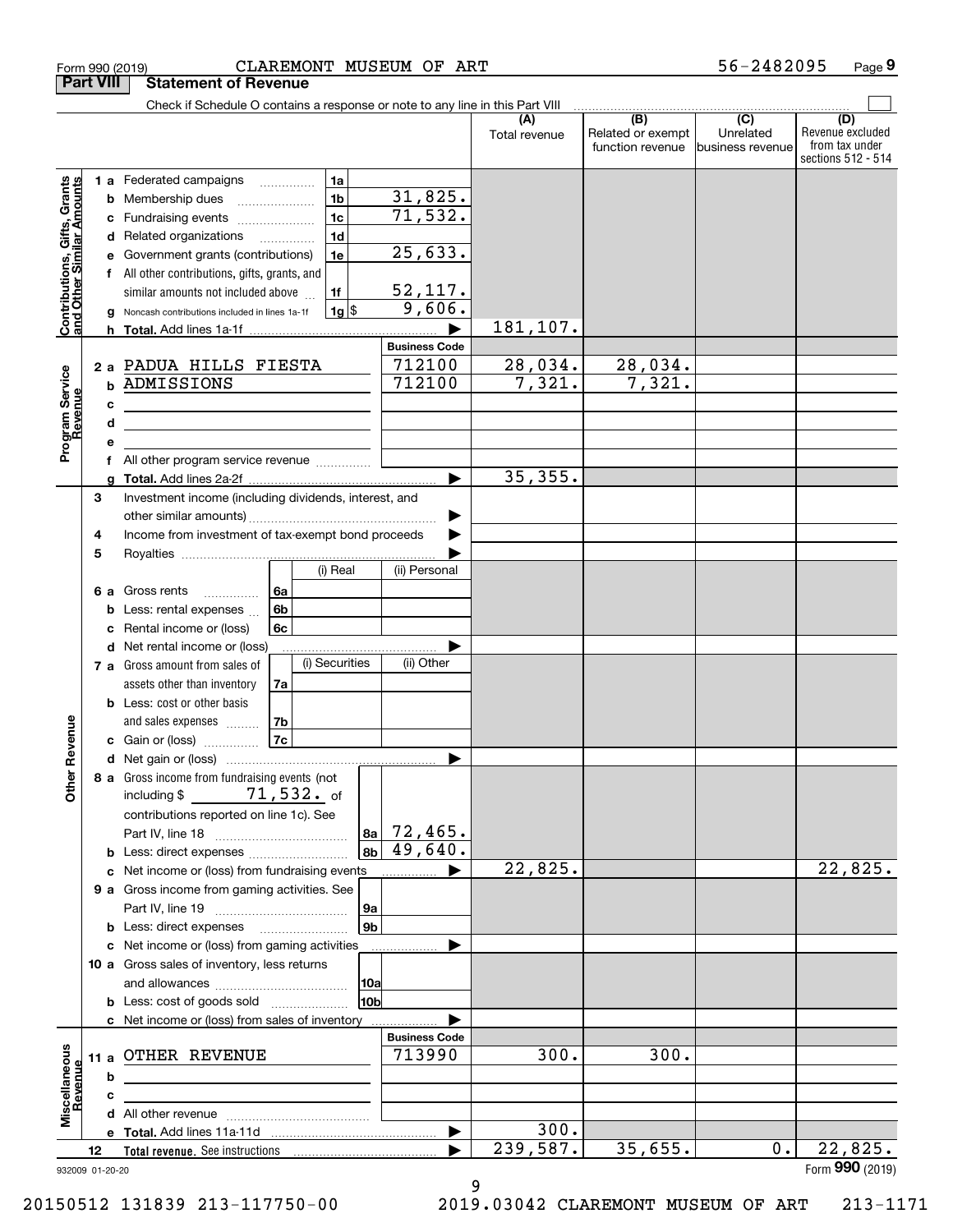Form 990 (2019) CLAREMONT MUSEUM OF ART 56-2482095 Page **9**

**Part VIII Statement of Revenue**

Check if Schedule O contains a response or note to any line in this Part VIII

| | | | | (A) Total revenue | (B) Related or exempt function revenue | (C) Unrelated business revenue | (D) Revenue excluded from tax under sections 512 - 514 |
|---|---|---|---|---|---|---|---|
| **Contributions, Gifts, Grants and Other Similar Amounts** | 1 a Federated campaigns | 1a | | | | | |
| | b Membership dues | 1b | 31,825. | | | | |
| | c Fundraising events | 1c | 71,532. | | | | |
| | d Related organizations | 1d | | | | | |
| | e Government grants (contributions) | 1e | 25,633. | | | | |
| | f All other contributions, gifts, grants, and similar amounts not included above | 1f | 52,117. | | | | |
| | g Noncash contributions included in lines 1a-1f | 1g $ | 9,606. | | | | |
| | h **Total.** Add lines 1a-1f | | ▶ | 181,107. | | | |
| **Program Service Revenue** | | | **Business Code** | | | | |
| | 2 a PADUA HILLS FIESTA | | 712100 | 28,034. | 28,034. | | |
| | b ADMISSIONS | | 712100 | 7,321. | 7,321. | | |
| | c | | | | | | |
| | d | | | | | | |
| | e | | | | | | |
| | f All other program service revenue | | | | | | |
| | g **Total.** Add lines 2a-2f | | ▶ | 35,355. | | | |
| **Other Revenue** | 3 Investment income (including dividends, interest, and other similar amounts) | | ▶ | | | | |
| | 4 Income from investment of tax-exempt bond proceeds | | ▶ | | | | |
| | 5 Royalties | | ▶ | | | | |
| | | (i) Real | (ii) Personal | | | | |
| | 6 a Gross rents 6a | | | | | | |
| | b Less: rental expenses 6b | | | | | | |
| | c Rental income or (loss) 6c | | | | | | |
| | d Net rental income or (loss) | | ▶ | | | | |
| | | (i) Securities | (ii) Other | | | | |
| | 7 a Gross amount from sales of assets other than inventory 7a | | | | | | |
| | b Less: cost or other basis and sales expenses 7b | | | | | | |
| | c Gain or (loss) 7c | | | | | | |
| | d Net gain or (loss) | | ▶ | | | | |
| | 8 a Gross income from fundraising events (not including $ 71,532. of contributions reported on line 1c). See Part IV, line 18 | 8a | 72,465. | | | | |
| | b Less: direct expenses | 8b | 49,640. | | | | |
| | c Net income or (loss) from fundraising events | | ▶ | 22,825. | | | 22,825. |
| | 9 a Gross income from gaming activities. See Part IV, line 19 | 9a | | | | | |
| | b Less: direct expenses | 9b | | | | | |
| | c Net income or (loss) from gaming activities | | ▶ | | | | |
| | 10 a Gross sales of inventory, less returns and allowances | 10a | | | | | |
| | b Less: cost of goods sold | 10b | | | | | |
| | c Net income or (loss) from sales of inventory | | ▶ | | | | |
| **Miscellaneous Revenue** | | | **Business Code** | | | | |
| | 11 a OTHER REVENUE | | 713990 | 300. | 300. | | |
| | b | | | | | | |
| | c | | | | | | |
| | d All other revenue | | | | | | |
| | e **Total.** Add lines 11a-11d | | ▶ | 300. | | | |
| | 12 **Total revenue.** See instructions | | ▶ | 239,587. | 35,655. | 0. | 22,825. |

932009 01-20-20 Form **990** (2019)

20150512 131839 213-117750-00 2019.03042 CLAREMONT MUSEUM OF ART 213-1171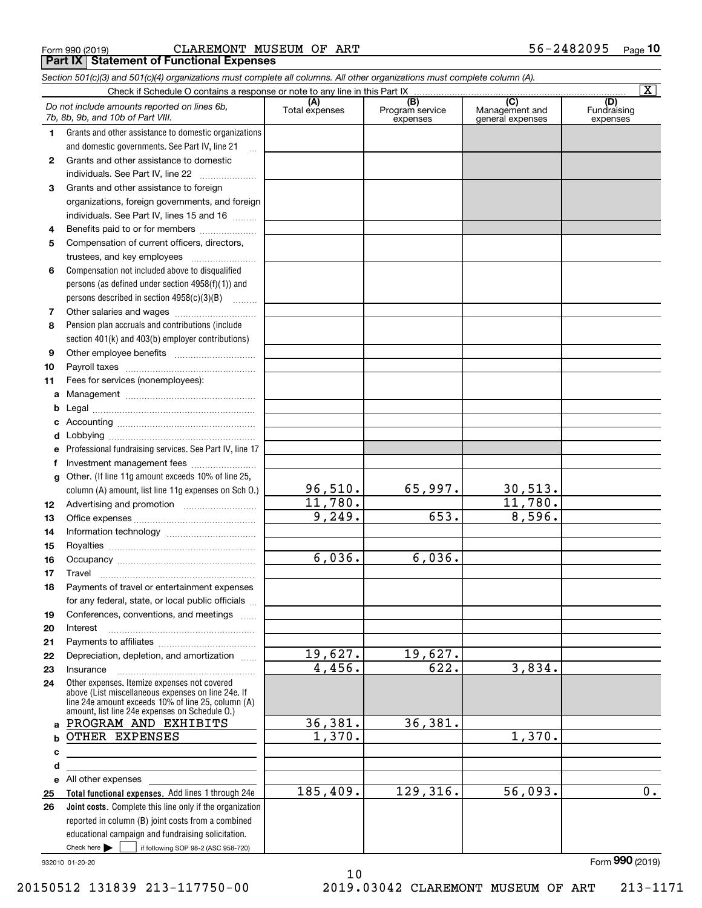Form 990 (2019) CLAREMONT MUSEUM OF ART 56-2482095 Page 10

## Part IX Statement of Functional Expenses

*Section 501(c)(3) and 501(c)(4) organizations must complete all columns. All other organizations must complete column (A).*

Check if Schedule O contains a response or note to any line in this Part IX [X]

| *Do not include amounts reported on lines 6b, 7b, 8b, 9b, and 10b of Part VIII.* | (A) Total expenses | (B) Program service expenses | (C) Management and general expenses | (D) Fundraising expenses |
|---|---|---|---|---|
| **1** Grants and other assistance to domestic organizations and domestic governments. See Part IV, line 21 | | | | |
| **2** Grants and other assistance to domestic individuals. See Part IV, line 22 | | | | |
| **3** Grants and other assistance to foreign organizations, foreign governments, and foreign individuals. See Part IV, lines 15 and 16 | | | | |
| **4** Benefits paid to or for members | | | | |
| **5** Compensation of current officers, directors, trustees, and key employees | | | | |
| **6** Compensation not included above to disqualified persons (as defined under section 4958(f)(1)) and persons described in section 4958(c)(3)(B) | | | | |
| **7** Other salaries and wages | | | | |
| **8** Pension plan accruals and contributions (include section 401(k) and 403(b) employer contributions) | | | | |
| **9** Other employee benefits | | | | |
| **10** Payroll taxes | | | | |
| **11** Fees for services (nonemployees): | | | | |
| **a** Management | | | | |
| **b** Legal | | | | |
| **c** Accounting | | | | |
| **d** Lobbying | | | | |
| **e** Professional fundraising services. See Part IV, line 17 | | | | |
| **f** Investment management fees | | | | |
| **g** Other. (If line 11g amount exceeds 10% of line 25, column (A) amount, list line 11g expenses on Sch O.) | 96,510. | 65,997. | 30,513. | |
| **12** Advertising and promotion | 11,780. | | 11,780. | |
| **13** Office expenses | 9,249. | 653. | 8,596. | |
| **14** Information technology | | | | |
| **15** Royalties | | | | |
| **16** Occupancy | 6,036. | 6,036. | | |
| **17** Travel | | | | |
| **18** Payments of travel or entertainment expenses for any federal, state, or local public officials | | | | |
| **19** Conferences, conventions, and meetings | | | | |
| **20** Interest | | | | |
| **21** Payments to affiliates | | | | |
| **22** Depreciation, depletion, and amortization | 19,627. | 19,627. | | |
| **23** Insurance | 4,456. | 622. | 3,834. | |
| **24** Other expenses. Itemize expenses not covered above (List miscellaneous expenses on line 24e. If line 24e amount exceeds 10% of line 25, column (A) amount, list line 24e expenses on Schedule O.) | | | | |
| **a** PROGRAM AND EXHIBITS | 36,381. | 36,381. | | |
| **b** OTHER EXPENSES | 1,370. | | 1,370. | |
| **c** | | | | |
| **d** | | | | |
| **e** All other expenses | | | | |
| **25** **Total functional expenses.** Add lines 1 through 24e | 185,409. | 129,316. | 56,093. | 0. |
| **26** **Joint costs.** Complete this line only if the organization reported in column (B) joint costs from a combined educational campaign and fundraising solicitation. Check here [ ] if following SOP 98-2 (ASC 958-720) | | | | |

932010 01-20-20

Form **990** (2019)

20150512 131839 213-117750-00 2019.03042 CLAREMONT MUSEUM OF ART 213-1171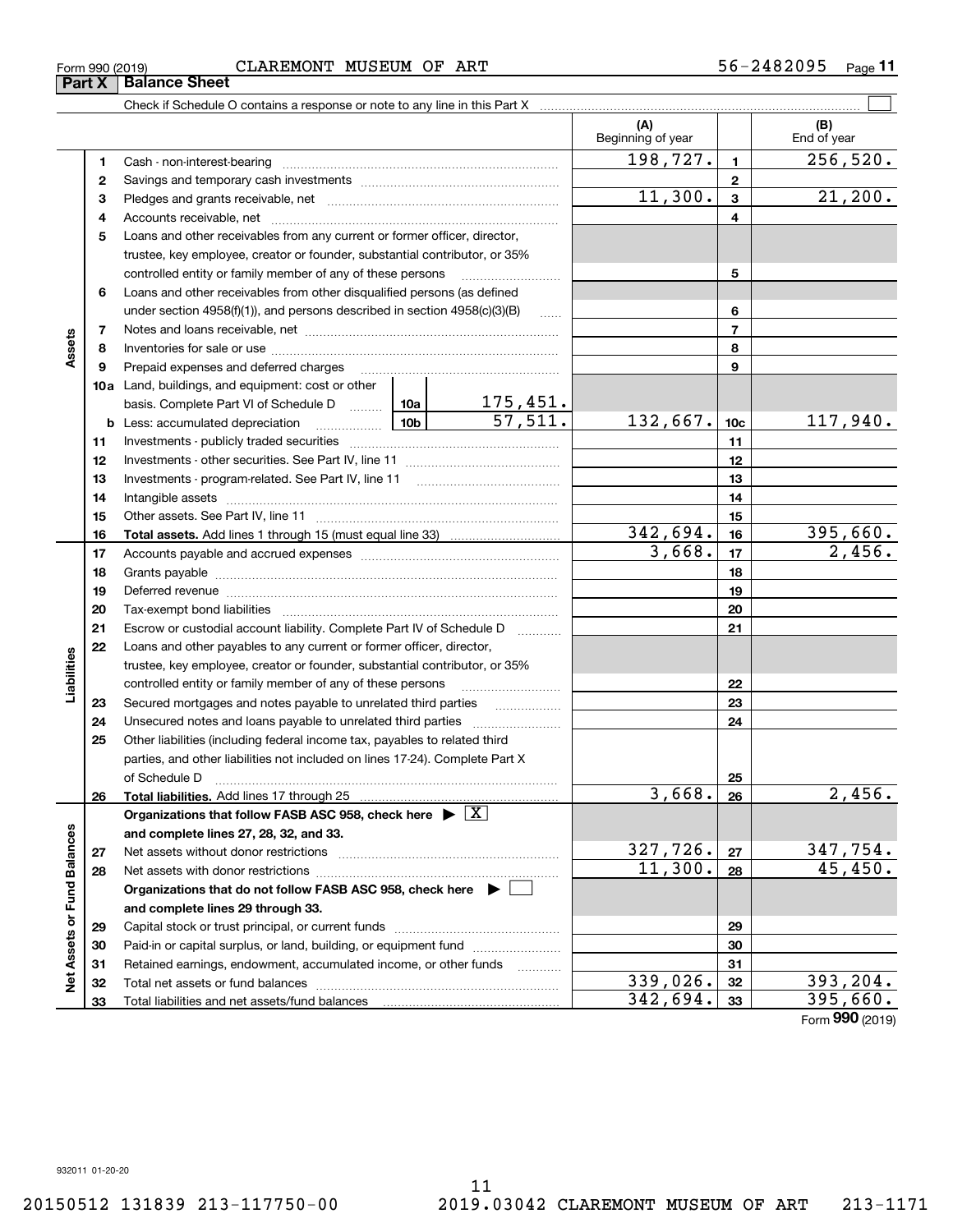Form 990 (2019) CLAREMONT MUSEUM OF ART 56-2482095 Page 11

**Part X Balance Sheet**

Check if Schedule O contains a response or note to any line in this Part X

| | | | (A) Beginning of year | | (B) End of year |
|---|---|---|---|---|---|
| Assets | 1 | Cash - non-interest-bearing | 198,727. | 1 | 256,520. |
| | 2 | Savings and temporary cash investments | | 2 | |
| | 3 | Pledges and grants receivable, net | 11,300. | 3 | 21,200. |
| | 4 | Accounts receivable, net | | 4 | |
| | 5 | Loans and other receivables from any current or former officer, director, trustee, key employee, creator or founder, substantial contributor, or 35% controlled entity or family member of any of these persons | | 5 | |
| | 6 | Loans and other receivables from other disqualified persons (as defined under section 4958(f)(1)), and persons described in section 4958(c)(3)(B) | | 6 | |
| | 7 | Notes and loans receivable, net | | 7 | |
| | 8 | Inventories for sale or use | | 8 | |
| | 9 | Prepaid expenses and deferred charges | | 9 | |
| | 10a | Land, buildings, and equipment: cost or other basis. Complete Part VI of Schedule D — 10a: 175,451. | | | |
| | b | Less: accumulated depreciation — 10b: 57,511. | 132,667. | 10c | 117,940. |
| | 11 | Investments - publicly traded securities | | 11 | |
| | 12 | Investments - other securities. See Part IV, line 11 | | 12 | |
| | 13 | Investments - program-related. See Part IV, line 11 | | 13 | |
| | 14 | Intangible assets | | 14 | |
| | 15 | Other assets. See Part IV, line 11 | | 15 | |
| | 16 | **Total assets.** Add lines 1 through 15 (must equal line 33) | 342,694. | 16 | 395,660. |
| Liabilities | 17 | Accounts payable and accrued expenses | 3,668. | 17 | 2,456. |
| | 18 | Grants payable | | 18 | |
| | 19 | Deferred revenue | | 19 | |
| | 20 | Tax-exempt bond liabilities | | 20 | |
| | 21 | Escrow or custodial account liability. Complete Part IV of Schedule D | | 21 | |
| | 22 | Loans and other payables to any current or former officer, director, trustee, key employee, creator or founder, substantial contributor, or 35% controlled entity or family member of any of these persons | | 22 | |
| | 23 | Secured mortgages and notes payable to unrelated third parties | | 23 | |
| | 24 | Unsecured notes and loans payable to unrelated third parties | | 24 | |
| | 25 | Other liabilities (including federal income tax, payables to related third parties, and other liabilities not included on lines 17-24). Complete Part X of Schedule D | | 25 | |
| | 26 | **Total liabilities.** Add lines 17 through 25 | 3,668. | 26 | 2,456. |
| Net Assets or Fund Balances | | **Organizations that follow FASB ASC 958, check here** [X] **and complete lines 27, 28, 32, and 33.** | | | |
| | 27 | Net assets without donor restrictions | 327,726. | 27 | 347,754. |
| | 28 | Net assets with donor restrictions | 11,300. | 28 | 45,450. |
| | | **Organizations that do not follow FASB ASC 958, check here** [ ] **and complete lines 29 through 33.** | | | |
| | 29 | Capital stock or trust principal, or current funds | | 29 | |
| | 30 | Paid-in or capital surplus, or land, building, or equipment fund | | 30 | |
| | 31 | Retained earnings, endowment, accumulated income, or other funds | | 31 | |
| | 32 | Total net assets or fund balances | 339,026. | 32 | 393,204. |
| | 33 | Total liabilities and net assets/fund balances | 342,694. | 33 | 395,660. |

Form 990 (2019)

932011 01-20-20

20150512 131839 213-117750-00 2019.03042 CLAREMONT MUSEUM OF ART 213-1171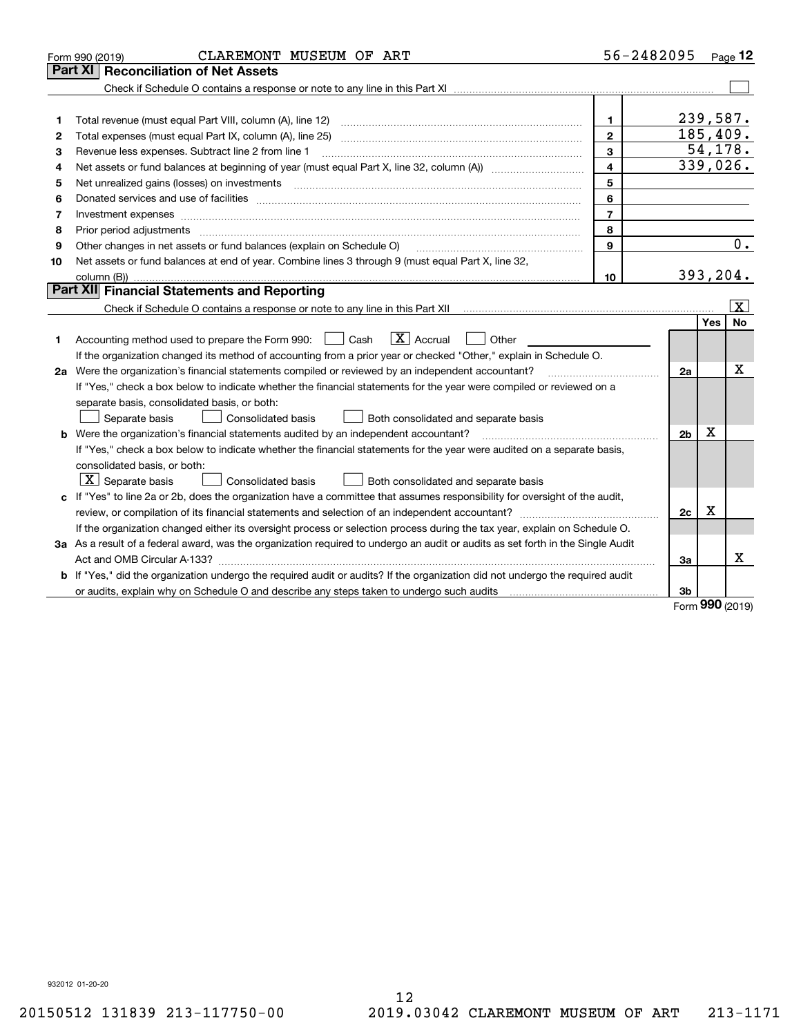Form 990 (2019) CLAREMONT MUSEUM OF ART 56-2482095 Page 12

## Part XI Reconciliation of Net Assets

Check if Schedule O contains a response or note to any line in this Part XI ☐

| | | | |
|---|---|---|---|
| 1 | Total revenue (must equal Part VIII, column (A), line 12) | 1 | 239,587. |
| 2 | Total expenses (must equal Part IX, column (A), line 25) | 2 | 185,409. |
| 3 | Revenue less expenses. Subtract line 2 from line 1 | 3 | 54,178. |
| 4 | Net assets or fund balances at beginning of year (must equal Part X, line 32, column (A)) | 4 | 339,026. |
| 5 | Net unrealized gains (losses) on investments | 5 | |
| 6 | Donated services and use of facilities | 6 | |
| 7 | Investment expenses | 7 | |
| 8 | Prior period adjustments | 8 | |
| 9 | Other changes in net assets or fund balances (explain on Schedule O) | 9 | 0. |
| 10 | Net assets or fund balances at end of year. Combine lines 3 through 9 (must equal Part X, line 32, column (B)) | 10 | 393,204. |

## Part XII Financial Statements and Reporting

Check if Schedule O contains a response or note to any line in this Part XII ☒

| | | | Yes | No |
|---|---|---|---|---|
| 1 | Accounting method used to prepare the Form 990: ☐ Cash ☒ Accrual ☐ Other<br>If the organization changed its method of accounting from a prior year or checked "Other," explain in Schedule O. | | | |
| 2a | Were the organization's financial statements compiled or reviewed by an independent accountant?<br>If "Yes," check a box below to indicate whether the financial statements for the year were compiled or reviewed on a separate basis, consolidated basis, or both:<br>☐ Separate basis ☐ Consolidated basis ☐ Both consolidated and separate basis | 2a | | X |
| b | Were the organization's financial statements audited by an independent accountant?<br>If "Yes," check a box below to indicate whether the financial statements for the year were audited on a separate basis, consolidated basis, or both:<br>☒ Separate basis ☐ Consolidated basis ☐ Both consolidated and separate basis | 2b | X | |
| c | If "Yes" to line 2a or 2b, does the organization have a committee that assumes responsibility for oversight of the audit, review, or compilation of its financial statements and selection of an independent accountant?<br>If the organization changed either its oversight process or selection process during the tax year, explain on Schedule O. | 2c | X | |
| 3a | As a result of a federal award, was the organization required to undergo an audit or audits as set forth in the Single Audit Act and OMB Circular A-133? | 3a | | X |
| b | If "Yes," did the organization undergo the required audit or audits? If the organization did not undergo the required audit or audits, explain why on Schedule O and describe any steps taken to undergo such audits | 3b | | |

Form 990 (2019)

932012 01-20-20

20150512 131839 213-117750-00 2019.03042 CLAREMONT MUSEUM OF ART 213-1171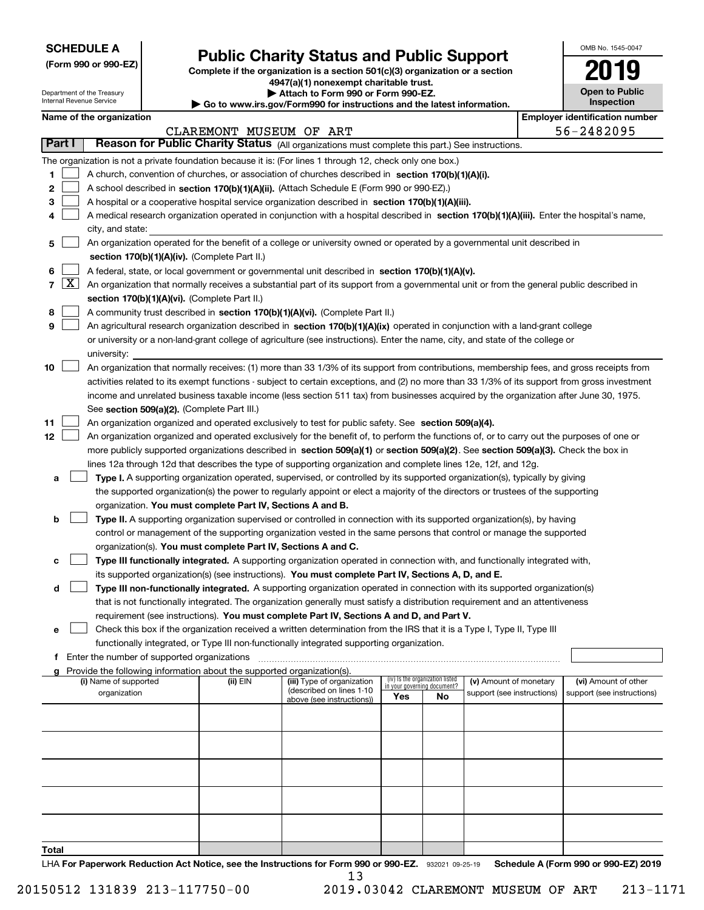**SCHEDULE A**
**(Form 990 or 990-EZ)**

Department of the Treasury
Internal Revenue Service

# Public Charity Status and Public Support

**Complete if the organization is a section 501(c)(3) organization or a section 4947(a)(1) nonexempt charitable trust.**
**▶ Attach to Form 990 or Form 990-EZ.**
**▶ Go to www.irs.gov/Form990 for instructions and the latest information.**

OMB No. 1545-0047
**2019**
**Open to Public Inspection**

**Name of the organization:** CLAREMONT MUSEUM OF ART
**Employer identification number:** 56-2482095

## Part I — Reason for Public Charity Status (All organizations must complete this part.) See instructions.

The organization is not a private foundation because it is: (For lines 1 through 12, check only one box.)

1. ☐ A church, convention of churches, or association of churches described in **section 170(b)(1)(A)(i).**
2. ☐ A school described in **section 170(b)(1)(A)(ii).** (Attach Schedule E (Form 990 or 990-EZ).)
3. ☐ A hospital or a cooperative hospital service organization described in **section 170(b)(1)(A)(iii).**
4. ☐ A medical research organization operated in conjunction with a hospital described in **section 170(b)(1)(A)(iii).** Enter the hospital's name, city, and state:
5. ☐ An organization operated for the benefit of a college or university owned or operated by a governmental unit described in **section 170(b)(1)(A)(iv).** (Complete Part II.)
6. ☐ A federal, state, or local government or governmental unit described in **section 170(b)(1)(A)(v).**
7. ☒ An organization that normally receives a substantial part of its support from a governmental unit or from the general public described in **section 170(b)(1)(A)(vi).** (Complete Part II.)
8. ☐ A community trust described in **section 170(b)(1)(A)(vi).** (Complete Part II.)
9. ☐ An agricultural research organization described in **section 170(b)(1)(A)(ix)** operated in conjunction with a land-grant college or university or a non-land-grant college of agriculture (see instructions). Enter the name, city, and state of the college or university:
10. ☐ An organization that normally receives: (1) more than 33 1/3% of its support from contributions, membership fees, and gross receipts from activities related to its exempt functions - subject to certain exceptions, and (2) no more than 33 1/3% of its support from gross investment income and unrelated business taxable income (less section 511 tax) from businesses acquired by the organization after June 30, 1975. See **section 509(a)(2).** (Complete Part III.)
11. ☐ An organization organized and operated exclusively to test for public safety. See **section 509(a)(4).**
12. ☐ An organization organized and operated exclusively for the benefit of, to perform the functions of, or to carry out the purposes of one or more publicly supported organizations described in **section 509(a)(1)** or **section 509(a)(2)**. See **section 509(a)(3).** Check the box in lines 12a through 12d that describes the type of supporting organization and complete lines 12e, 12f, and 12g.
   - **a** ☐ **Type I.** A supporting organization operated, supervised, or controlled by its supported organization(s), typically by giving the supported organization(s) the power to regularly appoint or elect a majority of the directors or trustees of the supporting organization. **You must complete Part IV, Sections A and B.**
   - **b** ☐ **Type II.** A supporting organization supervised or controlled in connection with its supported organization(s), by having control or management of the supporting organization vested in the same persons that control or manage the supported organization(s). **You must complete Part IV, Sections A and C.**
   - **c** ☐ **Type III functionally integrated.** A supporting organization operated in connection with, and functionally integrated with, its supported organization(s) (see instructions). **You must complete Part IV, Sections A, D, and E.**
   - **d** ☐ **Type III non-functionally integrated.** A supporting organization operated in connection with its supported organization(s) that is not functionally integrated. The organization generally must satisfy a distribution requirement and an attentiveness requirement (see instructions). **You must complete Part IV, Sections A and D, and Part V.**
   - **e** ☐ Check this box if the organization received a written determination from the IRS that it is a Type I, Type II, Type III functionally integrated, or Type III non-functionally integrated supporting organization.
   - **f** Enter the number of supported organizations
   - **g** Provide the following information about the supported organization(s).

| (i) Name of supported organization | (ii) EIN | (iii) Type of organization (described on lines 1-10 above (see instructions)) | (iv) Is the organization listed in your governing document? Yes | No | (v) Amount of monetary support (see instructions) | (vi) Amount of other support (see instructions) |
|---|---|---|---|---|---|---|
| | | | | | | |
| | | | | | | |
| | | | | | | |
| | | | | | | |
| | | | | | | |
| **Total** | | | | | | |

LHA **For Paperwork Reduction Act Notice, see the Instructions for Form 990 or 990-EZ.** 932021 09-25-19 **Schedule A (Form 990 or 990-EZ) 2019**

20150512 131839 213-117750-00 2019.03042 CLAREMONT MUSEUM OF ART 213-1171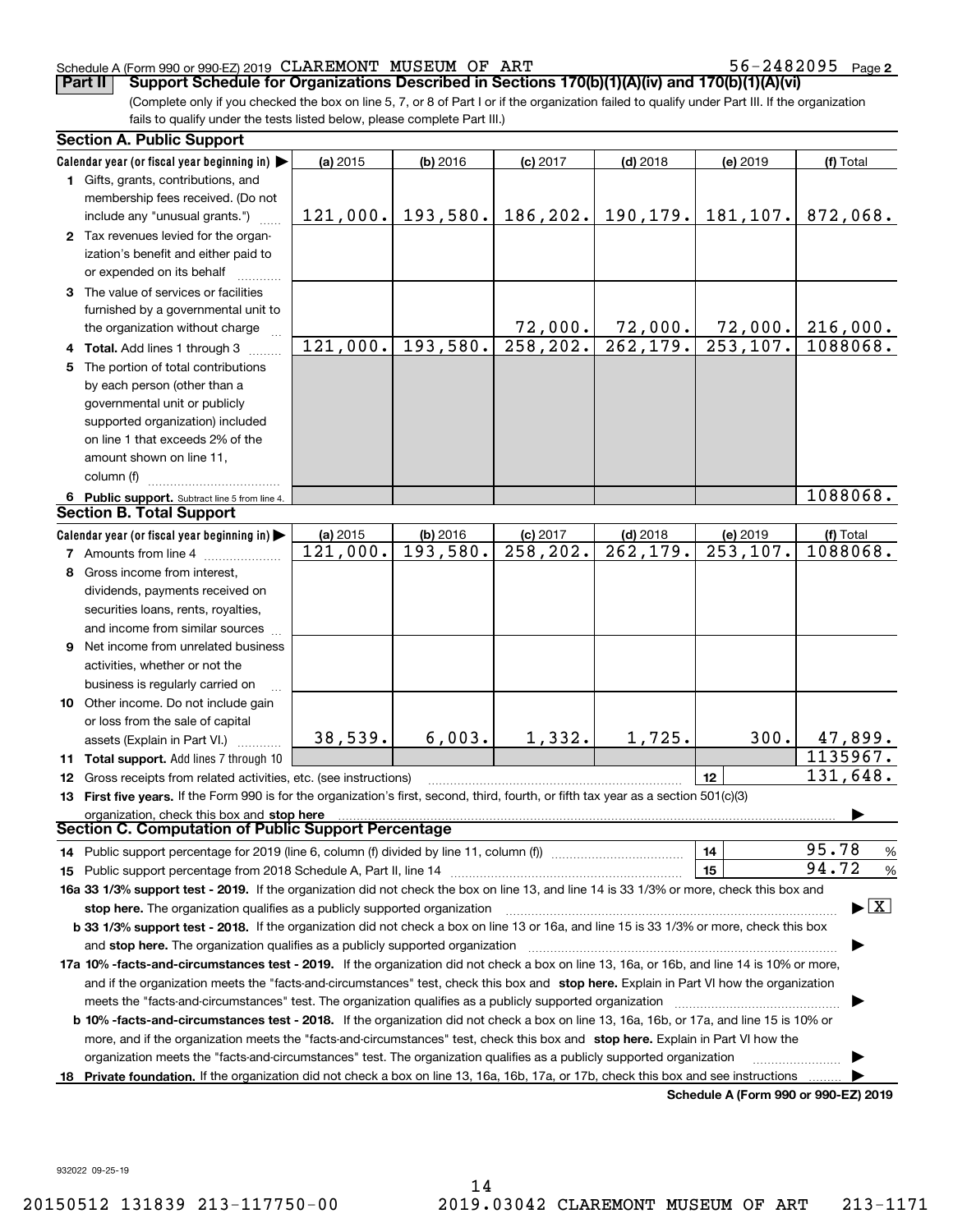Schedule A (Form 990 or 990-EZ) 2019 CLAREMONT MUSEUM OF ART 56-2482095 Page 2

**Part II Support Schedule for Organizations Described in Sections 170(b)(1)(A)(iv) and 170(b)(1)(A)(vi)**

(Complete only if you checked the box on line 5, 7, or 8 of Part I or if the organization failed to qualify under Part III. If the organization fails to qualify under the tests listed below, please complete Part III.)

**Section A. Public Support**

| Calendar year (or fiscal year beginning in) ▶ | (a) 2015 | (b) 2016 | (c) 2017 | (d) 2018 | (e) 2019 | (f) Total |
|---|---|---|---|---|---|---|
| 1 Gifts, grants, contributions, and membership fees received. (Do not include any "unusual grants.") | 121,000. | 193,580. | 186,202. | 190,179. | 181,107. | 872,068. |
| 2 Tax revenues levied for the organization's benefit and either paid to or expended on its behalf | | | | | | |
| 3 The value of services or facilities furnished by a governmental unit to the organization without charge | | | 72,000. | 72,000. | 72,000. | 216,000. |
| 4 **Total.** Add lines 1 through 3 | 121,000. | 193,580. | 258,202. | 262,179. | 253,107. | 1088068. |
| 5 The portion of total contributions by each person (other than a governmental unit or publicly supported organization) included on line 1 that exceeds 2% of the amount shown on line 11, column (f) | | | | | | |
| 6 **Public support.** Subtract line 5 from line 4. | | | | | | 1088068. |

**Section B. Total Support**

| Calendar year (or fiscal year beginning in) ▶ | (a) 2015 | (b) 2016 | (c) 2017 | (d) 2018 | (e) 2019 | (f) Total |
|---|---|---|---|---|---|---|
| 7 Amounts from line 4 | 121,000. | 193,580. | 258,202. | 262,179. | 253,107. | 1088068. |
| 8 Gross income from interest, dividends, payments received on securities loans, rents, royalties, and income from similar sources | | | | | | |
| 9 Net income from unrelated business activities, whether or not the business is regularly carried on | | | | | | |
| 10 Other income. Do not include gain or loss from the sale of capital assets (Explain in Part VI.) | 38,539. | 6,003. | 1,332. | 1,725. | 300. | 47,899. |
| 11 **Total support.** Add lines 7 through 10 | | | | | | 1135967. |
| 12 Gross receipts from related activities, etc. (see instructions) | | | | | 12 | 131,648. |

13 **First five years.** If the Form 990 is for the organization's first, second, third, fourth, or fifth tax year as a section 501(c)(3) organization, check this box and **stop here** ▶

**Section C. Computation of Public Support Percentage**

| | | |
|---|---|---|
| 14 Public support percentage for 2019 (line 6, column (f) divided by line 11, column (f)) | 14 | 95.78 % |
| 15 Public support percentage from 2018 Schedule A, Part II, line 14 | 15 | 94.72 % |

**16a 33 1/3% support test - 2019.** If the organization did not check the box on line 13, and line 14 is 33 1/3% or more, check this box and **stop here.** The organization qualifies as a publicly supported organization ▶ [X]

**b 33 1/3% support test - 2018.** If the organization did not check a box on line 13 or 16a, and line 15 is 33 1/3% or more, check this box and **stop here.** The organization qualifies as a publicly supported organization ▶

**17a 10% -facts-and-circumstances test - 2019.** If the organization did not check a box on line 13, 16a, or 16b, and line 14 is 10% or more, and if the organization meets the "facts-and-circumstances" test, check this box and **stop here.** Explain in Part VI how the organization meets the "facts-and-circumstances" test. The organization qualifies as a publicly supported organization ▶

**b 10% -facts-and-circumstances test - 2018.** If the organization did not check a box on line 13, 16a, 16b, or 17a, and line 15 is 10% or more, and if the organization meets the "facts-and-circumstances" test, check this box and **stop here.** Explain in Part VI how the organization meets the "facts-and-circumstances" test. The organization qualifies as a publicly supported organization ▶

**18 Private foundation.** If the organization did not check a box on line 13, 16a, 16b, 17a, or 17b, check this box and see instructions ▶

**Schedule A (Form 990 or 990-EZ) 2019**

932022 09-25-19

20150512 131839 213-117750-00 2019.03042 CLAREMONT MUSEUM OF ART 213-1171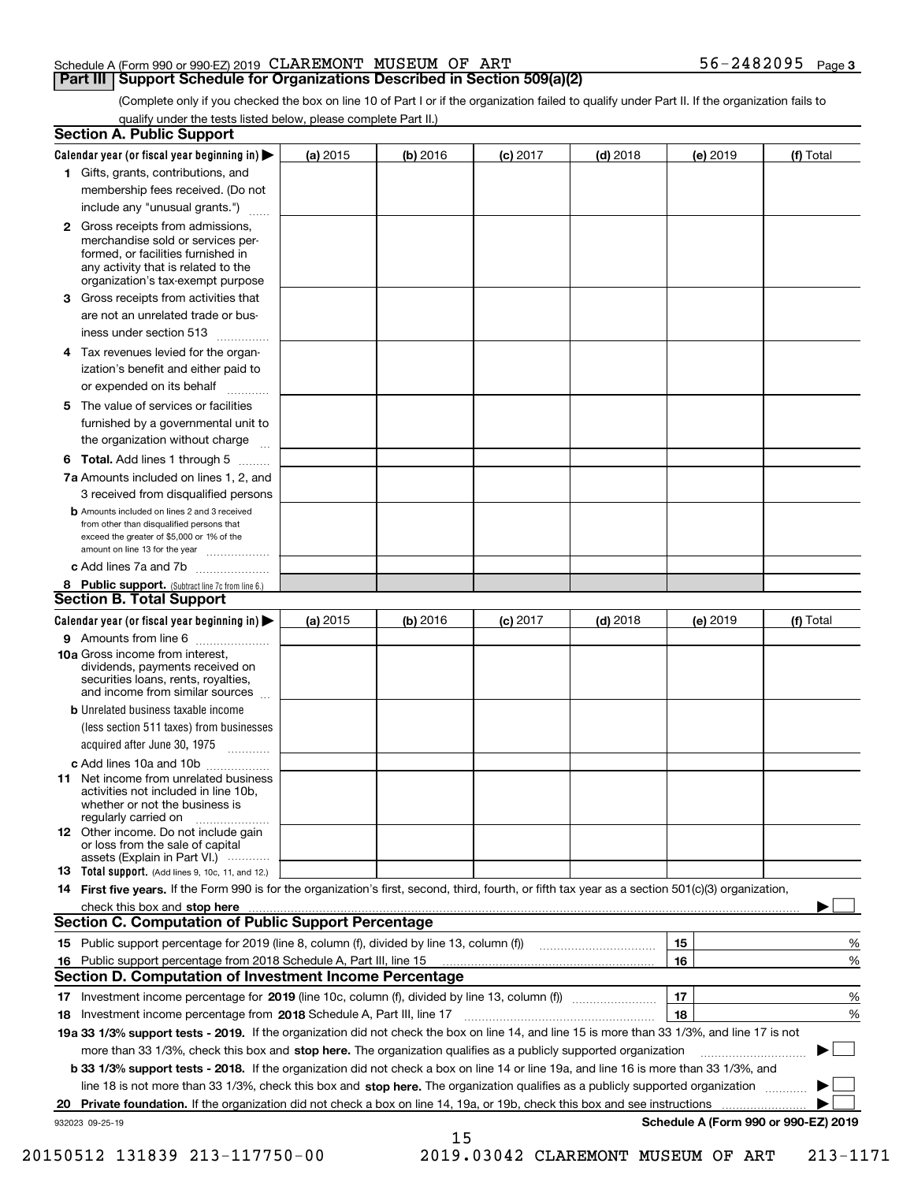Schedule A (Form 990 or 990-EZ) 2019 CLAREMONT MUSEUM OF ART 56-2482095 Page **3**

## Part III Support Schedule for Organizations Described in Section 509(a)(2)

(Complete only if you checked the box on line 10 of Part I or if the organization failed to qualify under Part II. If the organization fails to qualify under the tests listed below, please complete Part II.)

### Section A. Public Support

| Calendar year (or fiscal year beginning in) ▶ | (a) 2015 | (b) 2016 | (c) 2017 | (d) 2018 | (e) 2019 | (f) Total |
|---|---|---|---|---|---|---|
| **1** Gifts, grants, contributions, and membership fees received. (Do not include any "unusual grants.") | | | | | | |
| **2** Gross receipts from admissions, merchandise sold or services performed, or facilities furnished in any activity that is related to the organization's tax-exempt purpose | | | | | | |
| **3** Gross receipts from activities that are not an unrelated trade or business under section 513 | | | | | | |
| **4** Tax revenues levied for the organization's benefit and either paid to or expended on its behalf | | | | | | |
| **5** The value of services or facilities furnished by a governmental unit to the organization without charge | | | | | | |
| **6 Total.** Add lines 1 through 5 | | | | | | |
| **7a** Amounts included on lines 1, 2, and 3 received from disqualified persons | | | | | | |
| **b** Amounts included on lines 2 and 3 received from other than disqualified persons that exceed the greater of $5,000 or 1% of the amount on line 13 for the year | | | | | | |
| **c** Add lines 7a and 7b | | | | | | |
| **8 Public support.** (Subtract line 7c from line 6.) | | | | | | |

### Section B. Total Support

| Calendar year (or fiscal year beginning in) ▶ | (a) 2015 | (b) 2016 | (c) 2017 | (d) 2018 | (e) 2019 | (f) Total |
|---|---|---|---|---|---|---|
| **9** Amounts from line 6 | | | | | | |
| **10a** Gross income from interest, dividends, payments received on securities loans, rents, royalties, and income from similar sources | | | | | | |
| **b** Unrelated business taxable income (less section 511 taxes) from businesses acquired after June 30, 1975 | | | | | | |
| **c** Add lines 10a and 10b | | | | | | |
| **11** Net income from unrelated business activities not included in line 10b, whether or not the business is regularly carried on | | | | | | |
| **12** Other income. Do not include gain or loss from the sale of capital assets (Explain in Part VI.) | | | | | | |
| **13 Total support.** (Add lines 9, 10c, 11, and 12.) | | | | | | |

**14 First five years.** If the Form 990 is for the organization's first, second, third, fourth, or fifth tax year as a section 501(c)(3) organization, check this box and **stop here** ▶ ☐

### Section C. Computation of Public Support Percentage

| | | | |
|---|---|---|---|
| **15** Public support percentage for 2019 (line 8, column (f), divided by line 13, column (f)) | 15 | | % |
| **16** Public support percentage from 2018 Schedule A, Part III, line 15 | 16 | | % |

### Section D. Computation of Investment Income Percentage

| | | | |
|---|---|---|---|
| **17** Investment income percentage for **2019** (line 10c, column (f), divided by line 13, column (f)) | 17 | | % |
| **18** Investment income percentage from **2018** Schedule A, Part III, line 17 | 18 | | % |

**19a 33 1/3% support tests - 2019.** If the organization did not check the box on line 14, and line 15 is more than 33 1/3%, and line 17 is not more than 33 1/3%, check this box and **stop here.** The organization qualifies as a publicly supported organization ▶ ☐

**b 33 1/3% support tests - 2018.** If the organization did not check a box on line 14 or line 19a, and line 16 is more than 33 1/3%, and line 18 is not more than 33 1/3%, check this box and **stop here.** The organization qualifies as a publicly supported organization ▶ ☐

**20 Private foundation.** If the organization did not check a box on line 14, 19a, or 19b, check this box and see instructions ▶ ☐

932023 09-25-19 **Schedule A (Form 990 or 990-EZ) 2019**

20150512 131839 213-117750-00 2019.03042 CLAREMONT MUSEUM OF ART 213-1171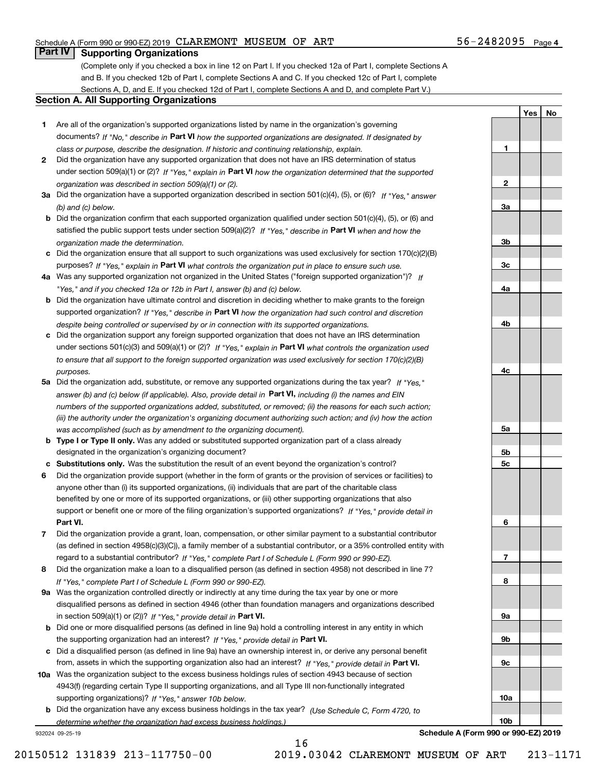Schedule A (Form 990 or 990-EZ) 2019 CLAREMONT MUSEUM OF ART 56-2482095 Page 4

## Part IV Supporting Organizations

(Complete only if you checked a box in line 12 on Part I. If you checked 12a of Part I, complete Sections A and B. If you checked 12b of Part I, complete Sections A and C. If you checked 12c of Part I, complete Sections A, D, and E. If you checked 12d of Part I, complete Sections A and D, and complete Part V.)

### Section A. All Supporting Organizations

| | | | Yes | No |
|---|---|---|---|---|
| **1** | Are all of the organization's supported organizations listed by name in the organization's governing documents? *If "No," describe in* **Part VI** *how the supported organizations are designated. If designated by class or purpose, describe the designation. If historic and continuing relationship, explain.* | **1** | | |
| **2** | Did the organization have any supported organization that does not have an IRS determination of status under section 509(a)(1) or (2)? *If "Yes," explain in* **Part VI** *how the organization determined that the supported organization was described in section 509(a)(1) or (2).* | **2** | | |
| **3a** | Did the organization have a supported organization described in section 501(c)(4), (5), or (6)? *If "Yes," answer (b) and (c) below.* | **3a** | | |
| **b** | Did the organization confirm that each supported organization qualified under section 501(c)(4), (5), or (6) and satisfied the public support tests under section 509(a)(2)? *If "Yes," describe in* **Part VI** *when and how the organization made the determination.* | **3b** | | |
| **c** | Did the organization ensure that all support to such organizations was used exclusively for section 170(c)(2)(B) purposes? *If "Yes," explain in* **Part VI** *what controls the organization put in place to ensure such use.* | **3c** | | |
| **4a** | Was any supported organization not organized in the United States ("foreign supported organization")? *If "Yes," and if you checked 12a or 12b in Part I, answer (b) and (c) below.* | **4a** | | |
| **b** | Did the organization have ultimate control and discretion in deciding whether to make grants to the foreign supported organization? *If "Yes," describe in* **Part VI** *how the organization had such control and discretion despite being controlled or supervised by or in connection with its supported organizations.* | **4b** | | |
| **c** | Did the organization support any foreign supported organization that does not have an IRS determination under sections 501(c)(3) and 509(a)(1) or (2)? *If "Yes," explain in* **Part VI** *what controls the organization used to ensure that all support to the foreign supported organization was used exclusively for section 170(c)(2)(B) purposes.* | **4c** | | |
| **5a** | Did the organization add, substitute, or remove any supported organizations during the tax year? *If "Yes," answer (b) and (c) below (if applicable). Also, provide detail in* **Part VI,** *including (i) the names and EIN numbers of the supported organizations added, substituted, or removed; (ii) the reasons for each such action; (iii) the authority under the organization's organizing document authorizing such action; and (iv) how the action was accomplished (such as by amendment to the organizing document).* | **5a** | | |
| **b** | **Type I or Type II only.** Was any added or substituted supported organization part of a class already designated in the organization's organizing document? | **5b** | | |
| **c** | **Substitutions only.** Was the substitution the result of an event beyond the organization's control? | **5c** | | |
| **6** | Did the organization provide support (whether in the form of grants or the provision of services or facilities) to anyone other than (i) its supported organizations, (ii) individuals that are part of the charitable class benefited by one or more of its supported organizations, or (iii) other supporting organizations that also support or benefit one or more of the filing organization's supported organizations? *If "Yes," provide detail in* **Part VI.** | **6** | | |
| **7** | Did the organization provide a grant, loan, compensation, or other similar payment to a substantial contributor (as defined in section 4958(c)(3)(C)), a family member of a substantial contributor, or a 35% controlled entity with regard to a substantial contributor? *If "Yes," complete Part I of Schedule L (Form 990 or 990-EZ).* | **7** | | |
| **8** | Did the organization make a loan to a disqualified person (as defined in section 4958) not described in line 7? *If "Yes," complete Part I of Schedule L (Form 990 or 990-EZ).* | **8** | | |
| **9a** | Was the organization controlled directly or indirectly at any time during the tax year by one or more disqualified persons as defined in section 4946 (other than foundation managers and organizations described in section 509(a)(1) or (2))? *If "Yes," provide detail in* **Part VI.** | **9a** | | |
| **b** | Did one or more disqualified persons (as defined in line 9a) hold a controlling interest in any entity in which the supporting organization had an interest? *If "Yes," provide detail in* **Part VI.** | **9b** | | |
| **c** | Did a disqualified person (as defined in line 9a) have an ownership interest in, or derive any personal benefit from, assets in which the supporting organization also had an interest? *If "Yes," provide detail in* **Part VI.** | **9c** | | |
| **10a** | Was the organization subject to the excess business holdings rules of section 4943 because of section 4943(f) (regarding certain Type II supporting organizations, and all Type III non-functionally integrated supporting organizations)? *If "Yes," answer 10b below.* | **10a** | | |
| **b** | Did the organization have any excess business holdings in the tax year? *(Use Schedule C, Form 4720, to determine whether the organization had excess business holdings.)* | **10b** | | |

932024 09-25-19 **Schedule A (Form 990 or 990-EZ) 2019**

20150512 131839 213-117750-00 2019.03042 CLAREMONT MUSEUM OF ART 213-1171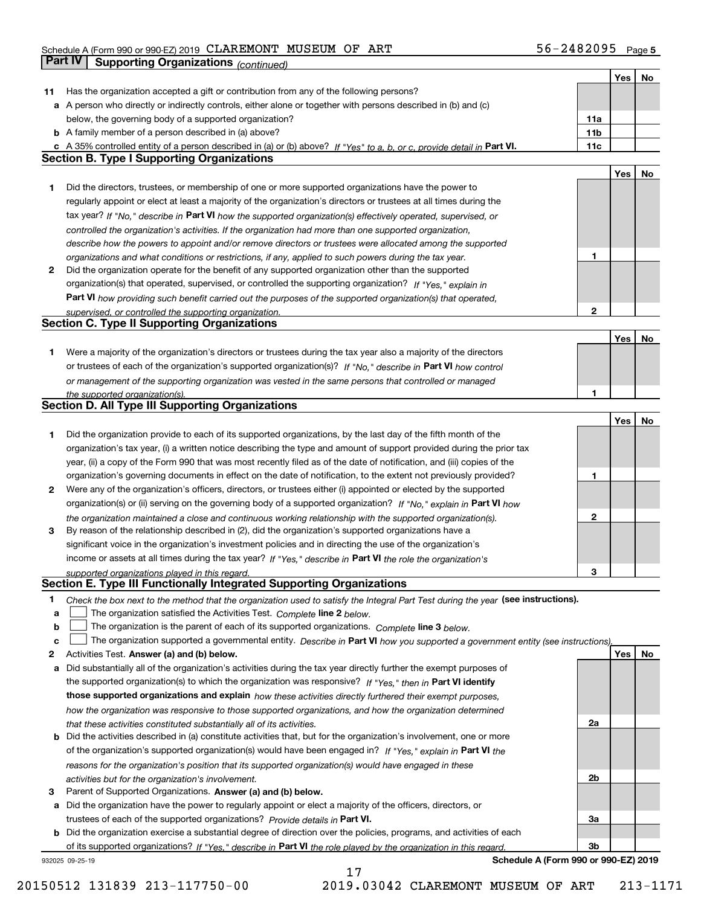Schedule A (Form 990 or 990-EZ) 2019 CLAREMONT MUSEUM OF ART 56-2482095 Page 5

## Part IV Supporting Organizations *(continued)*

| | | | Yes | No |
|---|---|---|---|---|
| **11** | Has the organization accepted a gift or contribution from any of the following persons? | | | |
| **a** | A person who directly or indirectly controls, either alone or together with persons described in (b) and (c) below, the governing body of a supported organization? | 11a | | |
| **b** | A family member of a person described in (a) above? | 11b | | |
| **c** | A 35% controlled entity of a person described in (a) or (b) above? *If "Yes" to a, b, or c, provide detail in* **Part VI.** | 11c | | |

### Section B. Type I Supporting Organizations

| | | | Yes | No |
|---|---|---|---|---|
| **1** | Did the directors, trustees, or membership of one or more supported organizations have the power to regularly appoint or elect at least a majority of the organization's directors or trustees at all times during the tax year? *If "No," describe in* **Part VI** *how the supported organization(s) effectively operated, supervised, or controlled the organization's activities. If the organization had more than one supported organization, describe how the powers to appoint and/or remove directors or trustees were allocated among the supported organizations and what conditions or restrictions, if any, applied to such powers during the tax year.* | 1 | | |
| **2** | Did the organization operate for the benefit of any supported organization other than the supported organization(s) that operated, supervised, or controlled the supporting organization? *If "Yes," explain in* **Part VI** *how providing such benefit carried out the purposes of the supported organization(s) that operated, supervised, or controlled the supporting organization.* | 2 | | |

### Section C. Type II Supporting Organizations

| | | | Yes | No |
|---|---|---|---|---|
| **1** | Were a majority of the organization's directors or trustees during the tax year also a majority of the directors or trustees of each of the organization's supported organization(s)? *If "No," describe in* **Part VI** *how control or management of the supporting organization was vested in the same persons that controlled or managed the supported organization(s).* | 1 | | |

### Section D. All Type III Supporting Organizations

| | | | Yes | No |
|---|---|---|---|---|
| **1** | Did the organization provide to each of its supported organizations, by the last day of the fifth month of the organization's tax year, (i) a written notice describing the type and amount of support provided during the prior tax year, (ii) a copy of the Form 990 that was most recently filed as of the date of notification, and (iii) copies of the organization's governing documents in effect on the date of notification, to the extent not previously provided? | 1 | | |
| **2** | Were any of the organization's officers, directors, or trustees either (i) appointed or elected by the supported organization(s) or (ii) serving on the governing body of a supported organization? *If "No," explain in* **Part VI** *how the organization maintained a close and continuous working relationship with the supported organization(s).* | 2 | | |
| **3** | By reason of the relationship described in (2), did the organization's supported organizations have a significant voice in the organization's investment policies and in directing the use of the organization's income or assets at all times during the tax year? *If "Yes," describe in* **Part VI** *the role the organization's supported organizations played in this regard.* | 3 | | |

### Section E. Type III Functionally Integrated Supporting Organizations

**1** *Check the box next to the method that the organization used to satisfy the Integral Part Test during the year* **(see instructions).**

- **a** ☐ The organization satisfied the Activities Test. *Complete* **line 2** *below.*
- **b** ☐ The organization is the parent of each of its supported organizations. *Complete* **line 3** *below.*
- **c** ☐ The organization supported a governmental entity. *Describe in* **Part VI** *how you supported a government entity (see instructions).*

| | | | Yes | No |
|---|---|---|---|---|
| **2** | Activities Test. **Answer (a) and (b) below.** | | | |
| **a** | Did substantially all of the organization's activities during the tax year directly further the exempt purposes of the supported organization(s) to which the organization was responsive? *If "Yes," then in* **Part VI identify those supported organizations and explain** *how these activities directly furthered their exempt purposes, how the organization was responsive to those supported organizations, and how the organization determined that these activities constituted substantially all of its activities.* | 2a | | |
| **b** | Did the activities described in (a) constitute activities that, but for the organization's involvement, one or more of the organization's supported organization(s) would have been engaged in? *If "Yes," explain in* **Part VI** *the reasons for the organization's position that its supported organization(s) would have engaged in these activities but for the organization's involvement.* | 2b | | |
| **3** | Parent of Supported Organizations. **Answer (a) and (b) below.** | | | |
| **a** | Did the organization have the power to regularly appoint or elect a majority of the officers, directors, or trustees of each of the supported organizations? *Provide details in* **Part VI.** | 3a | | |
| **b** | Did the organization exercise a substantial degree of direction over the policies, programs, and activities of each of its supported organizations? *If "Yes," describe in* **Part VI** *the role played by the organization in this regard.* | 3b | | |

932025 09-25-19 **Schedule A (Form 990 or 990-EZ) 2019**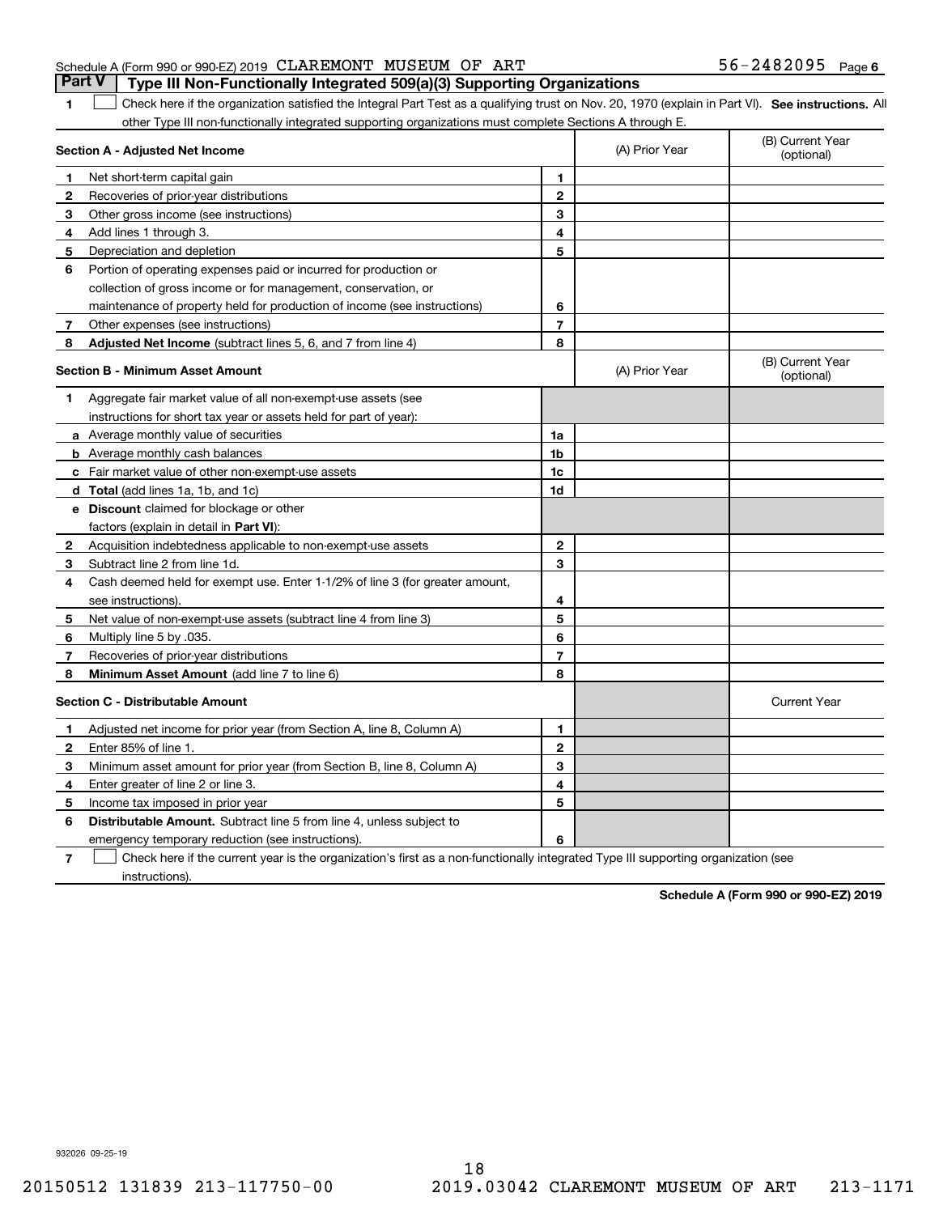Schedule A (Form 990 or 990-EZ) 2019 CLAREMONT MUSEUM OF ART 56-2482095 Page 6

## Part V Type III Non-Functionally Integrated 509(a)(3) Supporting Organizations

**1** ☐ Check here if the organization satisfied the Integral Part Test as a qualifying trust on Nov. 20, 1970 (explain in Part VI). **See instructions.** All other Type III non-functionally integrated supporting organizations must complete Sections A through E.

| **Section A - Adjusted Net Income** | | | (A) Prior Year | (B) Current Year (optional) |
|---|---|---|---|---|
| 1 | Net short-term capital gain | 1 | | |
| 2 | Recoveries of prior-year distributions | 2 | | |
| 3 | Other gross income (see instructions) | 3 | | |
| 4 | Add lines 1 through 3. | 4 | | |
| 5 | Depreciation and depletion | 5 | | |
| 6 | Portion of operating expenses paid or incurred for production or collection of gross income or for management, conservation, or maintenance of property held for production of income (see instructions) | 6 | | |
| 7 | Other expenses (see instructions) | 7 | | |
| 8 | **Adjusted Net Income** (subtract lines 5, 6, and 7 from line 4) | 8 | | |

| **Section B - Minimum Asset Amount** | | | (A) Prior Year | (B) Current Year (optional) |
|---|---|---|---|---|
| 1 | Aggregate fair market value of all non-exempt-use assets (see instructions for short tax year or assets held for part of year): | | | |
| a | Average monthly value of securities | 1a | | |
| b | Average monthly cash balances | 1b | | |
| c | Fair market value of other non-exempt-use assets | 1c | | |
| d | **Total** (add lines 1a, 1b, and 1c) | 1d | | |
| e | **Discount** claimed for blockage or other factors (explain in detail in **Part VI**): | | | |
| 2 | Acquisition indebtedness applicable to non-exempt-use assets | 2 | | |
| 3 | Subtract line 2 from line 1d. | 3 | | |
| 4 | Cash deemed held for exempt use. Enter 1-1/2% of line 3 (for greater amount, see instructions). | 4 | | |
| 5 | Net value of non-exempt-use assets (subtract line 4 from line 3) | 5 | | |
| 6 | Multiply line 5 by .035. | 6 | | |
| 7 | Recoveries of prior-year distributions | 7 | | |
| 8 | **Minimum Asset Amount** (add line 7 to line 6) | 8 | | |

| **Section C - Distributable Amount** | | | | Current Year |
|---|---|---|---|---|
| 1 | Adjusted net income for prior year (from Section A, line 8, Column A) | 1 | | |
| 2 | Enter 85% of line 1. | 2 | | |
| 3 | Minimum asset amount for prior year (from Section B, line 8, Column A) | 3 | | |
| 4 | Enter greater of line 2 or line 3. | 4 | | |
| 5 | Income tax imposed in prior year | 5 | | |
| 6 | **Distributable Amount.** Subtract line 5 from line 4, unless subject to emergency temporary reduction (see instructions). | 6 | | |

**7** ☐ Check here if the current year is the organization's first as a non-functionally integrated Type III supporting organization (see instructions).

**Schedule A (Form 990 or 990-EZ) 2019**

932026 09-25-19

20150512 131839 213-117750-00 2019.03042 CLAREMONT MUSEUM OF ART 213-1171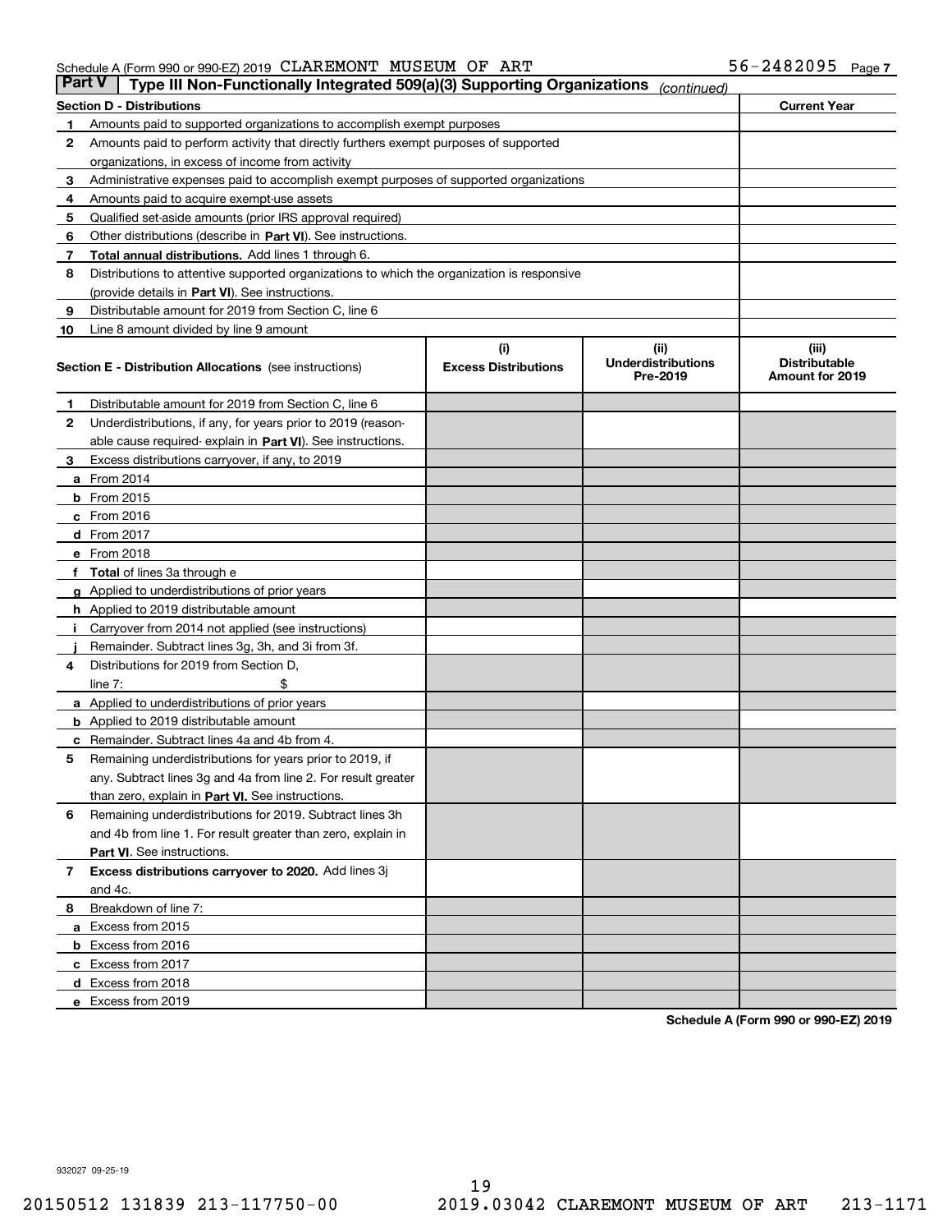Schedule A (Form 990 or 990-EZ) 2019 CLAREMONT MUSEUM OF ART 56-2482095 Page 7

## Part V Type III Non-Functionally Integrated 509(a)(3) Supporting Organizations *(continued)*

| Section D - Distributions | | Current Year |
|---|---|---|
| 1 | Amounts paid to supported organizations to accomplish exempt purposes | |
| 2 | Amounts paid to perform activity that directly furthers exempt purposes of supported organizations, in excess of income from activity | |
| 3 | Administrative expenses paid to accomplish exempt purposes of supported organizations | |
| 4 | Amounts paid to acquire exempt-use assets | |
| 5 | Qualified set-aside amounts (prior IRS approval required) | |
| 6 | Other distributions (describe in **Part VI**). See instructions. | |
| 7 | **Total annual distributions.** Add lines 1 through 6. | |
| 8 | Distributions to attentive supported organizations to which the organization is responsive (provide details in **Part VI**). See instructions. | |
| 9 | Distributable amount for 2019 from Section C, line 6 | |
| 10 | Line 8 amount divided by line 9 amount | |

| Section E - Distribution Allocations (see instructions) | (i) Excess Distributions | (ii) Underdistributions Pre-2019 | (iii) Distributable Amount for 2019 |
|---|---|---|---|
| **1** Distributable amount for 2019 from Section C, line 6 | | | |
| **2** Underdistributions, if any, for years prior to 2019 (reasonable cause required- explain in **Part VI**). See instructions. | | | |
| **3** Excess distributions carryover, if any, to 2019 | | | |
| **a** From 2014 | | | |
| **b** From 2015 | | | |
| **c** From 2016 | | | |
| **d** From 2017 | | | |
| **e** From 2018 | | | |
| **f** **Total** of lines 3a through e | | | |
| **g** Applied to underdistributions of prior years | | | |
| **h** Applied to 2019 distributable amount | | | |
| **i** Carryover from 2014 not applied (see instructions) | | | |
| **j** Remainder. Subtract lines 3g, 3h, and 3i from 3f. | | | |
| **4** Distributions for 2019 from Section D, line 7: $ | | | |
| **a** Applied to underdistributions of prior years | | | |
| **b** Applied to 2019 distributable amount | | | |
| **c** Remainder. Subtract lines 4a and 4b from 4. | | | |
| **5** Remaining underdistributions for years prior to 2019, if any. Subtract lines 3g and 4a from line 2. For result greater than zero, explain in **Part VI.** See instructions. | | | |
| **6** Remaining underdistributions for 2019. Subtract lines 3h and 4b from line 1. For result greater than zero, explain in **Part VI**. See instructions. | | | |
| **7** **Excess distributions carryover to 2020.** Add lines 3j and 4c. | | | |
| **8** Breakdown of line 7: | | | |
| **a** Excess from 2015 | | | |
| **b** Excess from 2016 | | | |
| **c** Excess from 2017 | | | |
| **d** Excess from 2018 | | | |
| **e** Excess from 2019 | | | |

**Schedule A (Form 990 or 990-EZ) 2019**

932027 09-25-19

20150512 131839 213-117750-00 2019.03042 CLAREMONT MUSEUM OF ART 213-1171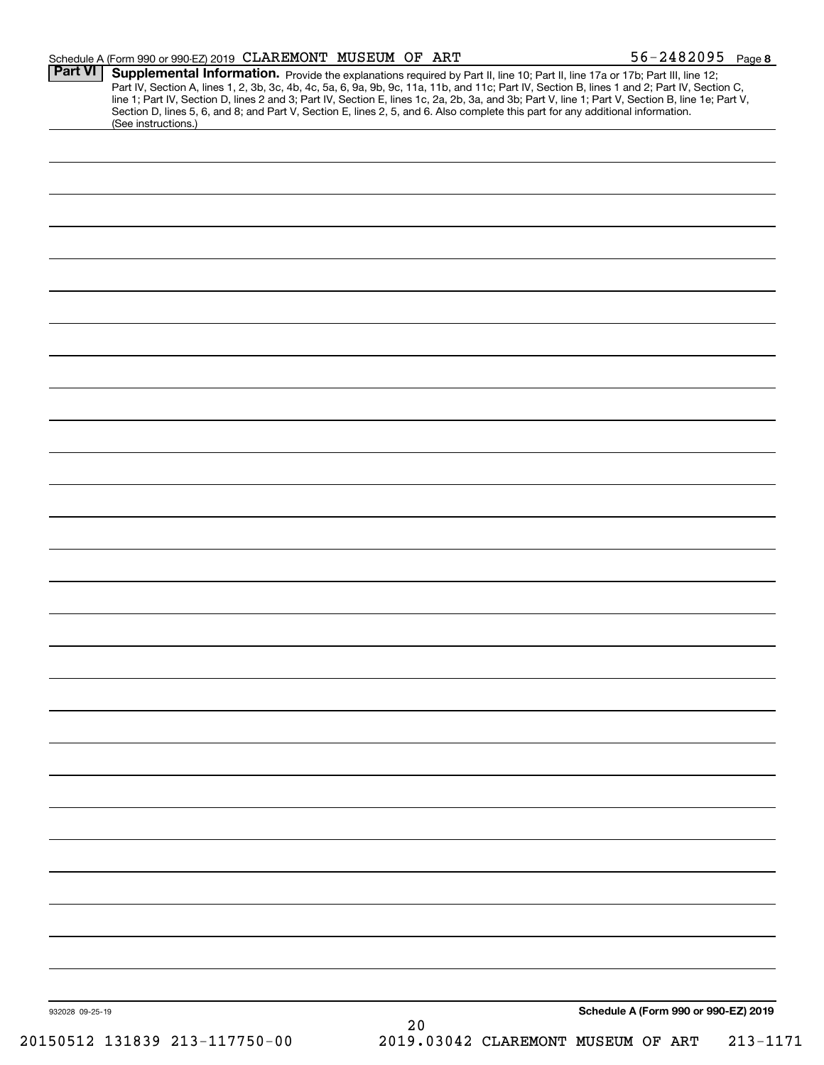Schedule A (Form 990 or 990-EZ) 2019 CLAREMONT MUSEUM OF ART 56-2482095 Page 8

## Part VI Supplemental Information.

Provide the explanations required by Part II, line 10; Part II, line 17a or 17b; Part III, line 12; Part IV, Section A, lines 1, 2, 3b, 3c, 4b, 4c, 5a, 6, 9a, 9b, 9c, 11a, 11b, and 11c; Part IV, Section B, lines 1 and 2; Part IV, Section C, line 1; Part IV, Section D, lines 2 and 3; Part IV, Section E, lines 1c, 2a, 2b, 3a, and 3b; Part V, line 1; Part V, Section B, line 1e; Part V, Section D, lines 5, 6, and 8; and Part V, Section E, lines 2, 5, and 6. Also complete this part for any additional information. (See instructions.)

932028 09-25-19

Schedule A (Form 990 or 990-EZ) 2019

20150512 131839 213-117750-00 2019.03042 CLAREMONT MUSEUM OF ART 213-1171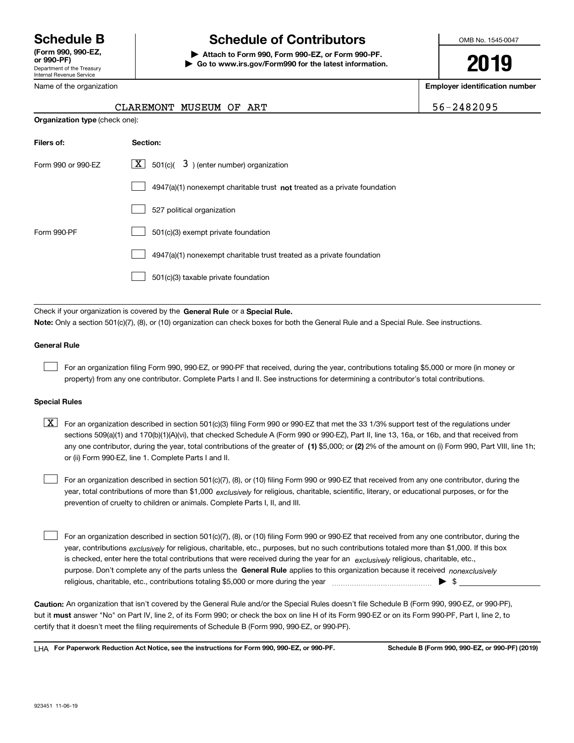# Schedule B

**(Form 990, 990-EZ, or 990-PF)**

Department of the Treasury
Internal Revenue Service

# Schedule of Contributors

**▶ Attach to Form 990, Form 990-EZ, or Form 990-PF.**
**▶ Go to www.irs.gov/Form990 for the latest information.**

OMB No. 1545-0047

**2019**

Name of the organization: CLAREMONT MUSEUM OF ART

**Employer identification number:** 56-2482095

**Organization type** (check one):

| **Filers of:** | **Section:** |
|---|---|
| Form 990 or 990-EZ | [X] 501(c)( 3 ) (enter number) organization |
| | [ ] 4947(a)(1) nonexempt charitable trust **not** treated as a private foundation |
| | [ ] 527 political organization |
| Form 990-PF | [ ] 501(c)(3) exempt private foundation |
| | [ ] 4947(a)(1) nonexempt charitable trust treated as a private foundation |
| | [ ] 501(c)(3) taxable private foundation |

Check if your organization is covered by the **General Rule** or a **Special Rule.**

**Note:** Only a section 501(c)(7), (8), or (10) organization can check boxes for both the General Rule and a Special Rule. See instructions.

**General Rule**

[ ] For an organization filing Form 990, 990-EZ, or 990-PF that received, during the year, contributions totaling $5,000 or more (in money or property) from any one contributor. Complete Parts I and II. See instructions for determining a contributor's total contributions.

**Special Rules**

[X] For an organization described in section 501(c)(3) filing Form 990 or 990-EZ that met the 33 1/3% support test of the regulations under sections 509(a)(1) and 170(b)(1)(A)(vi), that checked Schedule A (Form 990 or 990-EZ), Part II, line 13, 16a, or 16b, and that received from any one contributor, during the year, total contributions of the greater of **(1)** $5,000; or **(2)** 2% of the amount on (i) Form 990, Part VIII, line 1h; or (ii) Form 990-EZ, line 1. Complete Parts I and II.

[ ] For an organization described in section 501(c)(7), (8), or (10) filing Form 990 or 990-EZ that received from any one contributor, during the year, total contributions of more than $1,000 *exclusively* for religious, charitable, scientific, literary, or educational purposes, or for the prevention of cruelty to children or animals. Complete Parts I, II, and III.

[ ] For an organization described in section 501(c)(7), (8), or (10) filing Form 990 or 990-EZ that received from any one contributor, during the year, contributions *exclusively* for religious, charitable, etc., purposes, but no such contributions totaled more than $1,000. If this box is checked, enter here the total contributions that were received during the year for an *exclusively* religious, charitable, etc., purpose. Don't complete any of the parts unless the **General Rule** applies to this organization because it received *nonexclusively* religious, charitable, etc., contributions totaling $5,000 or more during the year ▶ $ ____________

**Caution:** An organization that isn't covered by the General Rule and/or the Special Rules doesn't file Schedule B (Form 990, 990-EZ, or 990-PF), but it **must** answer "No" on Part IV, line 2, of its Form 990; or check the box on line H of its Form 990-EZ or on its Form 990-PF, Part I, line 2, to certify that it doesn't meet the filing requirements of Schedule B (Form 990, 990-EZ, or 990-PF).

LHA **For Paperwork Reduction Act Notice, see the instructions for Form 990, 990-EZ, or 990-PF.** **Schedule B (Form 990, 990-EZ, or 990-PF) (2019)**

923451 11-06-19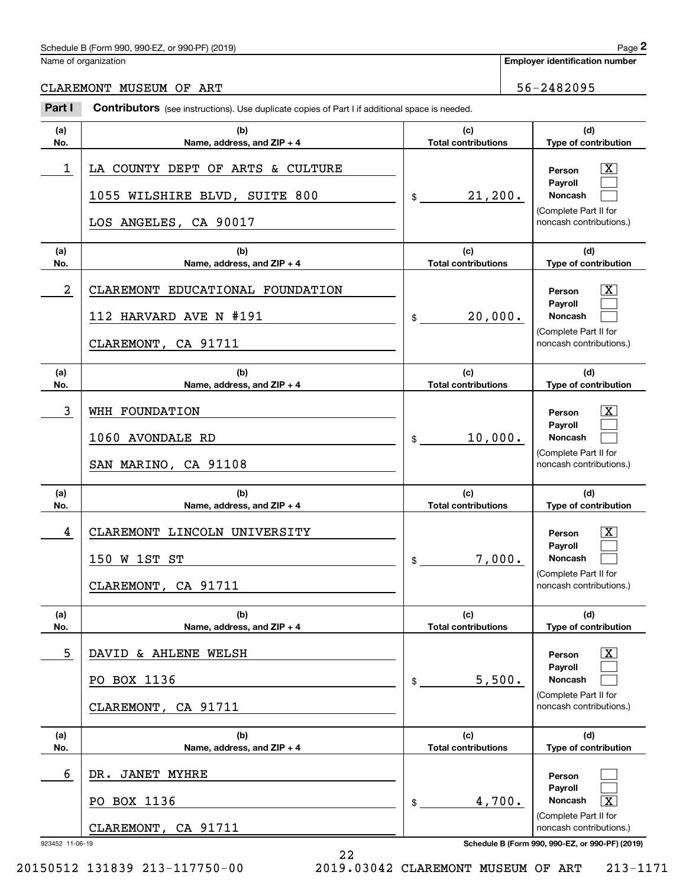Schedule B (Form 990, 990-EZ, or 990-PF) (2019)

Name of organization: CLAREMONT MUSEUM OF ART

Employer identification number: 56-2482095

**Part I** **Contributors** (see instructions). Use duplicate copies of Part I if additional space is needed.

| (a) No. | (b) Name, address, and ZIP + 4 | (c) Total contributions | (d) Type of contribution |
|---|---|---|---|
| 1 | LA COUNTY DEPT OF ARTS & CULTURE<br>1055 WILSHIRE BLVD, SUITE 800<br>LOS ANGELES, CA 90017 | $ 21,200. | Person [X]<br>Payroll [ ]<br>Noncash [ ]<br>(Complete Part II for noncash contributions.) |
| 2 | CLAREMONT EDUCATIONAL FOUNDATION<br>112 HARVARD AVE N #191<br>CLAREMONT, CA 91711 | $ 20,000. | Person [X]<br>Payroll [ ]<br>Noncash [ ]<br>(Complete Part II for noncash contributions.) |
| 3 | WHH FOUNDATION<br>1060 AVONDALE RD<br>SAN MARINO, CA 91108 | $ 10,000. | Person [X]<br>Payroll [ ]<br>Noncash [ ]<br>(Complete Part II for noncash contributions.) |
| 4 | CLAREMONT LINCOLN UNIVERSITY<br>150 W 1ST ST<br>CLAREMONT, CA 91711 | $ 7,000. | Person [X]<br>Payroll [ ]<br>Noncash [ ]<br>(Complete Part II for noncash contributions.) |
| 5 | DAVID & AHLENE WELSH<br>PO BOX 1136<br>CLAREMONT, CA 91711 | $ 5,500. | Person [X]<br>Payroll [ ]<br>Noncash [ ]<br>(Complete Part II for noncash contributions.) |
| 6 | DR. JANET MYHRE<br>PO BOX 1136<br>CLAREMONT, CA 91711 | $ 4,700. | Person [ ]<br>Payroll [ ]<br>Noncash [X]<br>(Complete Part II for noncash contributions.) |

923452 11-06-19

20150512 131839 213-117750-00 2019.03042 CLAREMONT MUSEUM OF ART 213-1171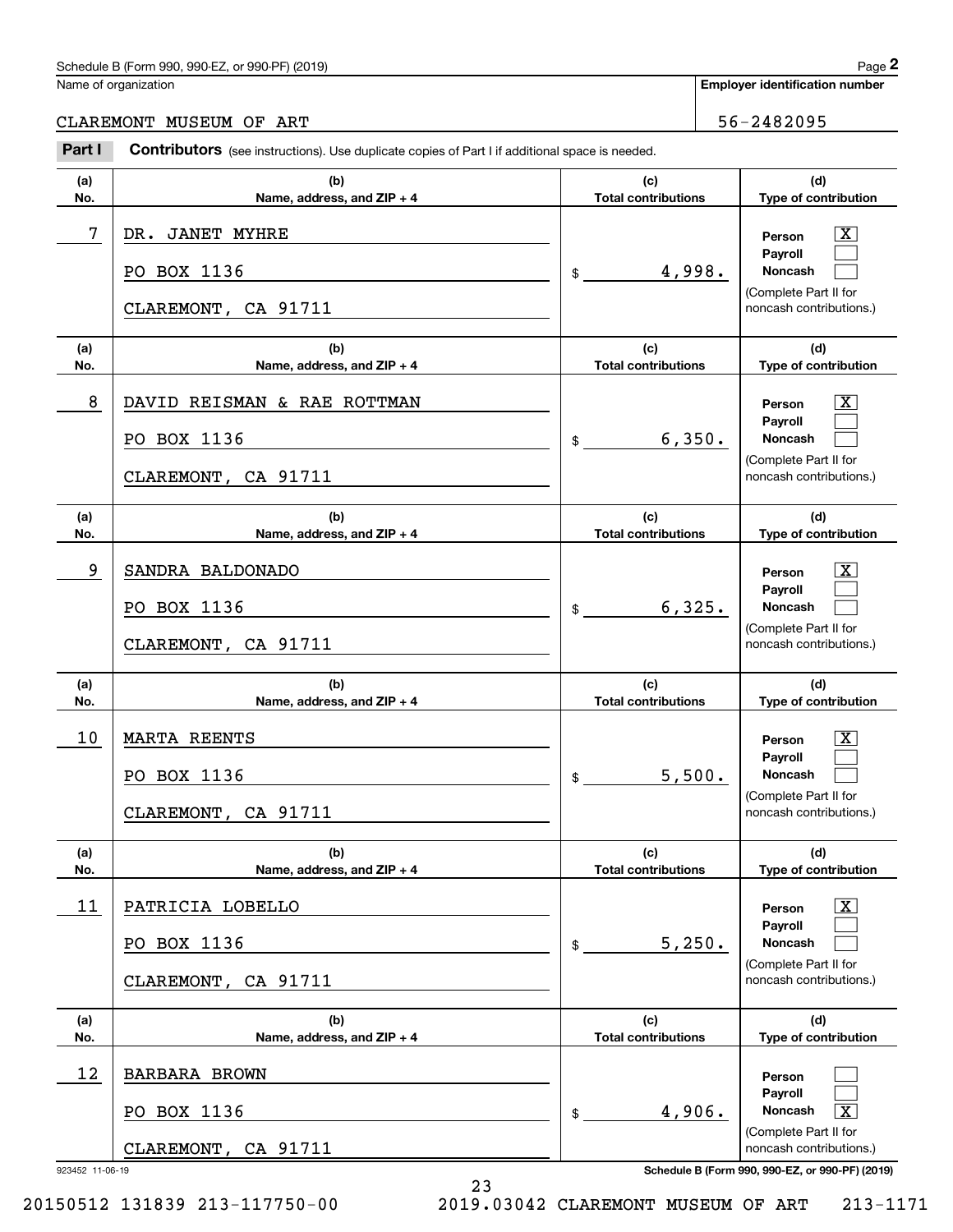Schedule B (Form 990, 990-EZ, or 990-PF) (2019)

Name of organization: CLAREMONT MUSEUM OF ART

Employer identification number: 56-2482095

**Part I** **Contributors** (see instructions). Use duplicate copies of Part I if additional space is needed.

| (a) No. | (b) Name, address, and ZIP + 4 | (c) Total contributions | (d) Type of contribution |
|---|---|---|---|
| 7 | DR. JANET MYHRE<br>PO BOX 1136<br>CLAREMONT, CA 91711 | $ 4,998. | Person [X]<br>Payroll [ ]<br>Noncash [ ]<br>(Complete Part II for noncash contributions.) |
| 8 | DAVID REISMAN & RAE ROTTMAN<br>PO BOX 1136<br>CLAREMONT, CA 91711 | $ 6,350. | Person [X]<br>Payroll [ ]<br>Noncash [ ]<br>(Complete Part II for noncash contributions.) |
| 9 | SANDRA BALDONADO<br>PO BOX 1136<br>CLAREMONT, CA 91711 | $ 6,325. | Person [X]<br>Payroll [ ]<br>Noncash [ ]<br>(Complete Part II for noncash contributions.) |
| 10 | MARTA REENTS<br>PO BOX 1136<br>CLAREMONT, CA 91711 | $ 5,500. | Person [X]<br>Payroll [ ]<br>Noncash [ ]<br>(Complete Part II for noncash contributions.) |
| 11 | PATRICIA LOBELLO<br>PO BOX 1136<br>CLAREMONT, CA 91711 | $ 5,250. | Person [X]<br>Payroll [ ]<br>Noncash [ ]<br>(Complete Part II for noncash contributions.) |
| 12 | BARBARA BROWN<br>PO BOX 1136<br>CLAREMONT, CA 91711 | $ 4,906. | Person [ ]<br>Payroll [ ]<br>Noncash [X]<br>(Complete Part II for noncash contributions.) |

923452 11-06-19

Schedule B (Form 990, 990-EZ, or 990-PF) (2019)

20150512 131839 213-117750-00 2019.03042 CLAREMONT MUSEUM OF ART 213-1171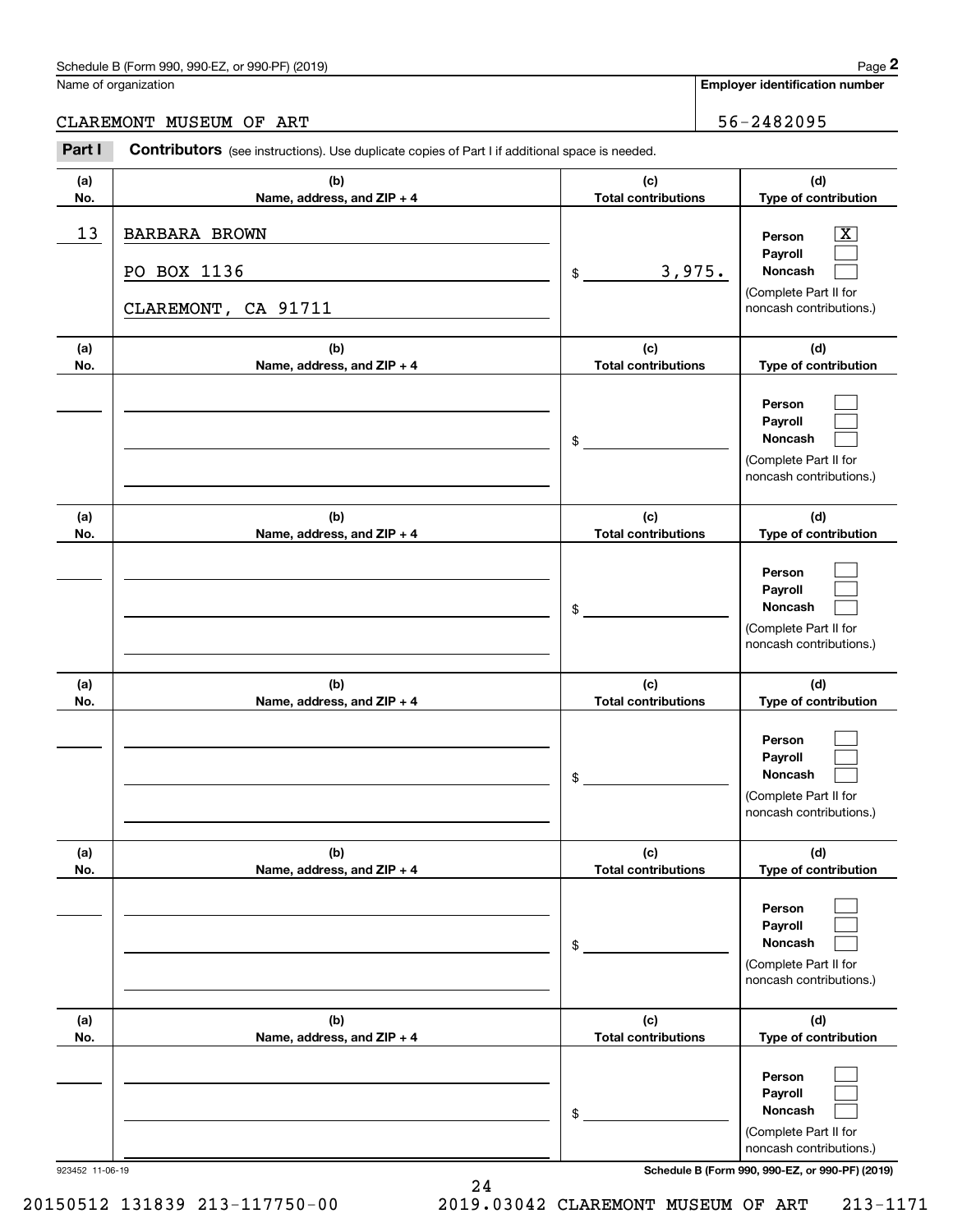Name of organization

CLAREMONT MUSEUM OF ART

**Employer identification number**

56-2482095

**Part I** **Contributors** (see instructions). Use duplicate copies of Part I if additional space is needed.

| (a) No. | (b) Name, address, and ZIP + 4 | (c) Total contributions | (d) Type of contribution |
|---|---|---|---|
| 13 | BARBARA BROWN<br>PO BOX 1136<br>CLAREMONT, CA 91711 | $ 3,975. | Person [X]<br>Payroll [ ]<br>Noncash [ ]<br>(Complete Part II for noncash contributions.) |
| | | $ | Person [ ]<br>Payroll [ ]<br>Noncash [ ]<br>(Complete Part II for noncash contributions.) |
| | | $ | Person [ ]<br>Payroll [ ]<br>Noncash [ ]<br>(Complete Part II for noncash contributions.) |
| | | $ | Person [ ]<br>Payroll [ ]<br>Noncash [ ]<br>(Complete Part II for noncash contributions.) |
| | | $ | Person [ ]<br>Payroll [ ]<br>Noncash [ ]<br>(Complete Part II for noncash contributions.) |
| | | $ | Person [ ]<br>Payroll [ ]<br>Noncash [ ]<br>(Complete Part II for noncash contributions.) |

923452 11-06-19 **Schedule B (Form 990, 990-EZ, or 990-PF) (2019)**

20150512 131839 213-117750-00 2019.03042 CLAREMONT MUSEUM OF ART 213-1171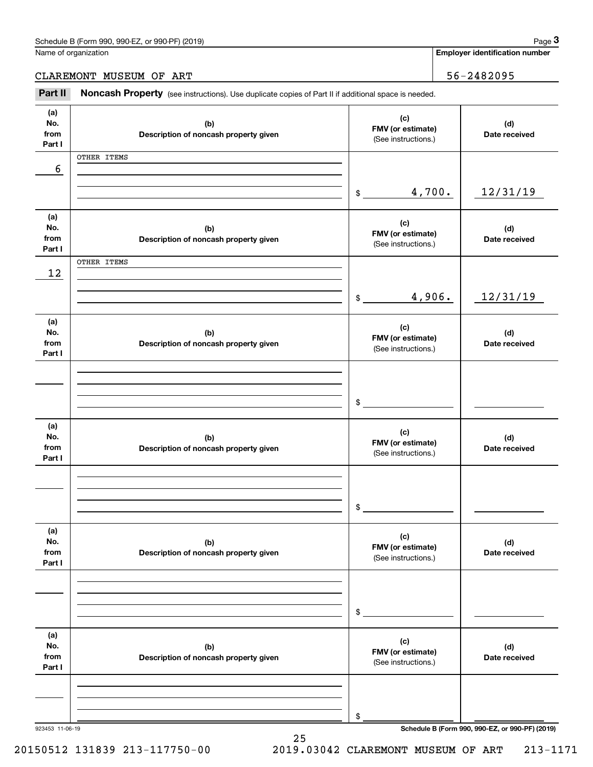Schedule B (Form 990, 990-EZ, or 990-PF) (2019)

Name of organization: CLAREMONT MUSEUM OF ART

Employer identification number: 56-2482095

**Part II** **Noncash Property** (see instructions). Use duplicate copies of Part II if additional space is needed.

| (a) No. from Part I | (b) Description of noncash property given | (c) FMV (or estimate) (See instructions.) | (d) Date received |
|---|---|---|---|
| 6 | OTHER ITEMS | $ 4,700. | 12/31/19 |
| 12 | OTHER ITEMS | $ 4,906. | 12/31/19 |
| | | $ | |
| | | $ | |
| | | $ | |
| | | $ | |

923453 11-06-19

Schedule B (Form 990, 990-EZ, or 990-PF) (2019)

20150512 131839 213-117750-00 2019.03042 CLAREMONT MUSEUM OF ART 213-1171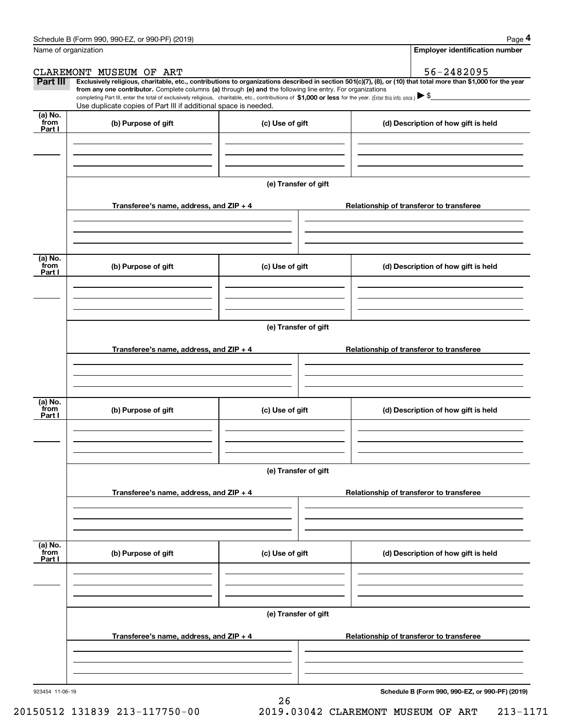Name of organization

CLAREMONT MUSEUM OF ART

**Employer identification number**

56-2482095

**Part III** **Exclusively religious, charitable, etc., contributions to organizations described in section 501(c)(7), (8), or (10) that total more than $1,000 for the year from any one contributor.** Complete columns **(a)** through **(e)** and the following line entry. For organizations completing Part III, enter the total of exclusively religious, charitable, etc., contributions of **$1,000 or less** for the year. (Enter this info. once.) ▶ $

Use duplicate copies of Part III if additional space is needed.

| (a) No. from Part I | (b) Purpose of gift | (c) Use of gift | (d) Description of how gift is held |
|---|---|---|---|
| | | | |

**(e) Transfer of gift**

| Transferee's name, address, and ZIP + 4 | Relationship of transferor to transferee |
|---|---|
| | |

| (a) No. from Part I | (b) Purpose of gift | (c) Use of gift | (d) Description of how gift is held |
|---|---|---|---|
| | | | |

**(e) Transfer of gift**

| Transferee's name, address, and ZIP + 4 | Relationship of transferor to transferee |
|---|---|
| | |

| (a) No. from Part I | (b) Purpose of gift | (c) Use of gift | (d) Description of how gift is held |
|---|---|---|---|
| | | | |

**(e) Transfer of gift**

| Transferee's name, address, and ZIP + 4 | Relationship of transferor to transferee |
|---|---|
| | |

| (a) No. from Part I | (b) Purpose of gift | (c) Use of gift | (d) Description of how gift is held |
|---|---|---|---|
| | | | |

**(e) Transfer of gift**

| Transferee's name, address, and ZIP + 4 | Relationship of transferor to transferee |
|---|---|
| | |

923454 11-06-19

**Schedule B (Form 990, 990-EZ, or 990-PF) (2019)**

20150512 131839 213-117750-00    2019.03042 CLAREMONT MUSEUM OF ART    213-1171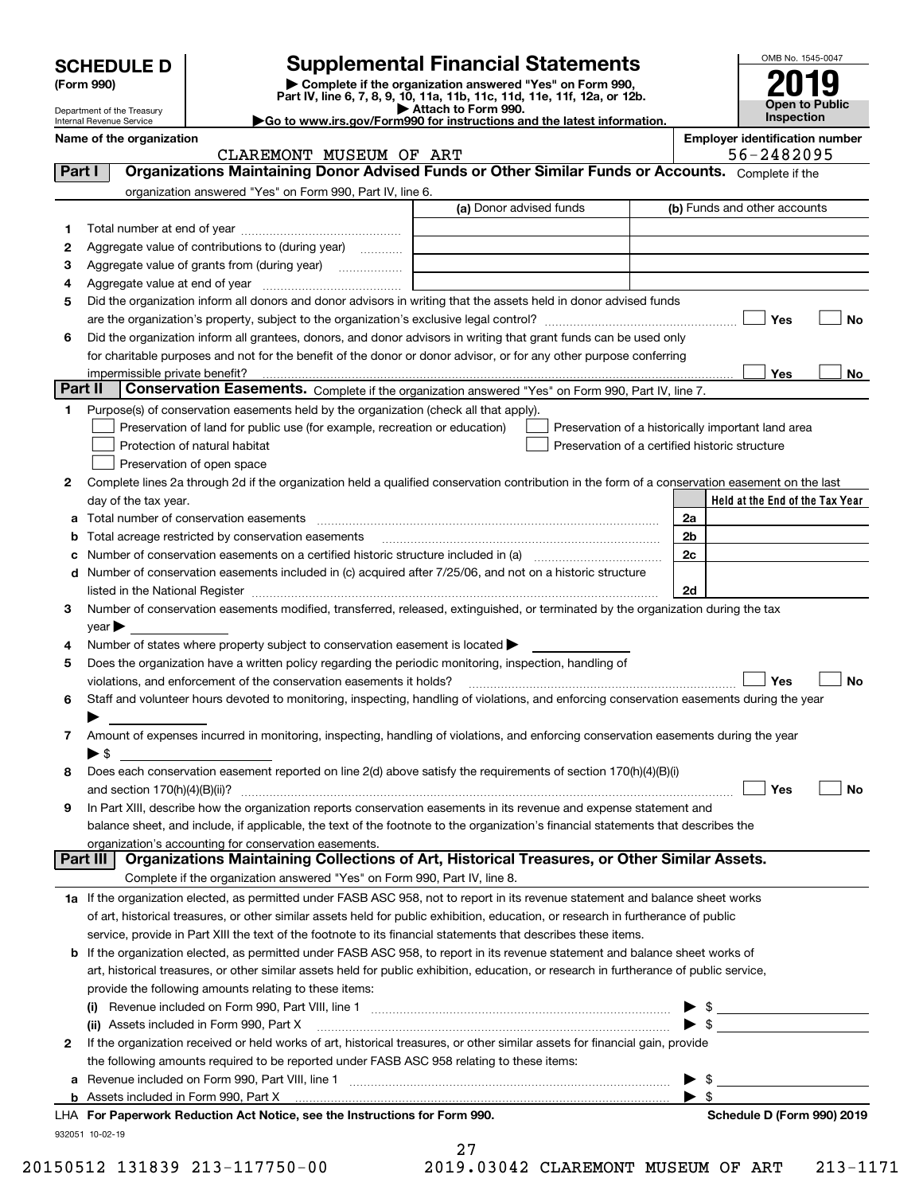# SCHEDULE D (Form 990)

Department of the Treasury
Internal Revenue Service

## Supplemental Financial Statements

▶ Complete if the organization answered "Yes" on Form 990, Part IV, line 6, 7, 8, 9, 10, 11a, 11b, 11c, 11d, 11e, 11f, 12a, or 12b.
▶ Attach to Form 990.
▶Go to www.irs.gov/Form990 for instructions and the latest information.

OMB No. 1545-0047
**2019**
**Open to Public Inspection**

**Name of the organization:** CLAREMONT MUSEUM OF ART
**Employer identification number:** 56-2482095

### Part I — Organizations Maintaining Donor Advised Funds or Other Similar Funds or Accounts.
Complete if the organization answered "Yes" on Form 990, Part IV, line 6.

| | | (a) Donor advised funds | (b) Funds and other accounts |
|---|---|---|---|
| 1 | Total number at end of year | | |
| 2 | Aggregate value of contributions to (during year) | | |
| 3 | Aggregate value of grants from (during year) | | |
| 4 | Aggregate value at end of year | | |

5 Did the organization inform all donors and donor advisors in writing that the assets held in donor advised funds are the organization's property, subject to the organization's exclusive legal control? ☐ Yes ☐ No

6 Did the organization inform all grantees, donors, and donor advisors in writing that grant funds can be used only for charitable purposes and not for the benefit of the donor or donor advisor, or for any other purpose conferring impermissible private benefit? ☐ Yes ☐ No

### Part II — Conservation Easements.
Complete if the organization answered "Yes" on Form 990, Part IV, line 7.

1 Purpose(s) of conservation easements held by the organization (check all that apply).
- ☐ Preservation of land for public use (for example, recreation or education)
- ☐ Protection of natural habitat
- ☐ Preservation of open space
- ☐ Preservation of a historically important land area
- ☐ Preservation of a certified historic structure

2 Complete lines 2a through 2d if the organization held a qualified conservation contribution in the form of a conservation easement on the last day of the tax year.

| | | | Held at the End of the Tax Year |
|---|---|---|---|
| a | Total number of conservation easements | 2a | |
| b | Total acreage restricted by conservation easements | 2b | |
| c | Number of conservation easements on a certified historic structure included in (a) | 2c | |
| d | Number of conservation easements included in (c) acquired after 7/25/06, and not on a historic structure listed in the National Register | 2d | |

3 Number of conservation easements modified, transferred, released, extinguished, or terminated by the organization during the tax year ▶

4 Number of states where property subject to conservation easement is located ▶

5 Does the organization have a written policy regarding the periodic monitoring, inspection, handling of violations, and enforcement of the conservation easements it holds? ☐ Yes ☐ No

6 Staff and volunteer hours devoted to monitoring, inspecting, handling of violations, and enforcing conservation easements during the year ▶

7 Amount of expenses incurred in monitoring, inspecting, handling of violations, and enforcing conservation easements during the year ▶ $

8 Does each conservation easement reported on line 2(d) above satisfy the requirements of section 170(h)(4)(B)(i) and section 170(h)(4)(B)(ii)? ☐ Yes ☐ No

9 In Part XIII, describe how the organization reports conservation easements in its revenue and expense statement and balance sheet, and include, if applicable, the text of the footnote to the organization's financial statements that describes the organization's accounting for conservation easements.

### Part III — Organizations Maintaining Collections of Art, Historical Treasures, or Other Similar Assets.
Complete if the organization answered "Yes" on Form 990, Part IV, line 8.

1a If the organization elected, as permitted under FASB ASC 958, not to report in its revenue statement and balance sheet works of art, historical treasures, or other similar assets held for public exhibition, education, or research in furtherance of public service, provide in Part XIII the text of the footnote to its financial statements that describes these items.

b If the organization elected, as permitted under FASB ASC 958, to report in its revenue statement and balance sheet works of art, historical treasures, or other similar assets held for public exhibition, education, or research in furtherance of public service, provide the following amounts relating to these items:

(i) Revenue included on Form 990, Part VIII, line 1 ▶ $

(ii) Assets included in Form 990, Part X ▶ $

2 If the organization received or held works of art, historical treasures, or other similar assets for financial gain, provide the following amounts required to be reported under FASB ASC 958 relating to these items:

a Revenue included on Form 990, Part VIII, line 1 ▶ $

b Assets included in Form 990, Part X ▶ $

LHA For Paperwork Reduction Act Notice, see the Instructions for Form 990. Schedule D (Form 990) 2019

932051 10-02-19

20150512 131839 213-117750-00 2019.03042 CLAREMONT MUSEUM OF ART 213-1171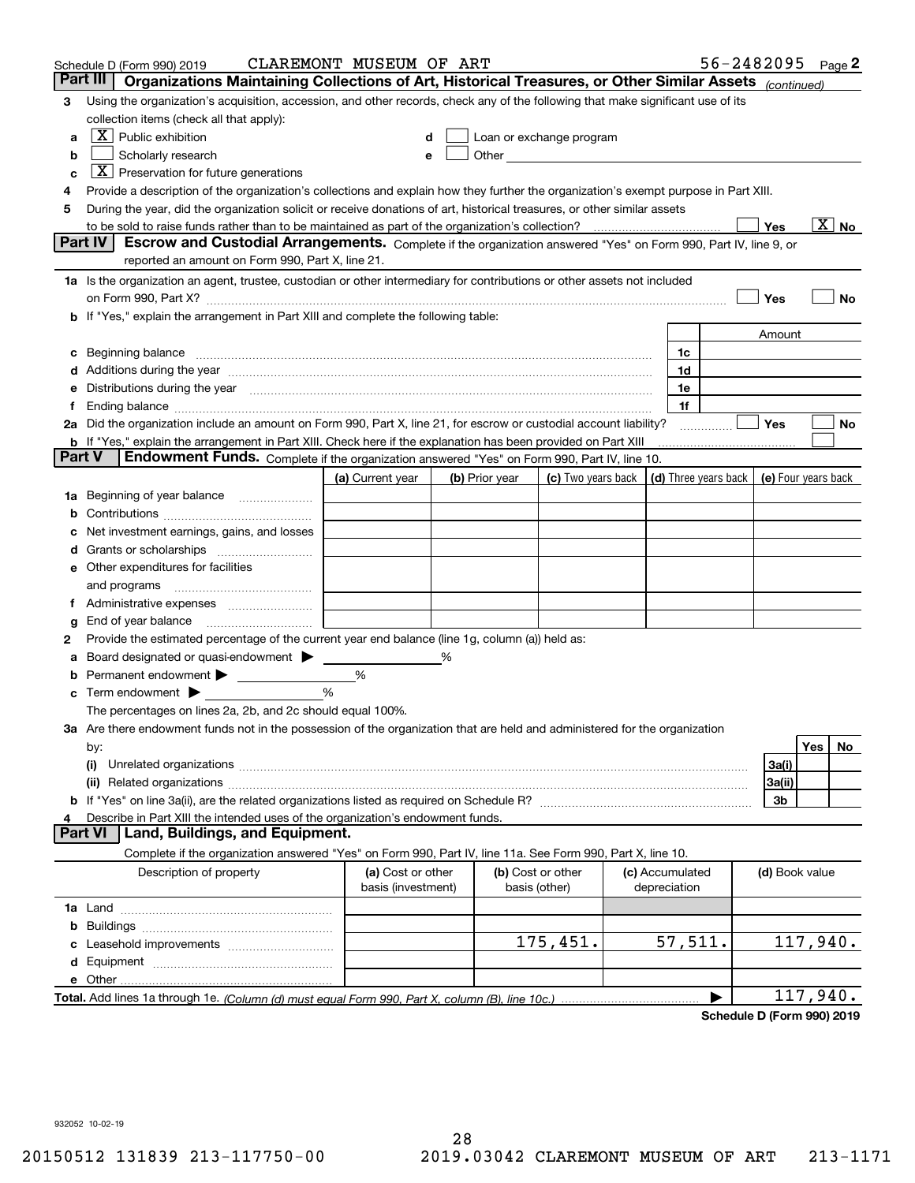Schedule D (Form 990) 2019 CLAREMONT MUSEUM OF ART 56-2482095 Page 2

## Part III Organizations Maintaining Collections of Art, Historical Treasures, or Other Similar Assets *(continued)*

**3** Using the organization's acquisition, accession, and other records, check any of the following that make significant use of its collection items (check all that apply):

- **a** [X] Public exhibition
- **b** [ ] Scholarly research
- **c** [X] Preservation for future generations
- **d** [ ] Loan or exchange program
- **e** [ ] Other

**4** Provide a description of the organization's collections and explain how they further the organization's exempt purpose in Part XIII.

**5** During the year, did the organization solicit or receive donations of art, historical treasures, or other similar assets to be sold to raise funds rather than to be maintained as part of the organization's collection? [ ] Yes [X] No

## Part IV Escrow and Custodial Arrangements.

Complete if the organization answered "Yes" on Form 990, Part IV, line 9, or reported an amount on Form 990, Part X, line 21.

**1a** Is the organization an agent, trustee, custodian or other intermediary for contributions or other assets not included on Form 990, Part X? [ ] Yes [ ] No

**b** If "Yes," explain the arrangement in Part XIII and complete the following table:

| | | Amount |
|---|---|---|
| **c** Beginning balance | 1c | |
| **d** Additions during the year | 1d | |
| **e** Distributions during the year | 1e | |
| **f** Ending balance | 1f | |

**2a** Did the organization include an amount on Form 990, Part X, line 21, for escrow or custodial account liability? [ ] Yes [ ] No

**b** If "Yes," explain the arrangement in Part XIII. Check here if the explanation has been provided on Part XIII [ ]

## Part V Endowment Funds.

Complete if the organization answered "Yes" on Form 990, Part IV, line 10.

| | (a) Current year | (b) Prior year | (c) Two years back | (d) Three years back | (e) Four years back |
|---|---|---|---|---|---|
| **1a** Beginning of year balance | | | | | |
| **b** Contributions | | | | | |
| **c** Net investment earnings, gains, and losses | | | | | |
| **d** Grants or scholarships | | | | | |
| **e** Other expenditures for facilities and programs | | | | | |
| **f** Administrative expenses | | | | | |
| **g** End of year balance | | | | | |

**2** Provide the estimated percentage of the current year end balance (line 1g, column (a)) held as:

- **a** Board designated or quasi-endowment ▶ ______ %
- **b** Permanent endowment ▶ ______ %
- **c** Term endowment ▶ ______ %

The percentages on lines 2a, 2b, and 2c should equal 100%.

**3a** Are there endowment funds not in the possession of the organization that are held and administered for the organization by:

| | | Yes | No |
|---|---|---|---|
| **(i)** Unrelated organizations | 3a(i) | | |
| **(ii)** Related organizations | 3a(ii) | | |
| **b** If "Yes" on line 3a(ii), are the related organizations listed as required on Schedule R? | 3b | | |

**4** Describe in Part XIII the intended uses of the organization's endowment funds.

## Part VI Land, Buildings, and Equipment.

Complete if the organization answered "Yes" on Form 990, Part IV, line 11a. See Form 990, Part X, line 10.

| Description of property | (a) Cost or other basis (investment) | (b) Cost or other basis (other) | (c) Accumulated depreciation | (d) Book value |
|---|---|---|---|---|
| **1a** Land | | | | |
| **b** Buildings | | | | |
| **c** Leasehold improvements | | 175,451. | 57,511. | 117,940. |
| **d** Equipment | | | | |
| **e** Other | | | | |
| **Total.** Add lines 1a through 1e. *(Column (d) must equal Form 990, Part X, column (B), line 10c.)* | | | ▶ | 117,940. |

Schedule D (Form 990) 2019

932052 10-02-19

20150512 131839 213-117750-00 2019.03042 CLAREMONT MUSEUM OF ART 213-1171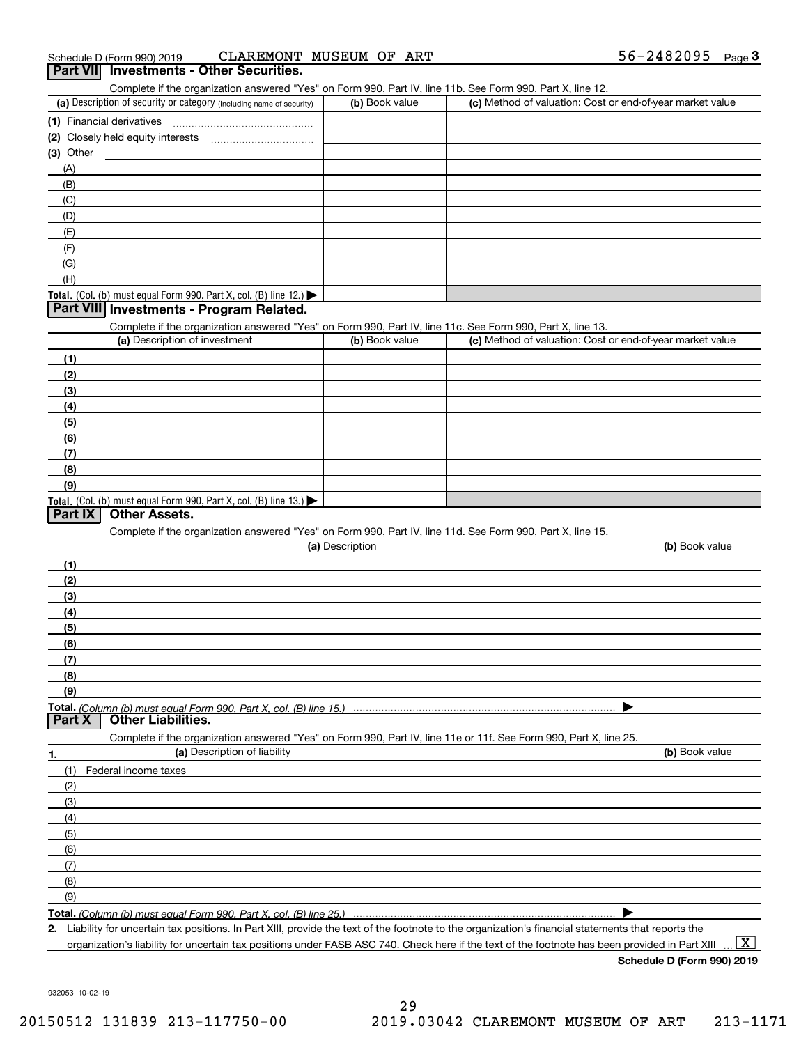Schedule D (Form 990) 2019 CLAREMONT MUSEUM OF ART 56-2482095 Page 3

## Part VII Investments - Other Securities.

Complete if the organization answered "Yes" on Form 990, Part IV, line 11b. See Form 990, Part X, line 12.

| (a) Description of security or category (including name of security) | (b) Book value | (c) Method of valuation: Cost or end-of-year market value |
|---|---|---|
| (1) Financial derivatives | | |
| (2) Closely held equity interests | | |
| (3) Other | | |
| (A) | | |
| (B) | | |
| (C) | | |
| (D) | | |
| (E) | | |
| (F) | | |
| (G) | | |
| (H) | | |
| **Total.** (Col. (b) must equal Form 990, Part X, col. (B) line 12.) ▶ | | |

## Part VIII Investments - Program Related.

Complete if the organization answered "Yes" on Form 990, Part IV, line 11c. See Form 990, Part X, line 13.

| (a) Description of investment | (b) Book value | (c) Method of valuation: Cost or end-of-year market value |
|---|---|---|
| (1) | | |
| (2) | | |
| (3) | | |
| (4) | | |
| (5) | | |
| (6) | | |
| (7) | | |
| (8) | | |
| (9) | | |
| **Total.** (Col. (b) must equal Form 990, Part X, col. (B) line 13.) ▶ | | |

## Part IX Other Assets.

Complete if the organization answered "Yes" on Form 990, Part IV, line 11d. See Form 990, Part X, line 15.

| (a) Description | (b) Book value |
|---|---|
| (1) | |
| (2) | |
| (3) | |
| (4) | |
| (5) | |
| (6) | |
| (7) | |
| (8) | |
| (9) | |
| **Total.** *(Column (b) must equal Form 990, Part X, col. (B) line 15.)* ▶ | |

## Part X Other Liabilities.

Complete if the organization answered "Yes" on Form 990, Part IV, line 11e or 11f. See Form 990, Part X, line 25.

| 1. (a) Description of liability | (b) Book value |
|---|---|
| (1) Federal income taxes | |
| (2) | |
| (3) | |
| (4) | |
| (5) | |
| (6) | |
| (7) | |
| (8) | |
| (9) | |
| **Total.** *(Column (b) must equal Form 990, Part X, col. (B) line 25.)* ▶ | |

**2.** Liability for uncertain tax positions. In Part XIII, provide the text of the footnote to the organization's financial statements that reports the organization's liability for uncertain tax positions under FASB ASC 740. Check here if the text of the footnote has been provided in Part XIII ... [X]

**Schedule D (Form 990) 2019**

932053 10-02-19

20150512 131839 213-117750-00 2019.03042 CLAREMONT MUSEUM OF ART 213-1171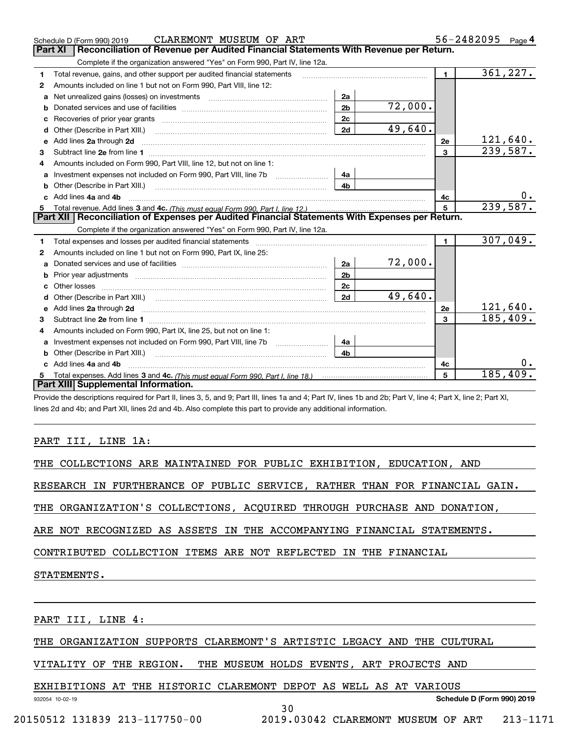Schedule D (Form 990) 2019 CLAREMONT MUSEUM OF ART 56-2482095 Page 4

## Part XI Reconciliation of Revenue per Audited Financial Statements With Revenue per Return.

Complete if the organization answered "Yes" on Form 990, Part IV, line 12a.

| | | | | | |
|---|---|---|---|---|---|
| 1 | Total revenue, gains, and other support per audited financial statements | | | 1 | 361,227. |
| 2 | Amounts included on line 1 but not on Form 990, Part VIII, line 12: | | | | |
| a | Net unrealized gains (losses) on investments | 2a | | | |
| b | Donated services and use of facilities | 2b | 72,000. | | |
| c | Recoveries of prior year grants | 2c | | | |
| d | Other (Describe in Part XIII.) | 2d | 49,640. | | |
| e | Add lines 2a through 2d | | | 2e | 121,640. |
| 3 | Subtract line 2e from line 1 | | | 3 | 239,587. |
| 4 | Amounts included on Form 990, Part VIII, line 12, but not on line 1: | | | | |
| a | Investment expenses not included on Form 990, Part VIII, line 7b | 4a | | | |
| b | Other (Describe in Part XIII.) | 4b | | | |
| c | Add lines 4a and 4b | | | 4c | 0. |
| 5 | Total revenue. Add lines 3 and 4c. *(This must equal Form 990, Part I, line 12.)* | | | 5 | 239,587. |

## Part XII Reconciliation of Expenses per Audited Financial Statements With Expenses per Return.

Complete if the organization answered "Yes" on Form 990, Part IV, line 12a.

| | | | | | |
|---|---|---|---|---|---|
| 1 | Total expenses and losses per audited financial statements | | | 1 | 307,049. |
| 2 | Amounts included on line 1 but not on Form 990, Part IX, line 25: | | | | |
| a | Donated services and use of facilities | 2a | 72,000. | | |
| b | Prior year adjustments | 2b | | | |
| c | Other losses | 2c | | | |
| d | Other (Describe in Part XIII.) | 2d | 49,640. | | |
| e | Add lines 2a through 2d | | | 2e | 121,640. |
| 3 | Subtract line 2e from line 1 | | | 3 | 185,409. |
| 4 | Amounts included on Form 990, Part IX, line 25, but not on line 1: | | | | |
| a | Investment expenses not included on Form 990, Part VIII, line 7b | 4a | | | |
| b | Other (Describe in Part XIII.) | 4b | | | |
| c | Add lines 4a and 4b | | | 4c | 0. |
| 5 | Total expenses. Add lines 3 and 4c. *(This must equal Form 990, Part I, line 18.)* | | | 5 | 185,409. |

## Part XIII Supplemental Information.

Provide the descriptions required for Part II, lines 3, 5, and 9; Part III, lines 1a and 4; Part IV, lines 1b and 2b; Part V, line 4; Part X, line 2; Part XI, lines 2d and 4b; and Part XII, lines 2d and 4b. Also complete this part to provide any additional information.

PART III, LINE 1A:

THE COLLECTIONS ARE MAINTAINED FOR PUBLIC EXHIBITION, EDUCATION, AND RESEARCH IN FURTHERANCE OF PUBLIC SERVICE, RATHER THAN FOR FINANCIAL GAIN. THE ORGANIZATION'S COLLECTIONS, ACQUIRED THROUGH PURCHASE AND DONATION, ARE NOT RECOGNIZED AS ASSETS IN THE ACCOMPANYING FINANCIAL STATEMENTS. CONTRIBUTED COLLECTION ITEMS ARE NOT REFLECTED IN THE FINANCIAL STATEMENTS.

PART III, LINE 4:

THE ORGANIZATION SUPPORTS CLAREMONT'S ARTISTIC LEGACY AND THE CULTURAL VITALITY OF THE REGION. THE MUSEUM HOLDS EVENTS, ART PROJECTS AND EXHIBITIONS AT THE HISTORIC CLAREMONT DEPOT AS WELL AS AT VARIOUS

932054 10-02-19 Schedule D (Form 990) 2019

20150512 131839 213-117750-00 2019.03042 CLAREMONT MUSEUM OF ART 213-1171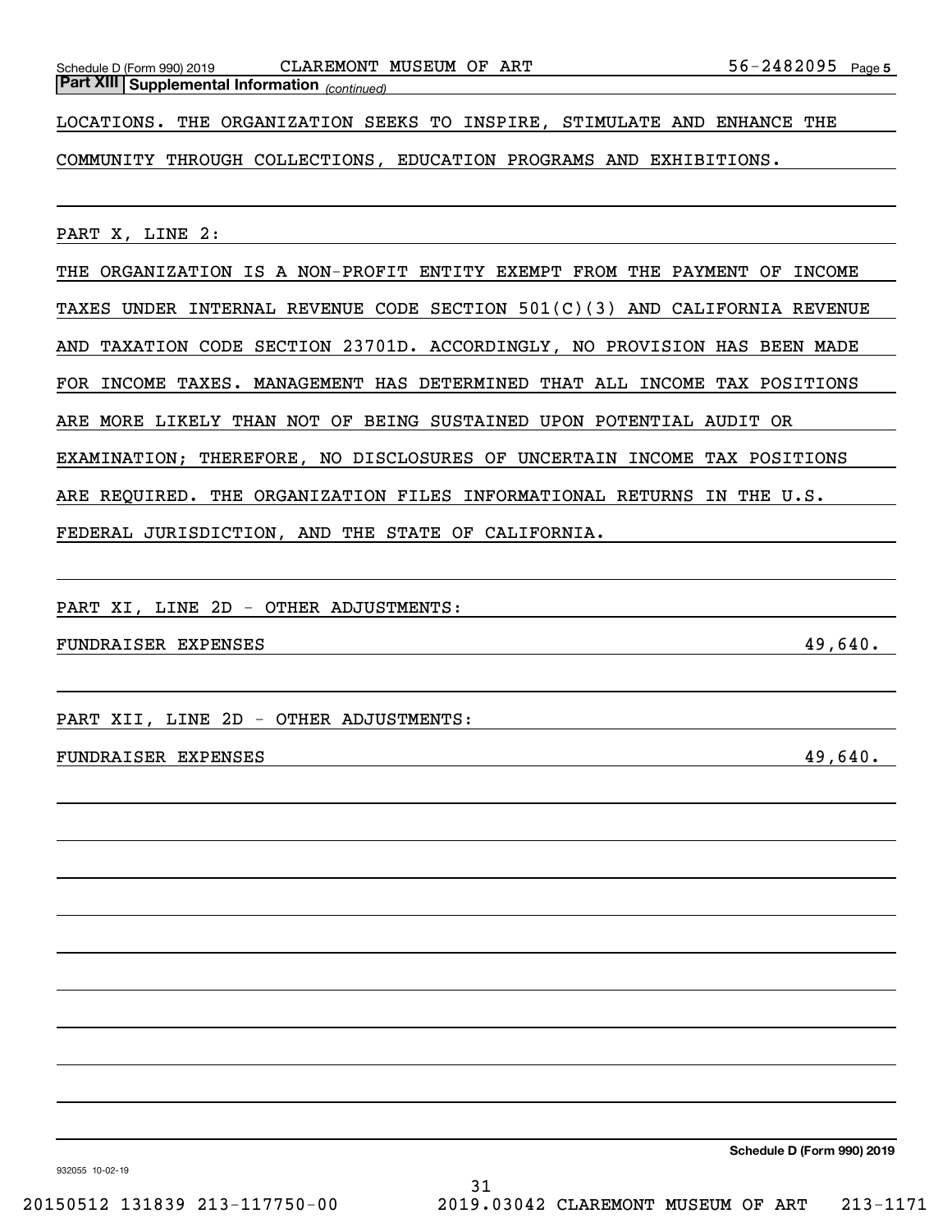**Part XIII | Supplemental Information** *(continued)*

LOCATIONS. THE ORGANIZATION SEEKS TO INSPIRE, STIMULATE AND ENHANCE THE COMMUNITY THROUGH COLLECTIONS, EDUCATION PROGRAMS AND EXHIBITIONS.

PART X, LINE 2:

THE ORGANIZATION IS A NON-PROFIT ENTITY EXEMPT FROM THE PAYMENT OF INCOME TAXES UNDER INTERNAL REVENUE CODE SECTION 501(C)(3) AND CALIFORNIA REVENUE AND TAXATION CODE SECTION 23701D. ACCORDINGLY, NO PROVISION HAS BEEN MADE FOR INCOME TAXES. MANAGEMENT HAS DETERMINED THAT ALL INCOME TAX POSITIONS ARE MORE LIKELY THAN NOT OF BEING SUSTAINED UPON POTENTIAL AUDIT OR EXAMINATION; THEREFORE, NO DISCLOSURES OF UNCERTAIN INCOME TAX POSITIONS ARE REQUIRED. THE ORGANIZATION FILES INFORMATIONAL RETURNS IN THE U.S. FEDERAL JURISDICTION, AND THE STATE OF CALIFORNIA.

PART XI, LINE 2D - OTHER ADJUSTMENTS:

| | |
|---|---|
| FUNDRAISER EXPENSES | 49,640. |

PART XII, LINE 2D - OTHER ADJUSTMENTS:

| | |
|---|---|
| FUNDRAISER EXPENSES | 49,640. |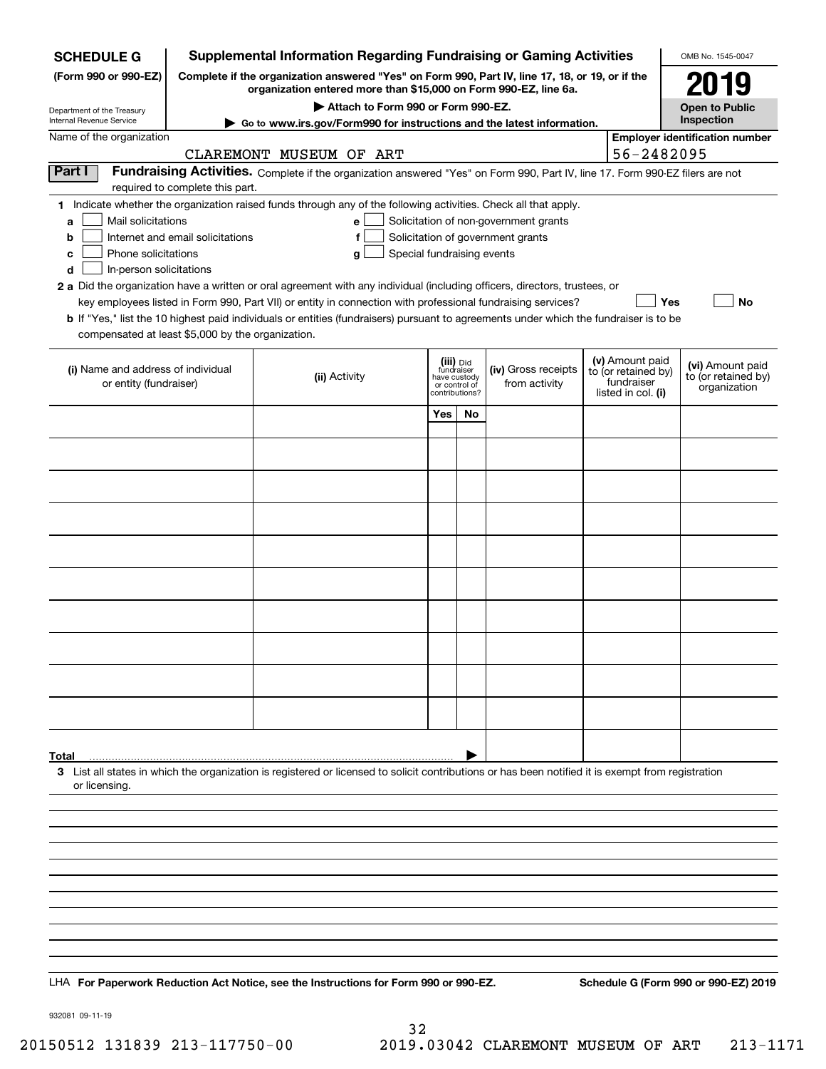**SCHEDULE G (Form 990 or 990-EZ)**

Department of the Treasury
Internal Revenue Service

# Supplemental Information Regarding Fundraising or Gaming Activities

**Complete if the organization answered "Yes" on Form 990, Part IV, line 17, 18, or 19, or if the organization entered more than $15,000 on Form 990-EZ, line 6a.**

**▶ Attach to Form 990 or Form 990-EZ.**

**▶ Go to www.irs.gov/Form990 for instructions and the latest information.**

OMB No. 1545-0047

**2019**

**Open to Public Inspection**

Name of the organization: CLAREMONT MUSEUM OF ART

**Employer identification number:** 56-2482095

**Part I** **Fundraising Activities.** Complete if the organization answered "Yes" on Form 990, Part IV, line 17. Form 990-EZ filers are not required to complete this part.

**1** Indicate whether the organization raised funds through any of the following activities. Check all that apply.

- **a** ☐ Mail solicitations
- **b** ☐ Internet and email solicitations
- **c** ☐ Phone solicitations
- **d** ☐ In-person solicitations
- **e** ☐ Solicitation of non-government grants
- **f** ☐ Solicitation of government grants
- **g** ☐ Special fundraising events

**2 a** Did the organization have a written or oral agreement with any individual (including officers, directors, trustees, or key employees listed in Form 990, Part VII) or entity in connection with professional fundraising services? ☐ Yes ☐ No

**b** If "Yes," list the 10 highest paid individuals or entities (fundraisers) pursuant to agreements under which the fundraiser is to be compensated at least $5,000 by the organization.

| (i) Name and address of individual or entity (fundraiser) | (ii) Activity | (iii) Did fundraiser have custody or control of contributions? Yes | No | (iv) Gross receipts from activity | (v) Amount paid to (or retained by) fundraiser listed in col. (i) | (vi) Amount paid to (or retained by) organization |
|---|---|---|---|---|---|---|
| | | | | | | |
| | | | | | | |
| | | | | | | |
| | | | | | | |
| | | | | | | |
| | | | | | | |
| | | | | | | |
| | | | | | | |
| | | | | | | |
| | | | | | | |
| **Total** ▶ | | | | | | |

**3** List all states in which the organization is registered or licensed to solicit contributions or has been notified it is exempt from registration or licensing.

LHA **For Paperwork Reduction Act Notice, see the Instructions for Form 990 or 990-EZ.** **Schedule G (Form 990 or 990-EZ) 2019**

932081 09-11-19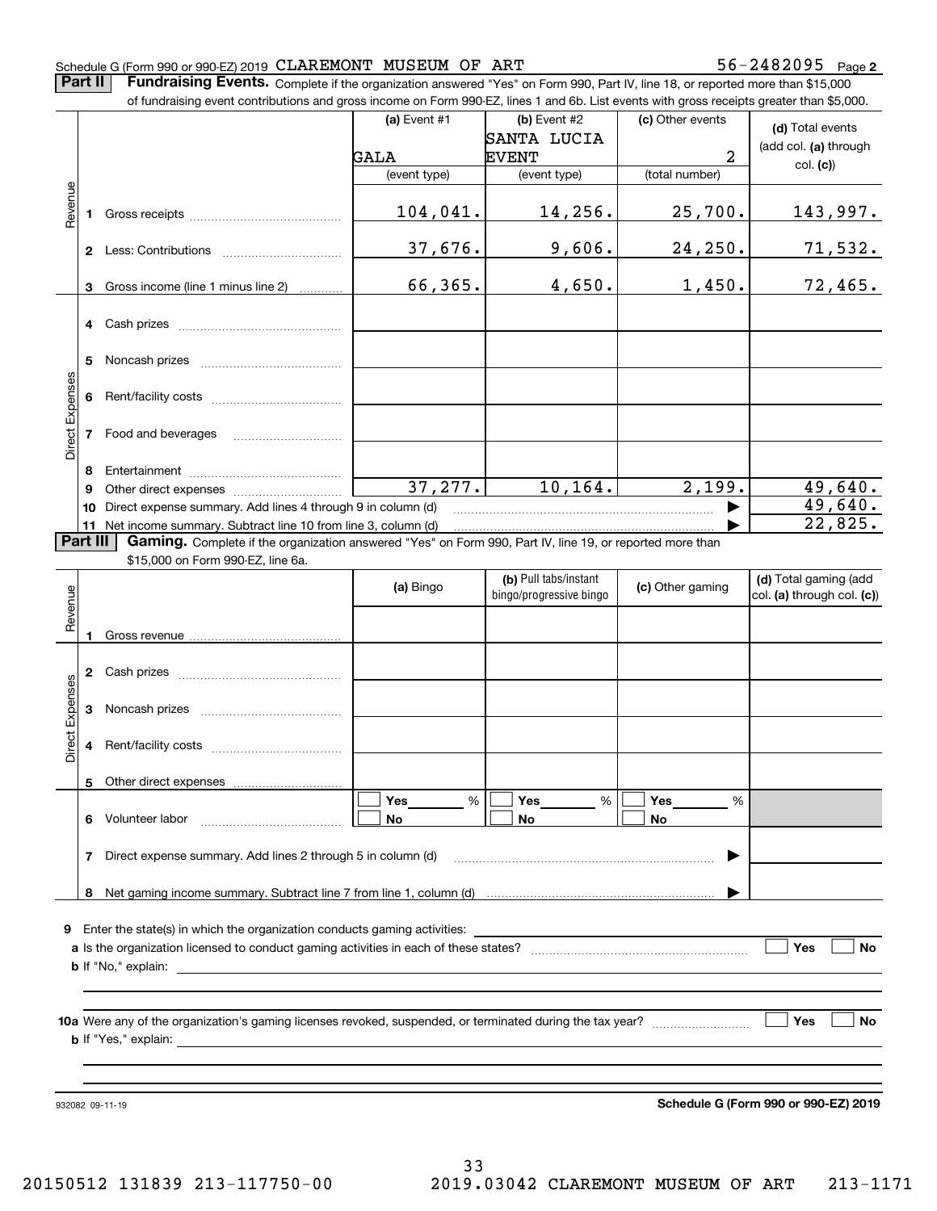Schedule G (Form 990 or 990-EZ) 2019 CLAREMONT MUSEUM OF ART 56-2482095 Page **2**

**Part II** **Fundraising Events.** Complete if the organization answered "Yes" on Form 990, Part IV, line 18, or reported more than $15,000 of fundraising event contributions and gross income on Form 990-EZ, lines 1 and 6b. List events with gross receipts greater than $5,000.

| | | (a) Event #1 | (b) Event #2 | (c) Other events | (d) Total events (add col. (a) through col. (c)) |
|---|---|---|---|---|---|
| | | GALA | SANTA LUCIA EVENT | 2 | |
| | | (event type) | (event type) | (total number) | |
| Revenue | 1 Gross receipts | 104,041. | 14,256. | 25,700. | 143,997. |
| | 2 Less: Contributions | 37,676. | 9,606. | 24,250. | 71,532. |
| | 3 Gross income (line 1 minus line 2) | 66,365. | 4,650. | 1,450. | 72,465. |
| Direct Expenses | 4 Cash prizes | | | | |
| | 5 Noncash prizes | | | | |
| | 6 Rent/facility costs | | | | |
| | 7 Food and beverages | | | | |
| | 8 Entertainment | | | | |
| | 9 Other direct expenses | 37,277. | 10,164. | 2,199. | 49,640. |
| | 10 Direct expense summary. Add lines 4 through 9 in column (d) | | | ▶ | 49,640. |
| | 11 Net income summary. Subtract line 10 from line 3, column (d) | | | ▶ | 22,825. |

**Part III** **Gaming.** Complete if the organization answered "Yes" on Form 990, Part IV, line 19, or reported more than $15,000 on Form 990-EZ, line 6a.

| | | (a) Bingo | (b) Pull tabs/instant bingo/progressive bingo | (c) Other gaming | (d) Total gaming (add col. (a) through col. (c)) |
|---|---|---|---|---|---|
| Revenue | 1 Gross revenue | | | | |
| Direct Expenses | 2 Cash prizes | | | | |
| | 3 Noncash prizes | | | | |
| | 4 Rent/facility costs | | | | |
| | 5 Other direct expenses | | | | |
| | 6 Volunteer labor | ☐ Yes \_\_\_ % ☐ No | ☐ Yes \_\_\_ % ☐ No | ☐ Yes \_\_\_ % ☐ No | |
| | 7 Direct expense summary. Add lines 2 through 5 in column (d) | | | ▶ | |
| | 8 Net gaming income summary. Subtract line 7 from line 1, column (d) | | | ▶ | |

**9** Enter the state(s) in which the organization conducts gaming activities: \_\_\_\_\_\_\_\_\_\_

**a** Is the organization licensed to conduct gaming activities in each of these states? ☐ Yes ☐ No

**b** If "No," explain: \_\_\_\_\_\_\_\_\_\_

**10a** Were any of the organization's gaming licenses revoked, suspended, or terminated during the tax year? ☐ Yes ☐ No

**b** If "Yes," explain: \_\_\_\_\_\_\_\_\_\_

932082 09-11-19 **Schedule G (Form 990 or 990-EZ) 2019**

20150512 131839 213-117750-00 2019.03042 CLAREMONT MUSEUM OF ART 213-1171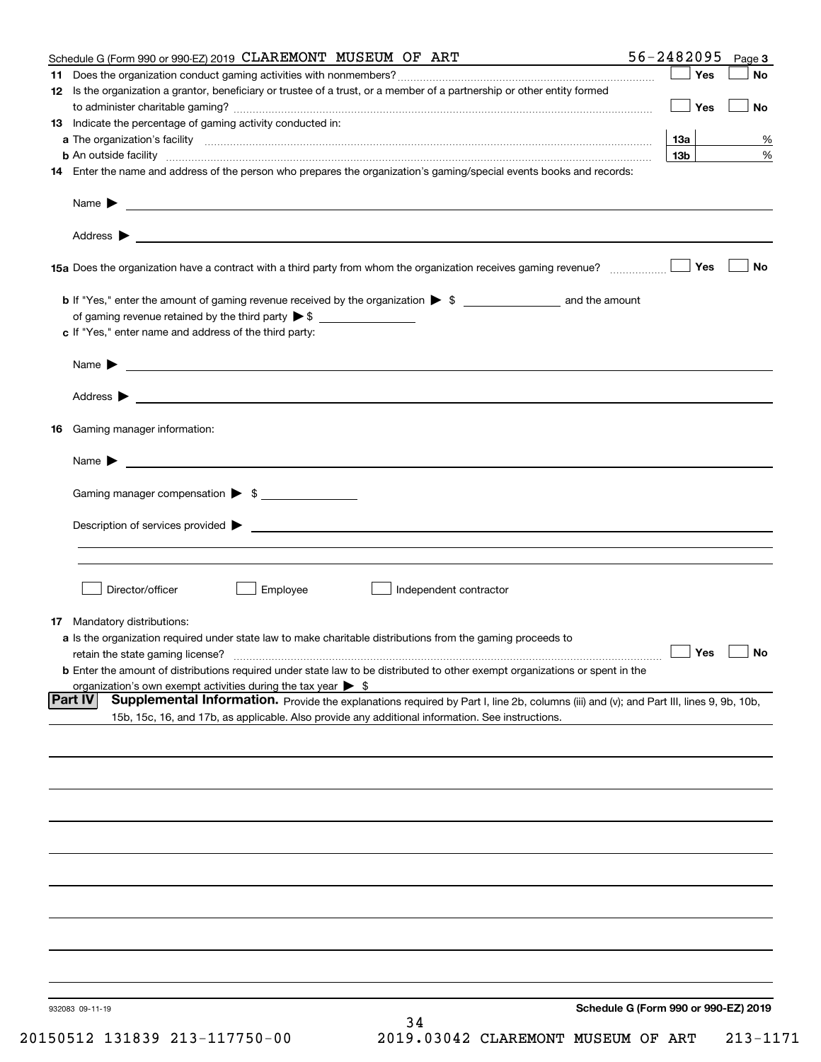Schedule G (Form 990 or 990-EZ) 2019 CLAREMONT MUSEUM OF ART 56-2482095 Page **3**

**11** Does the organization conduct gaming activities with nonmembers? ☐ Yes ☐ No

**12** Is the organization a grantor, beneficiary or trustee of a trust, or a member of a partnership or other entity formed to administer charitable gaming? ☐ Yes ☐ No

**13** Indicate the percentage of gaming activity conducted in:

**a** The organization's facility **13a** %

**b** An outside facility **13b** %

**14** Enter the name and address of the person who prepares the organization's gaming/special events books and records:

Name ▶

Address ▶

**15a** Does the organization have a contract with a third party from whom the organization receives gaming revenue? ☐ Yes ☐ No

**b** If "Yes," enter the amount of gaming revenue received by the organization ▶ $ and the amount of gaming revenue retained by the third party ▶ $

**c** If "Yes," enter name and address of the third party:

Name ▶

Address ▶

**16** Gaming manager information:

Name ▶

Gaming manager compensation ▶ $

Description of services provided ▶

☐ Director/officer ☐ Employee ☐ Independent contractor

**17** Mandatory distributions:

**a** Is the organization required under state law to make charitable distributions from the gaming proceeds to retain the state gaming license? ☐ Yes ☐ No

**b** Enter the amount of distributions required under state law to be distributed to other exempt organizations or spent in the organization's own exempt activities during the tax year ▶ $

**Part IV** **Supplemental Information.** Provide the explanations required by Part I, line 2b, columns (iii) and (v); and Part III, lines 9, 9b, 10b, 15b, 15c, 16, and 17b, as applicable. Also provide any additional information. See instructions.

932083 09-11-19 **Schedule G (Form 990 or 990-EZ) 2019**

20150512 131839 213-117750-00 2019.03042 CLAREMONT MUSEUM OF ART 213-1171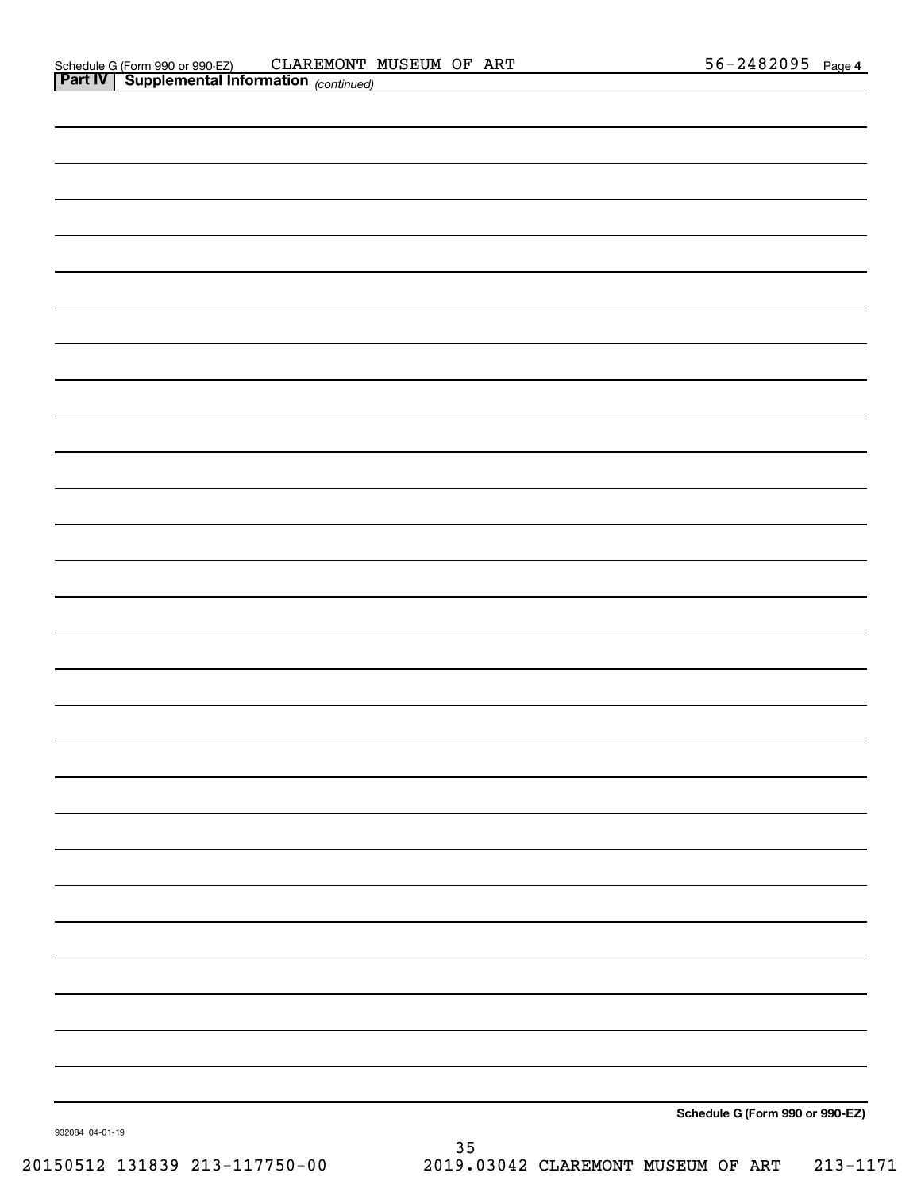Schedule G (Form 990 or 990-EZ) CLAREMONT MUSEUM OF ART 56-2482095 Page 4

**Part IV | Supplemental Information** *(continued)*

**Schedule G (Form 990 or 990-EZ)**

932084 04-01-19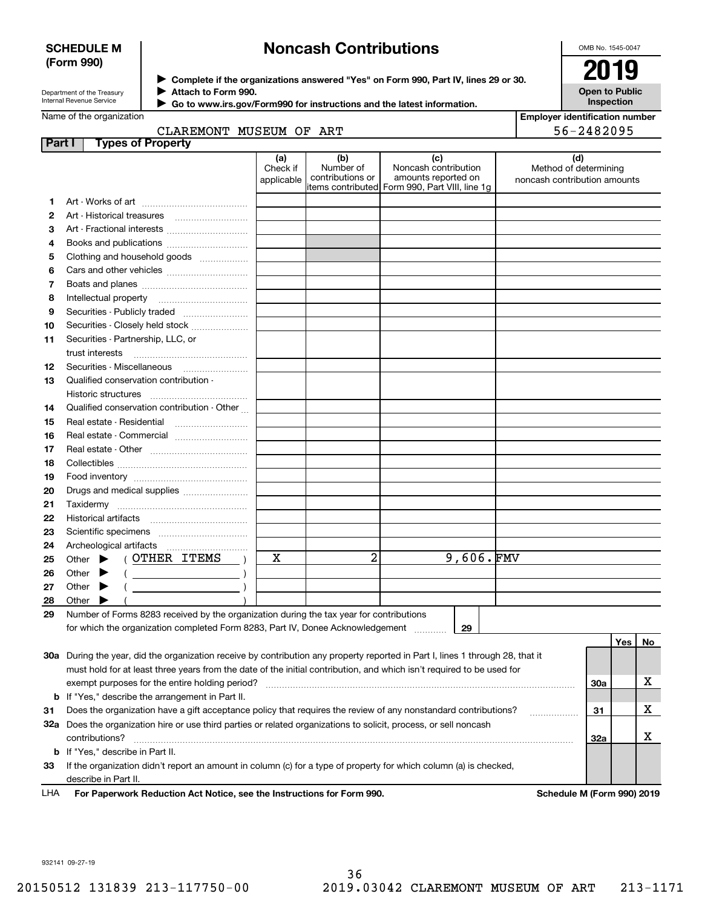**SCHEDULE M (Form 990)**

Department of the Treasury
Internal Revenue Service

# Noncash Contributions

▶ Complete if the organizations answered "Yes" on Form 990, Part IV, lines 29 or 30.
▶ Attach to Form 990.
▶ Go to www.irs.gov/Form990 for instructions and the latest information.

OMB No. 1545-0047

**2019**

**Open to Public Inspection**

Name of the organization: CLAREMONT MUSEUM OF ART

Employer identification number: 56-2482095

## Part I Types of Property

| | | (a) Check if applicable | (b) Number of contributions or items contributed | (c) Noncash contribution amounts reported on Form 990, Part VIII, line 1g | (d) Method of determining noncash contribution amounts |
|---|---|---|---|---|---|
| 1 | Art - Works of art | | | | |
| 2 | Art - Historical treasures | | | | |
| 3 | Art - Fractional interests | | | | |
| 4 | Books and publications | | | | |
| 5 | Clothing and household goods | | | | |
| 6 | Cars and other vehicles | | | | |
| 7 | Boats and planes | | | | |
| 8 | Intellectual property | | | | |
| 9 | Securities - Publicly traded | | | | |
| 10 | Securities - Closely held stock | | | | |
| 11 | Securities - Partnership, LLC, or trust interests | | | | |
| 12 | Securities - Miscellaneous | | | | |
| 13 | Qualified conservation contribution - Historic structures | | | | |
| 14 | Qualified conservation contribution - Other | | | | |
| 15 | Real estate - Residential | | | | |
| 16 | Real estate - Commercial | | | | |
| 17 | Real estate - Other | | | | |
| 18 | Collectibles | | | | |
| 19 | Food inventory | | | | |
| 20 | Drugs and medical supplies | | | | |
| 21 | Taxidermy | | | | |
| 22 | Historical artifacts | | | | |
| 23 | Scientific specimens | | | | |
| 24 | Archeological artifacts | | | | |
| 25 | Other ▶ ( OTHER ITEMS ) | X | 2 | 9,606. | FMV |
| 26 | Other ▶ ( ) | | | | |
| 27 | Other ▶ ( ) | | | | |
| 28 | Other ▶ ( ) | | | | |

**29** Number of Forms 8283 received by the organization during the tax year for contributions for which the organization completed Form 8283, Part IV, Donee Acknowledgement ..... **29**

| | | | Yes | No |
|---|---|---|---|---|
| 30a | During the year, did the organization receive by contribution any property reported in Part I, lines 1 through 28, that it must hold for at least three years from the date of the initial contribution, and which isn't required to be used for exempt purposes for the entire holding period? | 30a | | X |
| b | If "Yes," describe the arrangement in Part II. | | | |
| 31 | Does the organization have a gift acceptance policy that requires the review of any nonstandard contributions? | 31 | | X |
| 32a | Does the organization hire or use third parties or related organizations to solicit, process, or sell noncash contributions? | 32a | | X |
| b | If "Yes," describe in Part II. | | | |
| 33 | If the organization didn't report an amount in column (c) for a type of property for which column (a) is checked, describe in Part II. | | | |

LHA **For Paperwork Reduction Act Notice, see the Instructions for Form 990.** **Schedule M (Form 990) 2019**

932141 09-27-19

20150512 131839 213-117750-00 2019.03042 CLAREMONT MUSEUM OF ART 213-1171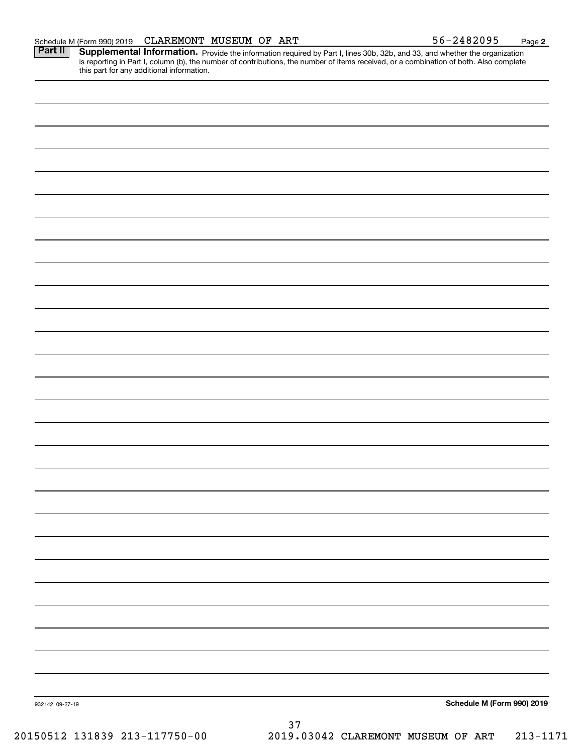Schedule M (Form 990) 2019 CLAREMONT MUSEUM OF ART 56-2482095 Page 2

**Part II** **Supplemental Information.** Provide the information required by Part I, lines 30b, 32b, and 33, and whether the organization is reporting in Part I, column (b), the number of contributions, the number of items received, or a combination of both. Also complete this part for any additional information.

932142 09-27-19 **Schedule M (Form 990) 2019**

20150512 131839 213-117750-00 2019.03042 CLAREMONT MUSEUM OF ART 213-1171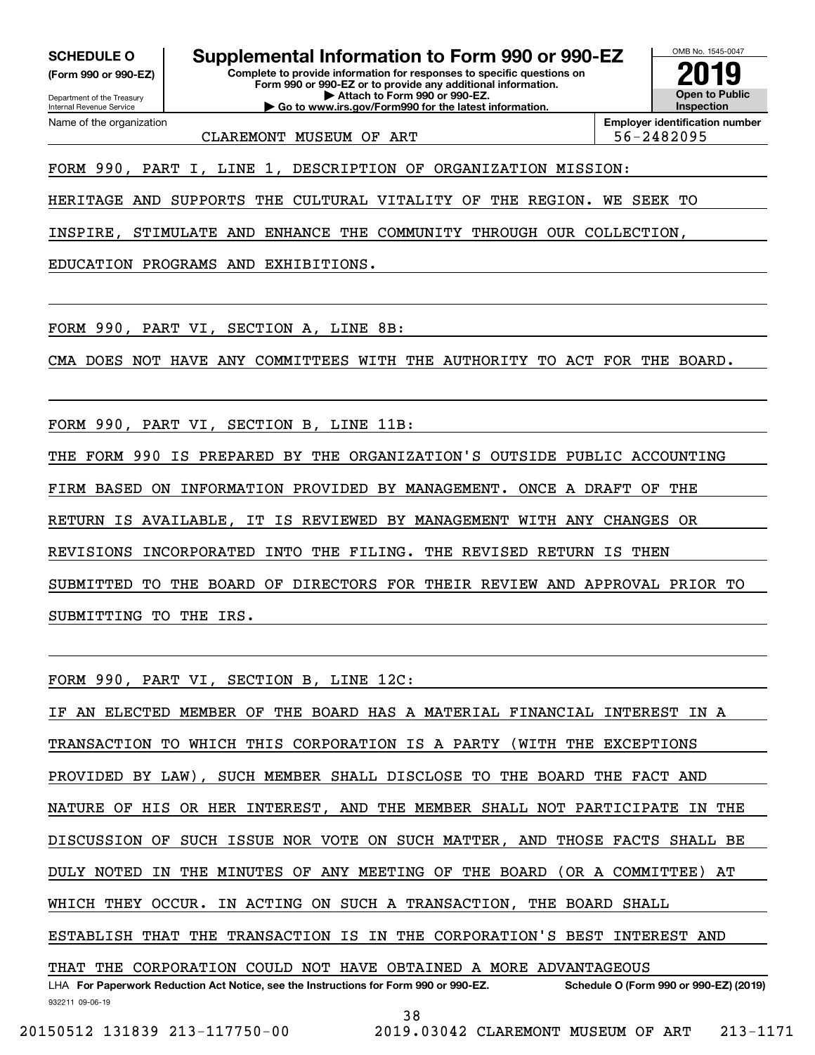**SCHEDULE O (Form 990 or 990-EZ)**

Department of the Treasury
Internal Revenue Service

# Supplemental Information to Form 990 or 990-EZ

**Complete to provide information for responses to specific questions on Form 990 or 990-EZ or to provide any additional information.**
**▶ Attach to Form 990 or 990-EZ.**
**▶ Go to www.irs.gov/Form990 for the latest information.**

OMB No. 1545-0047

**2019**

**Open to Public Inspection**

Name of the organization: CLAREMONT MUSEUM OF ART

**Employer identification number:** 56-2482095

FORM 990, PART I, LINE 1, DESCRIPTION OF ORGANIZATION MISSION:

HERITAGE AND SUPPORTS THE CULTURAL VITALITY OF THE REGION. WE SEEK TO INSPIRE, STIMULATE AND ENHANCE THE COMMUNITY THROUGH OUR COLLECTION, EDUCATION PROGRAMS AND EXHIBITIONS.

FORM 990, PART VI, SECTION A, LINE 8B:

CMA DOES NOT HAVE ANY COMMITTEES WITH THE AUTHORITY TO ACT FOR THE BOARD.

FORM 990, PART VI, SECTION B, LINE 11B:

THE FORM 990 IS PREPARED BY THE ORGANIZATION'S OUTSIDE PUBLIC ACCOUNTING FIRM BASED ON INFORMATION PROVIDED BY MANAGEMENT. ONCE A DRAFT OF THE RETURN IS AVAILABLE, IT IS REVIEWED BY MANAGEMENT WITH ANY CHANGES OR REVISIONS INCORPORATED INTO THE FILING. THE REVISED RETURN IS THEN SUBMITTED TO THE BOARD OF DIRECTORS FOR THEIR REVIEW AND APPROVAL PRIOR TO SUBMITTING TO THE IRS.

FORM 990, PART VI, SECTION B, LINE 12C:

IF AN ELECTED MEMBER OF THE BOARD HAS A MATERIAL FINANCIAL INTEREST IN A TRANSACTION TO WHICH THIS CORPORATION IS A PARTY (WITH THE EXCEPTIONS PROVIDED BY LAW), SUCH MEMBER SHALL DISCLOSE TO THE BOARD THE FACT AND NATURE OF HIS OR HER INTEREST, AND THE MEMBER SHALL NOT PARTICIPATE IN THE DISCUSSION OF SUCH ISSUE NOR VOTE ON SUCH MATTER, AND THOSE FACTS SHALL BE DULY NOTED IN THE MINUTES OF ANY MEETING OF THE BOARD (OR A COMMITTEE) AT WHICH THEY OCCUR. IN ACTING ON SUCH A TRANSACTION, THE BOARD SHALL ESTABLISH THAT THE TRANSACTION IS IN THE CORPORATION'S BEST INTEREST AND THAT THE CORPORATION COULD NOT HAVE OBTAINED A MORE ADVANTAGEOUS

LHA **For Paperwork Reduction Act Notice, see the Instructions for Form 990 or 990-EZ.** **Schedule O (Form 990 or 990-EZ) (2019)**

932211 09-06-19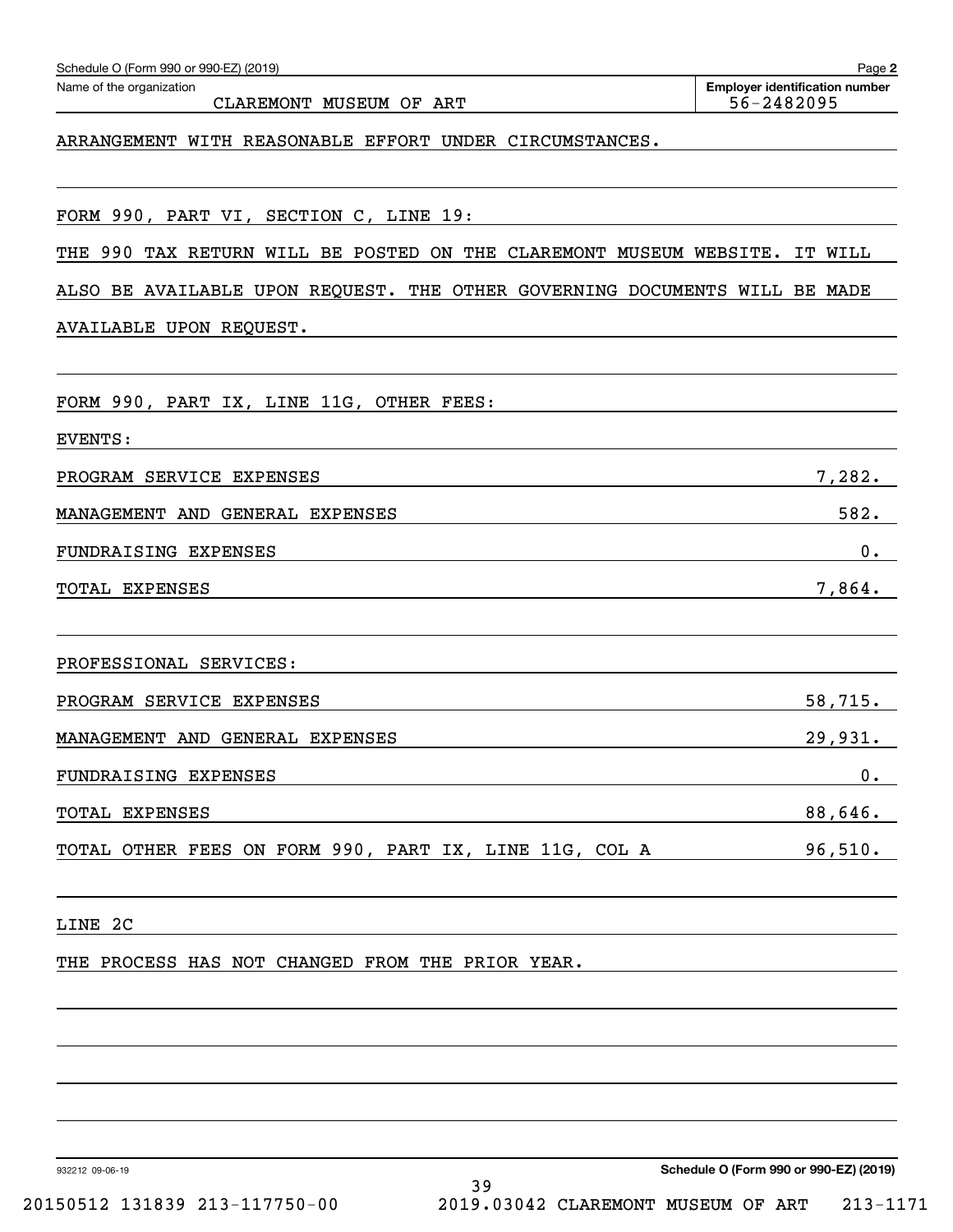Schedule O (Form 990 or 990-EZ) (2019) Page **2**

Name of the organization: CLAREMONT MUSEUM OF ART

**Employer identification number:** 56-2482095

ARRANGEMENT WITH REASONABLE EFFORT UNDER CIRCUMSTANCES.

FORM 990, PART VI, SECTION C, LINE 19:

THE 990 TAX RETURN WILL BE POSTED ON THE CLAREMONT MUSEUM WEBSITE. IT WILL ALSO BE AVAILABLE UPON REQUEST. THE OTHER GOVERNING DOCUMENTS WILL BE MADE AVAILABLE UPON REQUEST.

FORM 990, PART IX, LINE 11G, OTHER FEES:

EVENTS:

| | |
|---|---|
| PROGRAM SERVICE EXPENSES | 7,282. |
| MANAGEMENT AND GENERAL EXPENSES | 582. |
| FUNDRAISING EXPENSES | 0. |
| TOTAL EXPENSES | 7,864. |

PROFESSIONAL SERVICES:

| | |
|---|---|
| PROGRAM SERVICE EXPENSES | 58,715. |
| MANAGEMENT AND GENERAL EXPENSES | 29,931. |
| FUNDRAISING EXPENSES | 0. |
| TOTAL EXPENSES | 88,646. |
| TOTAL OTHER FEES ON FORM 990, PART IX, LINE 11G, COL A | 96,510. |

LINE 2C

THE PROCESS HAS NOT CHANGED FROM THE PRIOR YEAR.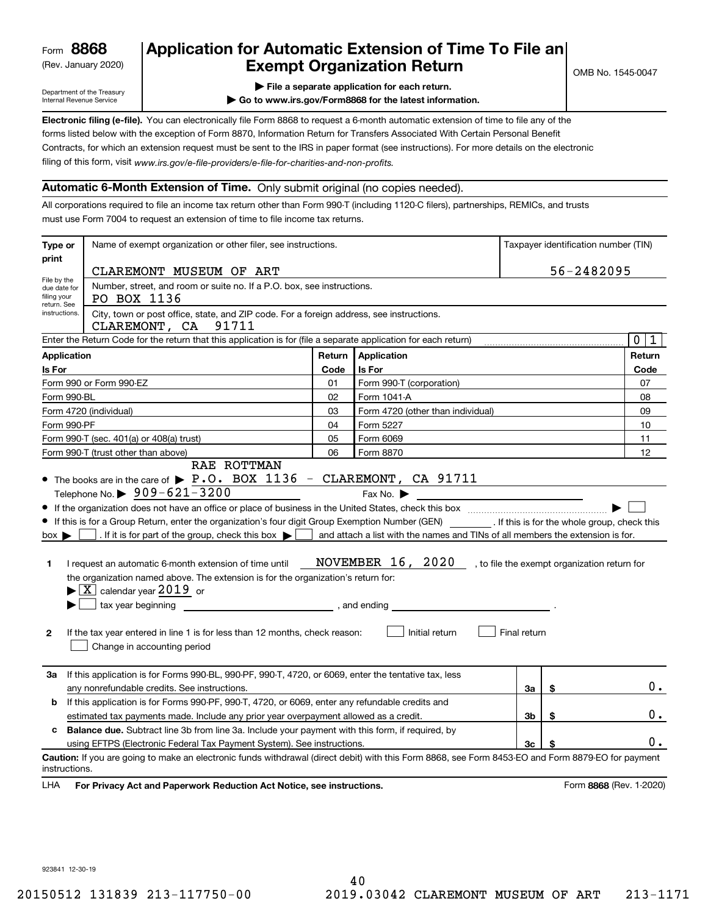Form **8868**
(Rev. January 2020)

Department of the Treasury
Internal Revenue Service

# Application for Automatic Extension of Time To File an Exempt Organization Return

▶ File a separate application for each return.
▶ Go to www.irs.gov/Form8868 for the latest information.

OMB No. 1545-0047

**Electronic filing (e-file).** You can electronically file Form 8868 to request a 6-month automatic extension of time to file any of the forms listed below with the exception of Form 8870, Information Return for Transfers Associated With Certain Personal Benefit Contracts, for which an extension request must be sent to the IRS in paper format (see instructions). For more details on the electronic filing of this form, visit *www.irs.gov/e-file-providers/e-file-for-charities-and-non-profits.*

**Automatic 6-Month Extension of Time.** Only submit original (no copies needed).

All corporations required to file an income tax return other than Form 990-T (including 1120-C filers), partnerships, REMICs, and trusts must use Form 7004 to request an extension of time to file income tax returns.

**Type or print** — File by the due date for filing your return. See instructions.

Name of exempt organization or other filer, see instructions: CLAREMONT MUSEUM OF ART

Taxpayer identification number (TIN): 56-2482095

Number, street, and room or suite no. If a P.O. box, see instructions: PO BOX 1136

City, town or post office, state, and ZIP code. For a foreign address, see instructions: CLAREMONT, CA 91711

Enter the Return Code for the return that this application is for (file a separate application for each return): 01

| Application Is For | Return Code | Application Is For | Return Code |
|---|---|---|---|
| Form 990 or Form 990-EZ | 01 | Form 990-T (corporation) | 07 |
| Form 990-BL | 02 | Form 1041-A | 08 |
| Form 4720 (individual) | 03 | Form 4720 (other than individual) | 09 |
| Form 990-PF | 04 | Form 5227 | 10 |
| Form 990-T (sec. 401(a) or 408(a) trust) | 05 | Form 6069 | 11 |
| Form 990-T (trust other than above) | 06 | Form 8870 | 12 |

- The books are in the care of ▶ RAE ROTTMAN P.O. BOX 1136 - CLAREMONT, CA 91711
  Telephone No. ▶ 909-621-3200 Fax No. ▶
- If the organization does not have an office or place of business in the United States, check this box ▶ ☐
- If this is for a Group Return, enter the organization's four digit Group Exemption Number (GEN) ______ . If this is for the whole group, check this box ▶ ☐ . If it is for part of the group, check this box ▶ ☐ and attach a list with the names and TINs of all members the extension is for.

**1** I request an automatic 6-month extension of time until NOVEMBER 16, 2020 , to file the exempt organization return for the organization named above. The extension is for the organization's return for:
▶ ☒ calendar year 2019 or
▶ ☐ tax year beginning ______ , and ending ______ .

**2** If the tax year entered in line 1 is for less than 12 months, check reason: ☐ Initial return ☐ Final return ☐ Change in accounting period

| | | | |
|---|---|---|---|
| **3a** | If this application is for Forms 990-BL, 990-PF, 990-T, 4720, or 6069, enter the tentative tax, less any nonrefundable credits. See instructions. | 3a | $ 0. |
| **b** | If this application is for Forms 990-PF, 990-T, 4720, or 6069, enter any refundable credits and estimated tax payments made. Include any prior year overpayment allowed as a credit. | 3b | $ 0. |
| **c** | **Balance due.** Subtract line 3b from line 3a. Include your payment with this form, if required, by using EFTPS (Electronic Federal Tax Payment System). See instructions. | 3c | $ 0. |

**Caution:** If you are going to make an electronic funds withdrawal (direct debit) with this Form 8868, see Form 8453-EO and Form 8879-EO for payment instructions.

LHA **For Privacy Act and Paperwork Reduction Act Notice, see instructions.** Form **8868** (Rev. 1-2020)

923841 12-30-19

20150512 131839 213-117750-00 2019.03042 CLAREMONT MUSEUM OF ART 213-1171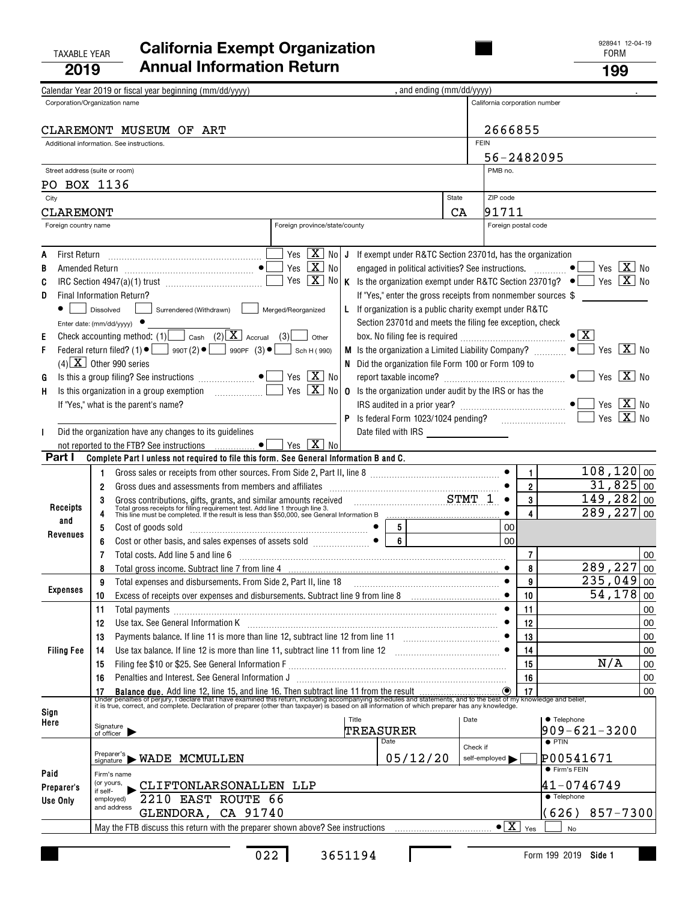TAXABLE YEAR **2019**

# California Exempt Organization Annual Information Return

928941 12-04-19

FORM **199**

Calendar Year 2019 or fiscal year beginning (mm/dd/yyyy) , and ending (mm/dd/yyyy) .

| Corporation/Organization name | California corporation number |
|---|---|
| CLAREMONT MUSEUM OF ART | 2666855 |
| Additional information. See instructions. | FEIN 56-2482095 |
| Street address (suite or room) PO BOX 1136 | PMB no. |
| City CLAREMONT | State CA / ZIP code 91711 |
| Foreign country name / Foreign province/state/county | Foreign postal code |

A First Return ... Yes [ ] No [X]

B Amended Return ... ● Yes [ ] No [X]

C IRC Section 4947(a)(1) trust ... Yes [ ] No [X]

D Final Information Return?
● [ ] Dissolved [ ] Surrendered (Withdrawn) [ ] Merged/Reorganized
Enter date: (mm/dd/yyyy) ●

E Check accounting method: (1) [ ] Cash (2) [X] Accrual (3) [ ] Other

F Federal return filed? (1) ● [ ] 990T (2) ● [ ] 990PF (3) ● [ ] Sch H (990) (4) [X] Other 990 series

G Is this a group filing? See instructions ... ● Yes [ ] No [X]

H Is this organization in a group exemption ... Yes [ ] No [X]
If "Yes," what is the parent's name?

I Did the organization have any changes to its guidelines not reported to the FTB? See instructions ... ● Yes [ ] No [X]

J If exempt under R&TC Section 23701d, has the organization engaged in political activities? See instructions. ... ● Yes [ ] No [X]

K Is the organization exempt under R&TC Section 23701g? ● Yes [ ] No [X]
If "Yes," enter the gross receipts from nonmember sources $

L If organization is a public charity exempt under R&TC Section 23701d and meets the filing fee exception, check box. No filing fee is required ... ● [X]

M Is the organization a Limited Liability Company? ... ● Yes [ ] No [X]

N Did the organization file Form 100 or Form 109 to report taxable income? ... ● Yes [ ] No [X]

O Is the organization under audit by the IRS or has the IRS audited in a prior year? ... ● Yes [ ] No [X]

P Is federal Form 1023/1024 pending? ... Yes [ ] No [X]
Date filed with IRS

## Part I Complete Part I unless not required to file this form. See General Information B and C.

| Section | Line | Description | | Line | Amount |
|---|---|---|---|---|---|
| Receipts and Revenues | 1 | Gross sales or receipts from other sources. From Side 2, Part II, line 8 | ● | 1 | 108,120 00 |
| | 2 | Gross dues and assessments from members and affiliates | ● | 2 | 31,825 00 |
| | 3 | Gross contributions, gifts, grants, and similar amounts received STMT 1 | ● | 3 | 149,282 00 |
| | 4 | Total gross receipts for filing requirement test. Add line 1 through line 3. This line must be completed. If the result is less than $50,000, see General Information B | ● | 4 | 289,227 00 |
| | 5 | Cost of goods sold | ● 5 | 00 | |
| | 6 | Cost or other basis, and sales expenses of assets sold | ● 6 | 00 | |
| | 7 | Total costs. Add line 5 and line 6 | | 7 | 00 |
| | 8 | Total gross income. Subtract line 7 from line 4 | ● | 8 | 289,227 00 |
| Expenses | 9 | Total expenses and disbursements. From Side 2, Part II, line 18 | ● | 9 | 235,049 00 |
| | 10 | Excess of receipts over expenses and disbursements. Subtract line 9 from line 8 | ● | 10 | 54,178 00 |
| Filing Fee | 11 | Total payments | ● | 11 | 00 |
| | 12 | Use tax. See General Information K | ● | 12 | 00 |
| | 13 | Payments balance. If line 11 is more than line 12, subtract line 12 from line 11 | ● | 13 | 00 |
| | 14 | Use tax balance. If line 12 is more than line 11, subtract line 11 from line 12 | ● | 14 | 00 |
| | 15 | Filing fee $10 or $25. See General Information F | | 15 | N/A 00 |
| | 16 | Penalties and Interest. See General Information J | | 16 | 00 |
| | 17 | **Balance due.** Add line 12, line 15, and line 16. Then subtract line 11 from the result | ◉ | 17 | 00 |

Under penalties of perjury, I declare that I have examined this return, including accompanying schedules and statements, and to the best of my knowledge and belief, it is true, correct, and complete. Declaration of preparer (other than taxpayer) is based on all information of which preparer has any knowledge.

**Sign Here** — Signature of officer ▶ | Title: TREASURER | Date | ● Telephone: 909-621-3200

**Paid Preparer's Use Only** — Preparer's signature ▶ WADE MCMULLEN | Date: 05/12/20 | Check if self-employed ▶ [ ] | ● PTIN: P00541671

Firm's name (or yours, if self-employed) and address ▶ CLIFTONLARSONALLEN LLP, 2210 EAST ROUTE 66, GLENDORA, CA 91740 | ● Firm's FEIN: 41-0746749 | ● Telephone: (626) 857-7300

May the FTB discuss this return with the preparer shown above? See instructions ... ● [X] Yes [ ] No

022 3651194 Form 199 2019 Side 1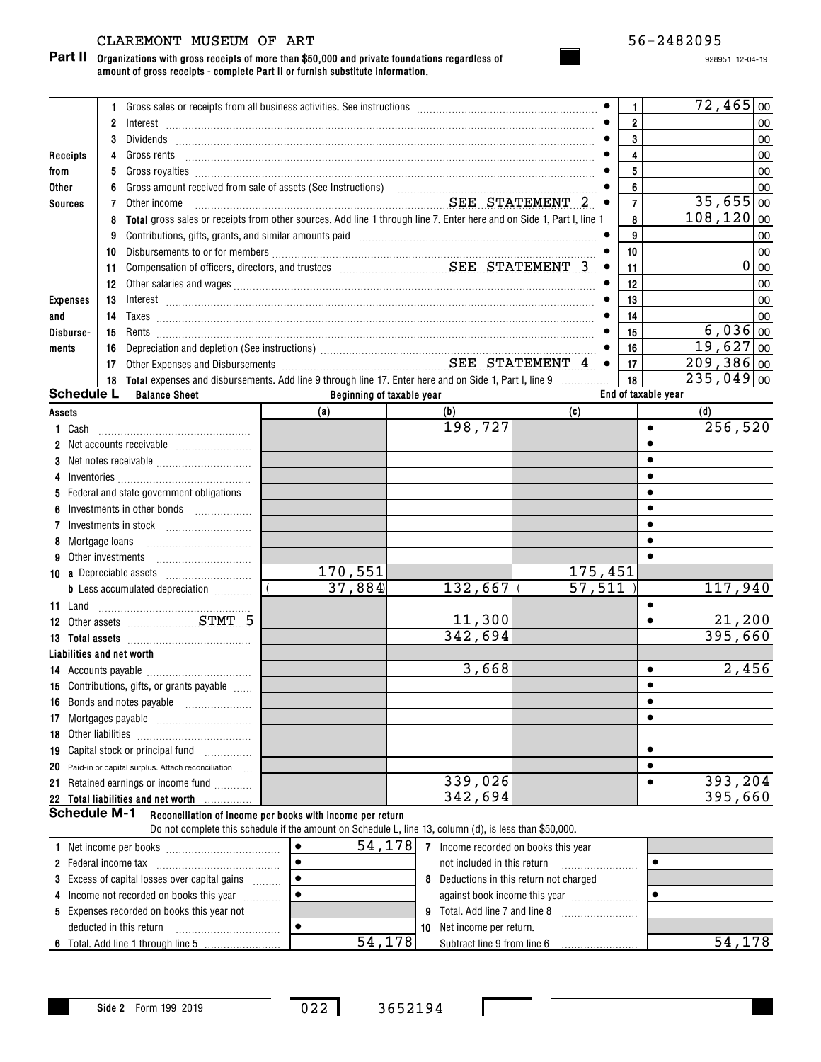CLAREMONT MUSEUM OF ART 56-2482095

928951 12-04-19

**Part II Organizations with gross receipts of more than $50,000 and private foundations regardless of amount of gross receipts - complete Part II or furnish substitute information.**

| | | | Line | Amount |
|---|---|---|---|---|
| Receipts from Other Sources | 1 | Gross sales or receipts from all business activities. See instructions | 1 | 72,465 00 |
| | 2 | Interest | 2 | 00 |
| | 3 | Dividends | 3 | 00 |
| | 4 | Gross rents | 4 | 00 |
| | 5 | Gross royalties | 5 | 00 |
| | 6 | Gross amount received from sale of assets (See Instructions) | 6 | 00 |
| | 7 | Other income SEE STATEMENT 2 | 7 | 35,655 00 |
| | 8 | **Total** gross sales or receipts from other sources. Add line 1 through line 7. Enter here and on Side 1, Part I, line 1 | 8 | 108,120 00 |
| Expenses and Disbursements | 9 | Contributions, gifts, grants, and similar amounts paid | 9 | 00 |
| | 10 | Disbursements to or for members | 10 | 00 |
| | 11 | Compensation of officers, directors, and trustees SEE STATEMENT 3 | 11 | 0 00 |
| | 12 | Other salaries and wages | 12 | 00 |
| | 13 | Interest | 13 | 00 |
| | 14 | Taxes | 14 | 00 |
| | 15 | Rents | 15 | 6,036 00 |
| | 16 | Depreciation and depletion (See instructions) | 16 | 19,627 00 |
| | 17 | Other Expenses and Disbursements SEE STATEMENT 4 | 17 | 209,386 00 |
| | 18 | **Total** expenses and disbursements. Add line 9 through line 17. Enter here and on Side 1, Part I, line 9 | 18 | 235,049 00 |

**Schedule L Balance Sheet**

| | Beginning of taxable year (a) | (b) | End of taxable year (c) | (d) |
|---|---|---|---|---|
| **Assets** | | | | |
| 1 Cash | | 198,727 | | 256,520 |
| 2 Net accounts receivable | | | | |
| 3 Net notes receivable | | | | |
| 4 Inventories | | | | |
| 5 Federal and state government obligations | | | | |
| 6 Investments in other bonds | | | | |
| 7 Investments in stock | | | | |
| 8 Mortgage loans | | | | |
| 9 Other investments | | | | |
| 10 a Depreciable assets | 170,551 | | 175,451 | |
| b Less accumulated depreciation | ( 37,884 ) | 132,667 | ( 57,511 ) | 117,940 |
| 11 Land | | | | |
| 12 Other assets STMT 5 | | 11,300 | | 21,200 |
| 13 **Total assets** | | 342,694 | | 395,660 |
| **Liabilities and net worth** | | | | |
| 14 Accounts payable | | 3,668 | | 2,456 |
| 15 Contributions, gifts, or grants payable | | | | |
| 16 Bonds and notes payable | | | | |
| 17 Mortgages payable | | | | |
| 18 Other liabilities | | | | |
| 19 Capital stock or principal fund | | | | |
| 20 Paid-in or capital surplus. Attach reconciliation | | | | |
| 21 Retained earnings or income fund | | 339,026 | | 393,204 |
| 22 **Total liabilities and net worth** | | 342,694 | | 395,660 |

**Schedule M-1 Reconciliation of income per books with income per return**
Do not complete this schedule if the amount on Schedule L, line 13, column (d), is less than $50,000.

| | | | |
|---|---|---|---|
| 1 Net income per books | 54,178 | 7 Income recorded on books this year not included in this return | |
| 2 Federal income tax | | 8 Deductions in this return not charged against book income this year | |
| 3 Excess of capital losses over capital gains | | 9 Total. Add line 7 and line 8 | |
| 4 Income not recorded on books this year | | 10 Net income per return. Subtract line 9 from line 6 | 54,178 |
| 5 Expenses recorded on books this year not deducted in this return | | | |
| 6 Total. Add line 1 through line 5 | 54,178 | | |

Side 2 Form 199 2019 022 3652194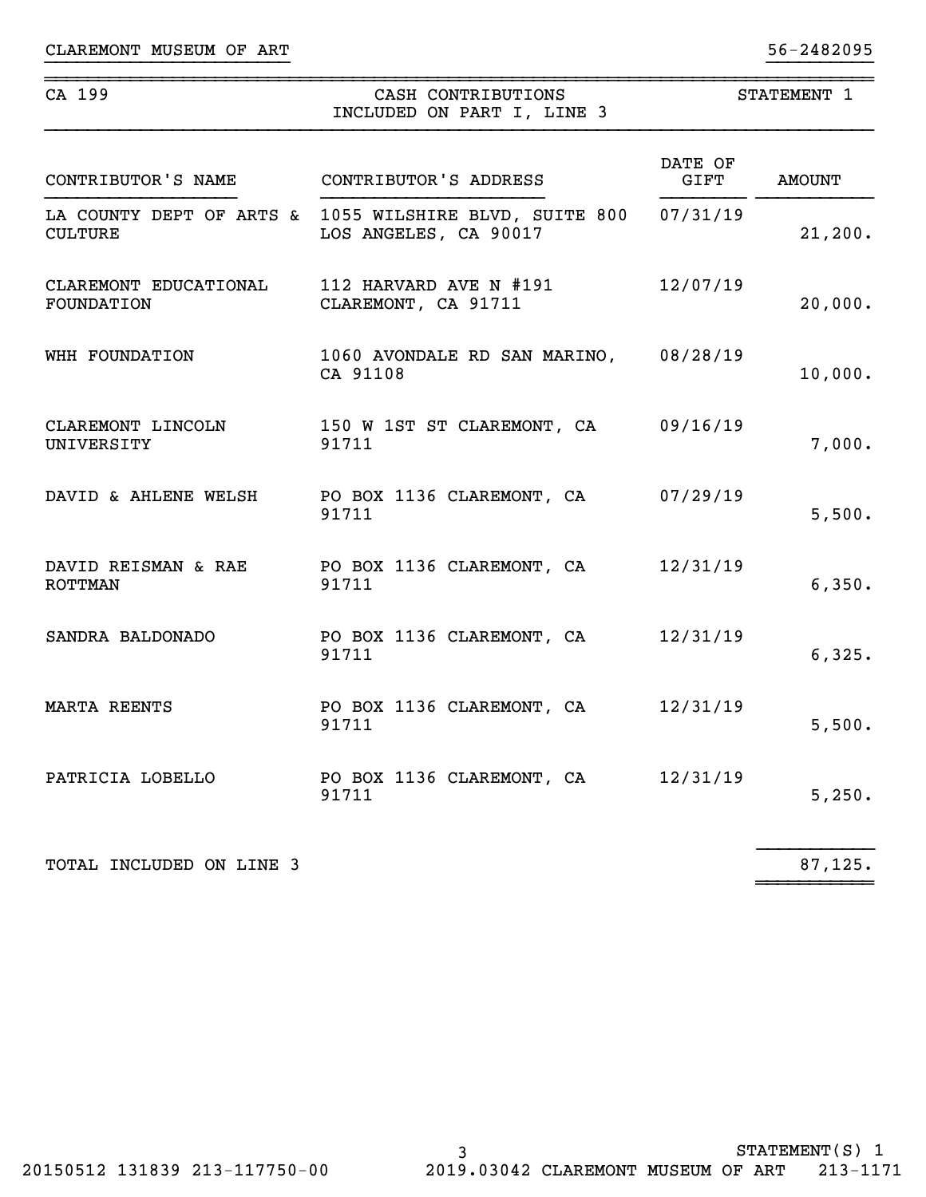CLAREMONT MUSEUM OF ART 56-2482095

| CA 199 | CASH CONTRIBUTIONS INCLUDED ON PART I, LINE 3 | STATEMENT 1 |
|---|---|---|

| CONTRIBUTOR'S NAME | CONTRIBUTOR'S ADDRESS | DATE OF GIFT | AMOUNT |
|---|---|---|---|
| LA COUNTY DEPT OF ARTS & CULTURE | 1055 WILSHIRE BLVD, SUITE 800 LOS ANGELES, CA 90017 | 07/31/19 | 21,200. |
| CLAREMONT EDUCATIONAL FOUNDATION | 112 HARVARD AVE N #191 CLAREMONT, CA 91711 | 12/07/19 | 20,000. |
| WHH FOUNDATION | 1060 AVONDALE RD SAN MARINO, CA 91108 | 08/28/19 | 10,000. |
| CLAREMONT LINCOLN UNIVERSITY | 150 W 1ST ST CLAREMONT, CA 91711 | 09/16/19 | 7,000. |
| DAVID & AHLENE WELSH | PO BOX 1136 CLAREMONT, CA 91711 | 07/29/19 | 5,500. |
| DAVID REISMAN & RAE ROTTMAN | PO BOX 1136 CLAREMONT, CA 91711 | 12/31/19 | 6,350. |
| SANDRA BALDONADO | PO BOX 1136 CLAREMONT, CA 91711 | 12/31/19 | 6,325. |
| MARTA REENTS | PO BOX 1136 CLAREMONT, CA 91711 | 12/31/19 | 5,500. |
| PATRICIA LOBELLO | PO BOX 1136 CLAREMONT, CA 91711 | 12/31/19 | 5,250. |
| TOTAL INCLUDED ON LINE 3 | | | 87,125. |

STATEMENT(S) 1

20150512 131839 213-117750-00 2019.03042 CLAREMONT MUSEUM OF ART 213-1171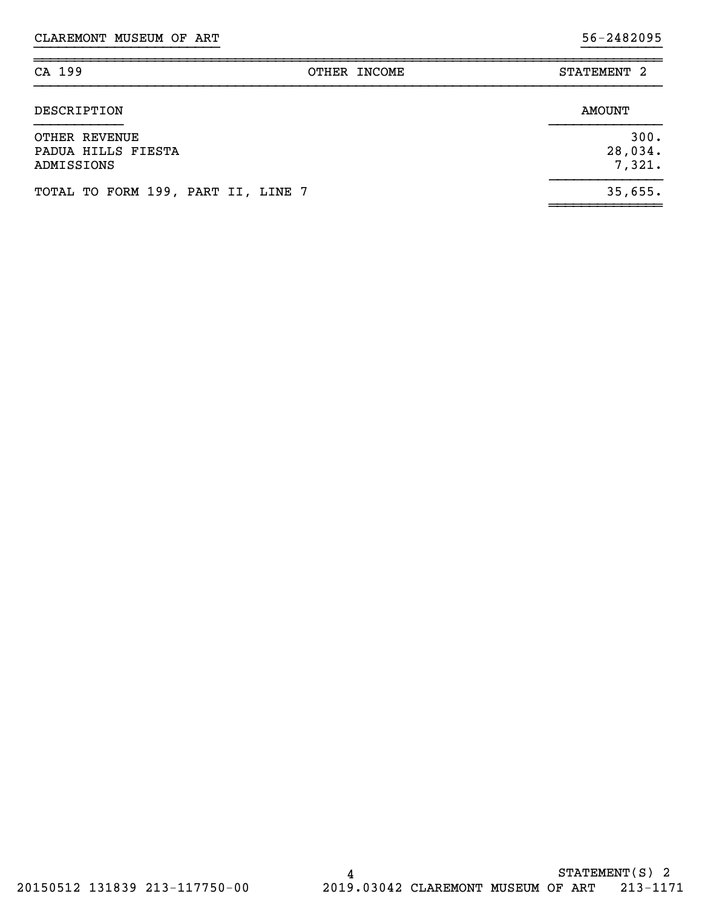CLAREMONT MUSEUM OF ART 56-2482095

| CA 199 | OTHER INCOME | STATEMENT 2 |
|---|---|---|

| DESCRIPTION | AMOUNT |
|---|---|
| OTHER REVENUE | 300. |
| PADUA HILLS FIESTA | 28,034. |
| ADMISSIONS | 7,321. |
| TOTAL TO FORM 199, PART II, LINE 7 | 35,655. |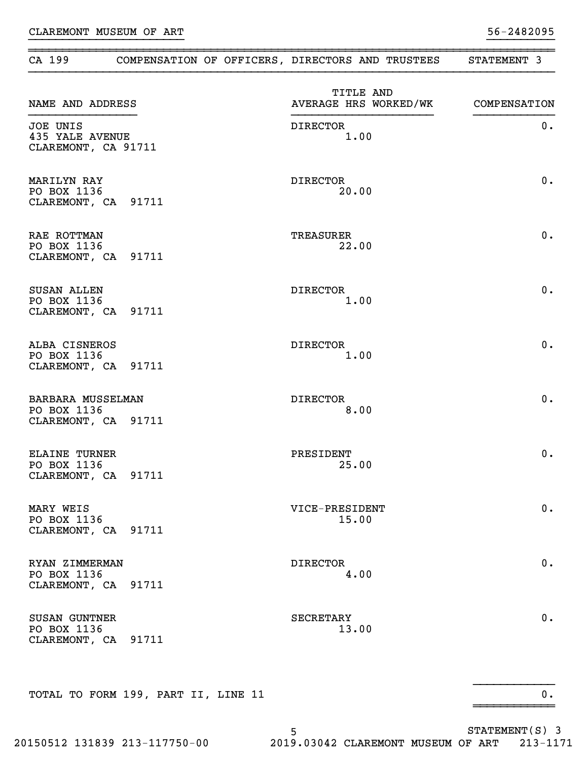CLAREMONT MUSEUM OF ART 56-2482095

## CA 199 COMPENSATION OF OFFICERS, DIRECTORS AND TRUSTEES STATEMENT 3

| NAME AND ADDRESS | TITLE AND AVERAGE HRS WORKED/WK | COMPENSATION |
|---|---|---|
| JOE UNIS<br>435 YALE AVENUE<br>CLAREMONT, CA 91711 | DIRECTOR<br>1.00 | 0. |
| MARILYN RAY<br>PO BOX 1136<br>CLAREMONT, CA 91711 | DIRECTOR<br>20.00 | 0. |
| RAE ROTTMAN<br>PO BOX 1136<br>CLAREMONT, CA 91711 | TREASURER<br>22.00 | 0. |
| SUSAN ALLEN<br>PO BOX 1136<br>CLAREMONT, CA 91711 | DIRECTOR<br>1.00 | 0. |
| ALBA CISNEROS<br>PO BOX 1136<br>CLAREMONT, CA 91711 | DIRECTOR<br>1.00 | 0. |
| BARBARA MUSSELMAN<br>PO BOX 1136<br>CLAREMONT, CA 91711 | DIRECTOR<br>8.00 | 0. |
| ELAINE TURNER<br>PO BOX 1136<br>CLAREMONT, CA 91711 | PRESIDENT<br>25.00 | 0. |
| MARY WEIS<br>PO BOX 1136<br>CLAREMONT, CA 91711 | VICE-PRESIDENT<br>15.00 | 0. |
| RYAN ZIMMERMAN<br>PO BOX 1136<br>CLAREMONT, CA 91711 | DIRECTOR<br>4.00 | 0. |
| SUSAN GUNTNER<br>PO BOX 1136<br>CLAREMONT, CA 91711 | SECRETARY<br>13.00 | 0. |
| TOTAL TO FORM 199, PART II, LINE 11 | | 0. |

STATEMENT(S) 3

20150512 131839 213-117750-00 2019.03042 CLAREMONT MUSEUM OF ART 213-1171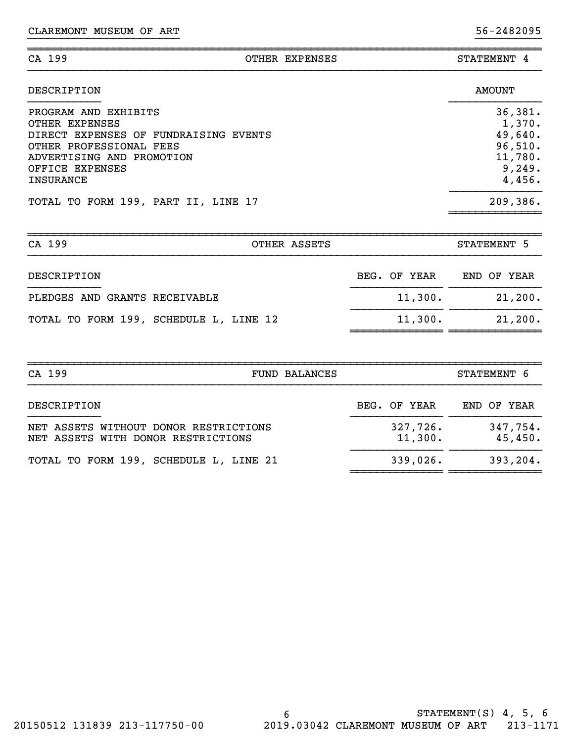CLAREMONT MUSEUM OF ART 56-2482095

## CA 199 — OTHER EXPENSES — STATEMENT 4

| DESCRIPTION | AMOUNT |
|---|---|
| PROGRAM AND EXHIBITS | 36,381. |
| OTHER EXPENSES | 1,370. |
| DIRECT EXPENSES OF FUNDRAISING EVENTS | 49,640. |
| OTHER PROFESSIONAL FEES | 96,510. |
| ADVERTISING AND PROMOTION | 11,780. |
| OFFICE EXPENSES | 9,249. |
| INSURANCE | 4,456. |
| TOTAL TO FORM 199, PART II, LINE 17 | 209,386. |

## CA 199 — OTHER ASSETS — STATEMENT 5

| DESCRIPTION | BEG. OF YEAR | END OF YEAR |
|---|---|---|
| PLEDGES AND GRANTS RECEIVABLE | 11,300. | 21,200. |
| TOTAL TO FORM 199, SCHEDULE L, LINE 12 | 11,300. | 21,200. |

## CA 199 — FUND BALANCES — STATEMENT 6

| DESCRIPTION | BEG. OF YEAR | END OF YEAR |
|---|---|---|
| NET ASSETS WITHOUT DONOR RESTRICTIONS | 327,726. | 347,754. |
| NET ASSETS WITH DONOR RESTRICTIONS | 11,300. | 45,450. |
| TOTAL TO FORM 199, SCHEDULE L, LINE 21 | 339,026. | 393,204. |

STATEMENT(S) 4, 5, 6

20150512 131839 213-117750-00 2019.03042 CLAREMONT MUSEUM OF ART 213-1171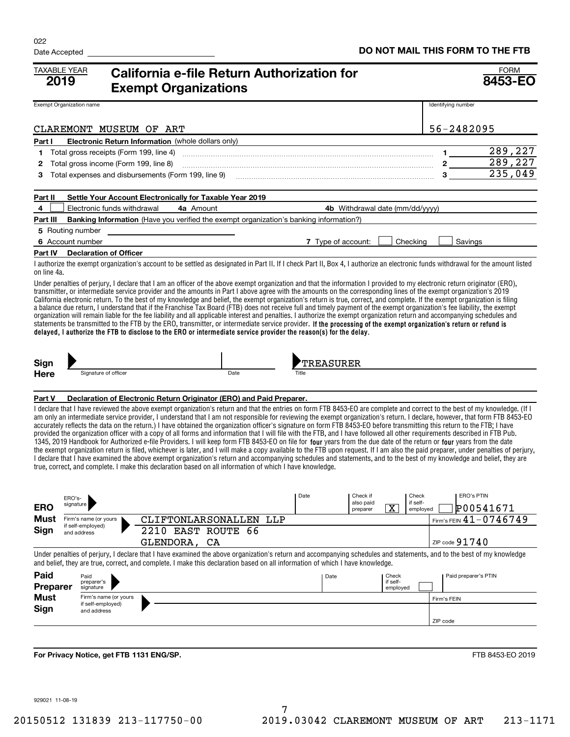022

Date Accepted

**DO NOT MAIL THIS FORM TO THE FTB**

TAXABLE YEAR **2019**

# California e-file Return Authorization for Exempt Organizations

FORM **8453-EO**

| Exempt Organization name | Identifying number |
|---|---|
| CLAREMONT MUSEUM OF ART | 56-2482095 |

**Part I Electronic Return Information** (whole dollars only)

| | | | |
|---|---|---|---|
| 1 | Total gross receipts (Form 199, line 4) | 1 | 289,227 |
| 2 | Total gross income (Form 199, line 8) | 2 | 289,227 |
| 3 | Total expenses and disbursements (Form 199, line 9) | 3 | 235,049 |

**Part II Settle Your Account Electronically for Taxable Year 2019**

4 ☐ Electronic funds withdrawal **4a** Amount **4b** Withdrawal date (mm/dd/yyyy)

**Part III Banking Information** (Have you verified the exempt organization's banking information?)

5 Routing number

6 Account number **7** Type of account: ☐ Checking ☐ Savings

**Part IV Declaration of Officer**

I authorize the exempt organization's account to be settled as designated in Part II. If I check Part II, Box 4, I authorize an electronic funds withdrawal for the amount listed on line 4a.

Under penalties of perjury, I declare that I am an officer of the above exempt organization and that the information I provided to my electronic return originator (ERO), transmitter, or intermediate service provider and the amounts in Part I above agree with the amounts on the corresponding lines of the exempt organization's 2019 California electronic return. To the best of my knowledge and belief, the exempt organization's return is true, correct, and complete. If the exempt organization is filing a balance due return, I understand that if the Franchise Tax Board (FTB) does not receive full and timely payment of the exempt organization's fee liability, the exempt organization will remain liable for the fee liability and all applicable interest and penalties. I authorize the exempt organization return and accompanying schedules and statements be transmitted to the FTB by the ERO, transmitter, or intermediate service provider. **If the processing of the exempt organization's return or refund is delayed, I authorize the FTB to disclose to the ERO or intermediate service provider the reason(s) for the delay.**

**Sign Here** Signature of officer ______ Date ______ Title: TREASURER

**Part V Declaration of Electronic Return Originator (ERO) and Paid Preparer.**

I declare that I have reviewed the above exempt organization's return and that the entries on form FTB 8453-EO are complete and correct to the best of my knowledge. (If I am only an intermediate service provider, I understand that I am not responsible for reviewing the exempt organization's return. I declare, however, that form FTB 8453-EO accurately reflects the data on the return.) I have obtained the organization officer's signature on form FTB 8453-EO before transmitting this return to the FTB; I have provided the organization officer with a copy of all forms and information that I will file with the FTB, and I have followed all other requirements described in FTB Pub. 1345, 2019 Handbook for Authorized e-file Providers. I will keep FTB 8453-EO on file for **four** years from the due date of the return or **four** years from the date the exempt organization return is filed, whichever is later, and I will make a copy available to the FTB upon request. If I am also the paid preparer, under penalties of perjury, I declare that I have examined the above exempt organization's return and accompanying schedules and statements, and to the best of my knowledge and belief, they are true, correct, and complete. I make this declaration based on all information of which I have knowledge.

**ERO Must Sign**

| | | | | | |
|---|---|---|---|---|---|
| ERO's signature | | Date | Check if also paid preparer [X] | Check if self-employed ☐ | ERO's PTIN P00541671 |
| Firm's name (or yours if self-employed) and address | CLIFTONLARSONALLEN LLP | | | | Firm's FEIN 41-0746749 |
| | 2210 EAST ROUTE 66 GLENDORA, CA | | | | ZIP code 91740 |

Under penalties of perjury, I declare that I have examined the above organization's return and accompanying schedules and statements, and to the best of my knowledge and belief, they are true, correct, and complete. I make this declaration based on all information of which I have knowledge.

**Paid Preparer Must Sign**

| | | | | |
|---|---|---|---|---|
| Paid preparer's signature | | Date | Check if self-employed ☐ | Paid preparer's PTIN |
| Firm's name (or yours if self-employed) and address | | | | Firm's FEIN |
| | | | | ZIP code |

**For Privacy Notice, get FTB 1131 ENG/SP.** FTB 8453-EO 2019

929021 11-08-19

20150512 131839 213-117750-00 2019.03042 CLAREMONT MUSEUM OF ART 213-1171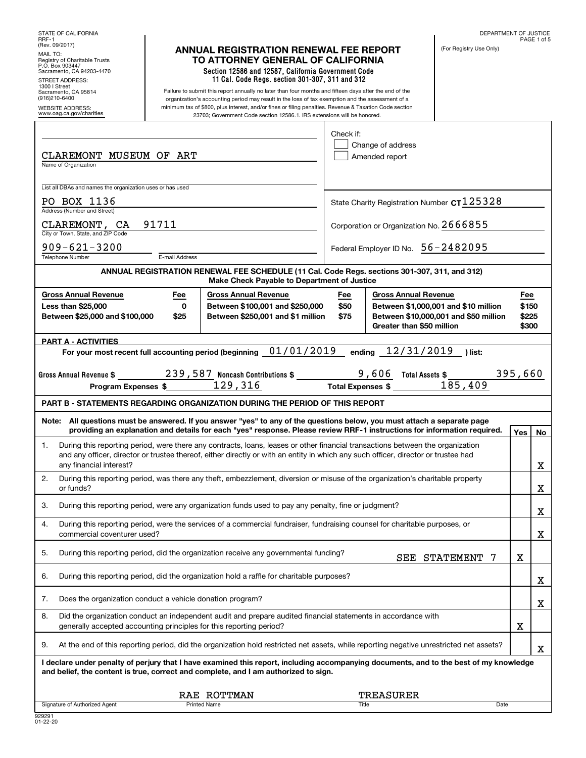STATE OF CALIFORNIA
RRF-1
(Rev. 09/2017)

MAIL TO:
Registry of Charitable Trusts
P.O. Box 903447
Sacramento, CA 94203-4470

STREET ADDRESS:
1300 I Street
Sacramento, CA 95814
(916)210-6400

WEBSITE ADDRESS:
www.oag.ca.gov/charities

# ANNUAL REGISTRATION RENEWAL FEE REPORT TO ATTORNEY GENERAL OF CALIFORNIA

**Section 12586 and 12587, California Government Code**
**11 Cal. Code Regs. section 301-307, 311 and 312**

Failure to submit this report annually no later than four months and fifteen days after the end of the organization's accounting period may result in the loss of tax exemption and the assessment of a minimum tax of $800, plus interest, and/or fines or filing penalties. Revenue & Taxation Code section 23703; Government Code section 12586.1. IRS extensions will be honored.

DEPARTMENT OF JUSTICE

(For Registry Use Only)

CLAREMONT MUSEUM OF ART
Name of Organization

List all DBAs and names the organization uses or has used

PO BOX 1136
Address (Number and Street)

CLAREMONT, CA 91711
City or Town, State, and ZIP Code

909-621-3200
Telephone Number | E-mail Address

Check if:
☐ Change of address
☐ Amended report

State Charity Registration Number CT125328

Corporation or Organization No. 2666855

Federal Employer ID No. 56-2482095

**ANNUAL REGISTRATION RENEWAL FEE SCHEDULE (11 Cal. Code Regs. sections 301-307, 311, and 312)**
**Make Check Payable to Department of Justice**

| Gross Annual Revenue | Fee | Gross Annual Revenue | Fee | Gross Annual Revenue | Fee |
|---|---|---|---|---|---|
| Less than $25,000 | 0 | Between $100,001 and $250,000 | $50 | Between $1,000,001 and $10 million | $150 |
| Between $25,000 and $100,000 | $25 | Between $250,001 and $1 million | $75 | Between $10,000,001 and $50 million | $225 |
| | | | | Greater than $50 million | $300 |

**PART A - ACTIVITIES**

For your most recent full accounting period (beginning 01/01/2019 ending 12/31/2019 ) list:

Gross Annual Revenue $ 239,587 Noncash Contributions $ 9,606 Total Assets $ 395,660

Program Expenses $ 129,316 Total Expenses $ 185,409

**PART B - STATEMENTS REGARDING ORGANIZATION DURING THE PERIOD OF THIS REPORT**

**Note: All questions must be answered. If you answer "yes" to any of the questions below, you must attach a separate page providing an explanation and details for each "yes" response. Please review RRF-1 instructions for information required.**

| | Question | Yes | No |
|---|---|---|---|
| 1. | During this reporting period, were there any contracts, loans, leases or other financial transactions between the organization and any officer, director or trustee thereof, either directly or with an entity in which any such officer, director or trustee had any financial interest? | | X |
| 2. | During this reporting period, was there any theft, embezzlement, diversion or misuse of the organization's charitable property or funds? | | X |
| 3. | During this reporting period, were any organization funds used to pay any penalty, fine or judgment? | | X |
| 4. | During this reporting period, were the services of a commercial fundraiser, fundraising counsel for charitable purposes, or commercial coventurer used? | | X |
| 5. | During this reporting period, did the organization receive any governmental funding? SEE STATEMENT 7 | X | |
| 6. | During this reporting period, did the organization hold a raffle for charitable purposes? | | X |
| 7. | Does the organization conduct a vehicle donation program? | | X |
| 8. | Did the organization conduct an independent audit and prepare audited financial statements in accordance with generally accepted accounting principles for this reporting period? | X | |
| 9. | At the end of this reporting period, did the organization hold restricted net assets, while reporting negative unrestricted net assets? | | X |

**I declare under penalty of perjury that I have examined this report, including accompanying documents, and to the best of my knowledge and belief, the content is true, correct and complete, and I am authorized to sign.**

| Signature of Authorized Agent | Printed Name | Title | Date |
|---|---|---|---|
| | RAE ROTTMAN | TREASURER | |

929291
01-22-20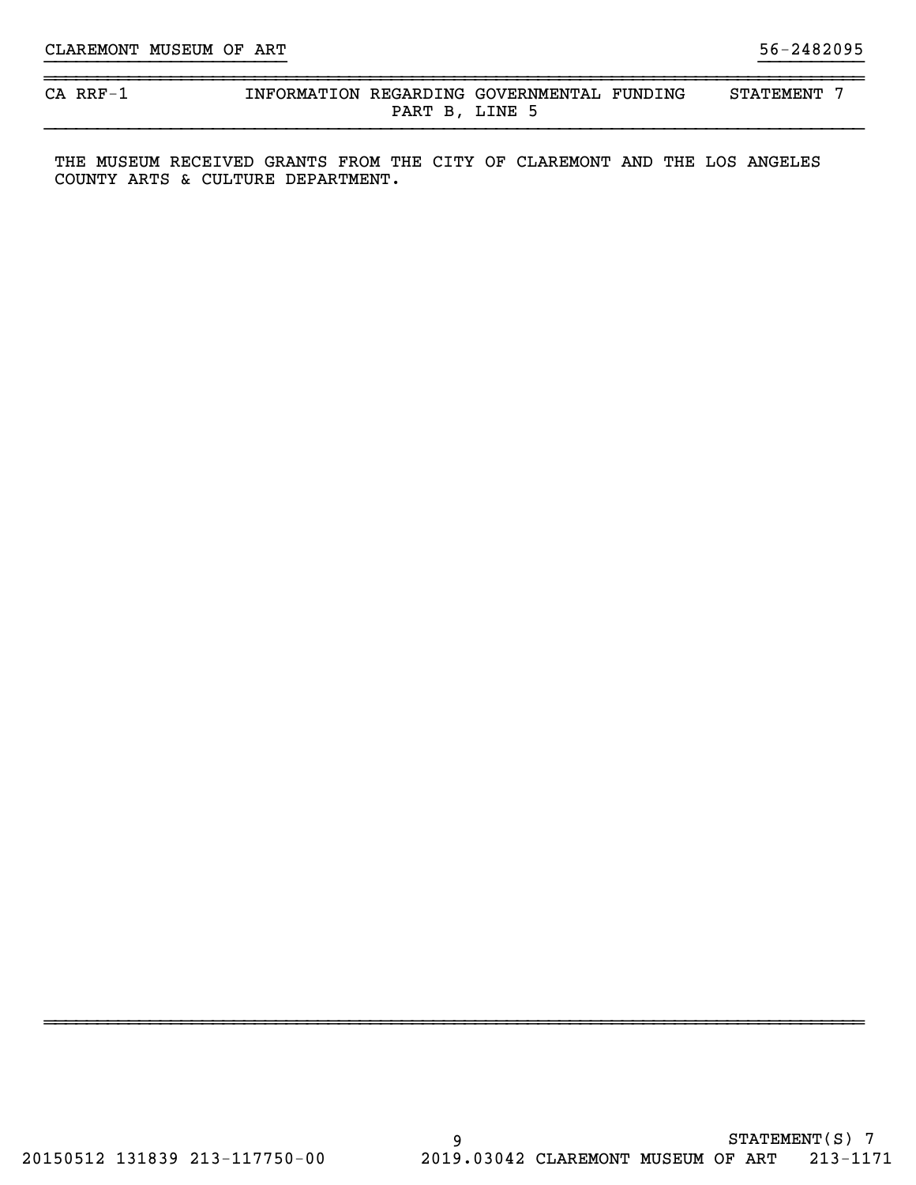CLAREMONT MUSEUM OF ART 56-2482095

| | | |
| --- | --- | --- |
| CA RRF-1 | INFORMATION REGARDING GOVERNMENTAL FUNDING<br>PART B, LINE 5 | STATEMENT 7 |

THE MUSEUM RECEIVED GRANTS FROM THE CITY OF CLAREMONT AND THE LOS ANGELES COUNTY ARTS & CULTURE DEPARTMENT.

STATEMENT(S) 7

20150512 131839 213-117750-00 2019.03042 CLAREMONT MUSEUM OF ART 213-1171